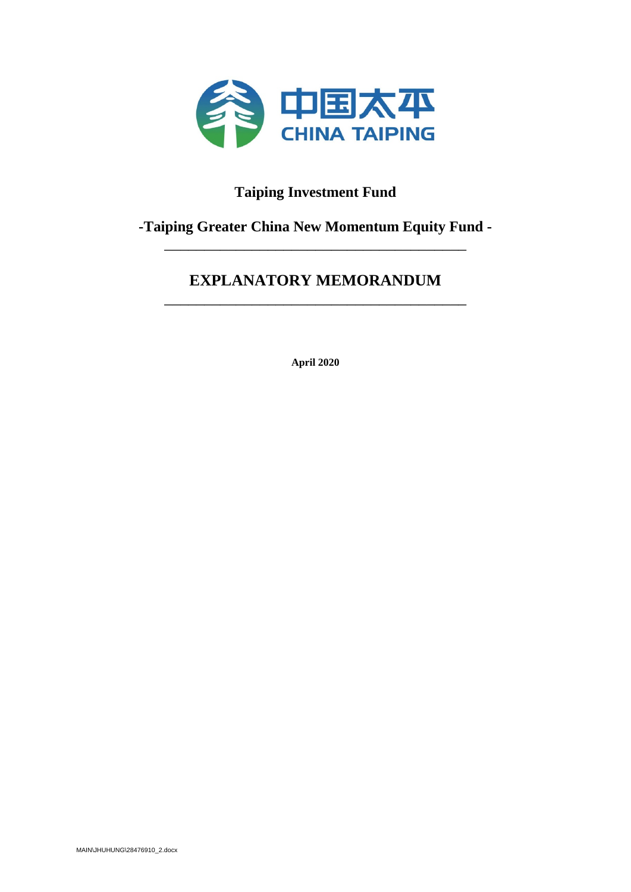中国太平

CHINA TAIPING

# Taiping Investment Fund

## -Taiping Greater China New Momentum Equity Fund -

---

# EXPLANATORY MEMORANDUM

---

**April 2020**

MAIN\JHUHUNG\28476910_2.docx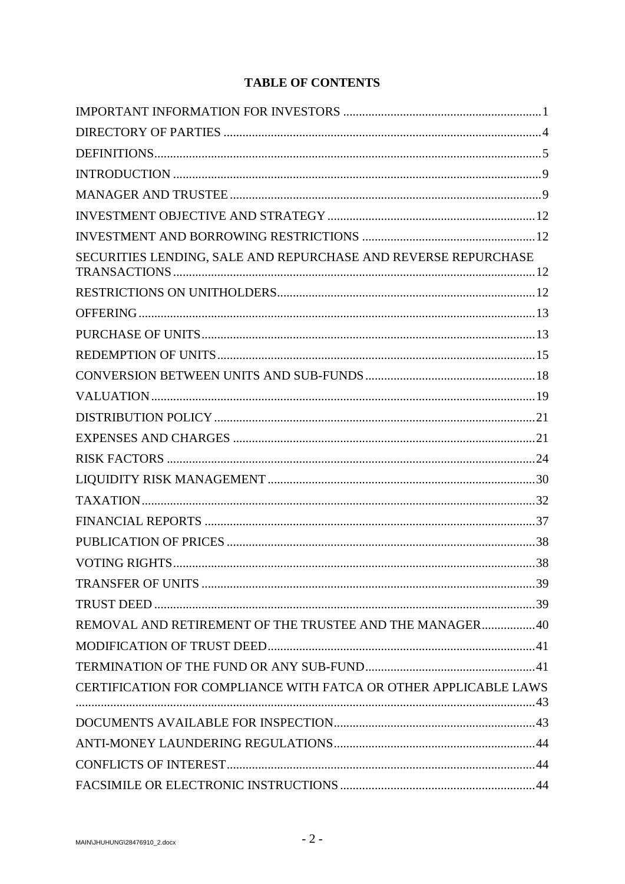# TABLE OF CONTENTS

| | |
|---|---|
| IMPORTANT INFORMATION FOR INVESTORS | 1 |
| DIRECTORY OF PARTIES | 4 |
| DEFINITIONS | 5 |
| INTRODUCTION | 9 |
| MANAGER AND TRUSTEE | 9 |
| INVESTMENT OBJECTIVE AND STRATEGY | 12 |
| INVESTMENT AND BORROWING RESTRICTIONS | 12 |
| SECURITIES LENDING, SALE AND REPURCHASE AND REVERSE REPURCHASE TRANSACTIONS | 12 |
| RESTRICTIONS ON UNITHOLDERS | 12 |
| OFFERING | 13 |
| PURCHASE OF UNITS | 13 |
| REDEMPTION OF UNITS | 15 |
| CONVERSION BETWEEN UNITS AND SUB-FUNDS | 18 |
| VALUATION | 19 |
| DISTRIBUTION POLICY | 21 |
| EXPENSES AND CHARGES | 21 |
| RISK FACTORS | 24 |
| LIQUIDITY RISK MANAGEMENT | 30 |
| TAXATION | 32 |
| FINANCIAL REPORTS | 37 |
| PUBLICATION OF PRICES | 38 |
| VOTING RIGHTS | 38 |
| TRANSFER OF UNITS | 39 |
| TRUST DEED | 39 |
| REMOVAL AND RETIREMENT OF THE TRUSTEE AND THE MANAGER | 40 |
| MODIFICATION OF TRUST DEED | 41 |
| TERMINATION OF THE FUND OR ANY SUB-FUND | 41 |
| CERTIFICATION FOR COMPLIANCE WITH FATCA OR OTHER APPLICABLE LAWS | 43 |
| DOCUMENTS AVAILABLE FOR INSPECTION | 43 |
| ANTI-MONEY LAUNDERING REGULATIONS | 44 |
| CONFLICTS OF INTEREST | 44 |
| FACSIMILE OR ELECTRONIC INSTRUCTIONS | 44 |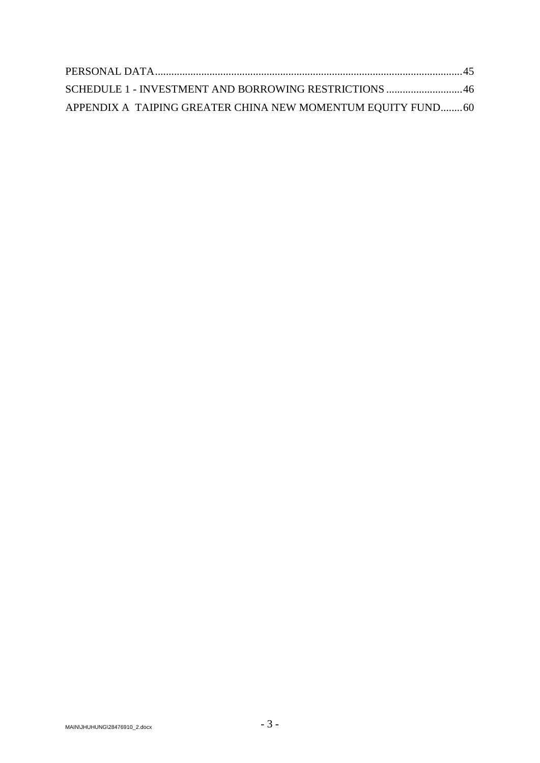PERSONAL DATA................................................................................................................45

SCHEDULE 1 - INVESTMENT AND BORROWING RESTRICTIONS ...........................46

APPENDIX A TAIPING GREATER CHINA NEW MOMENTUM EQUITY FUND........60

MAIN\JHUHUNG\28476910_2.docx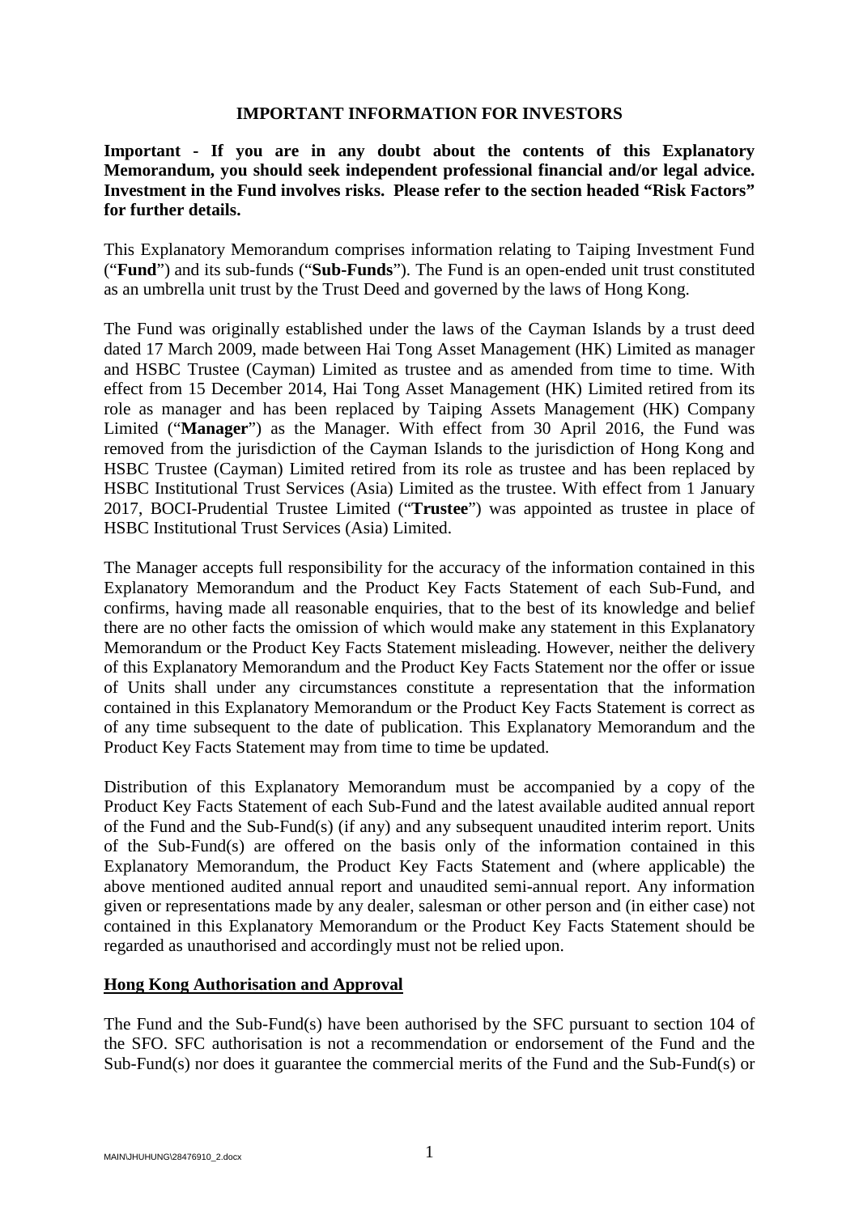# IMPORTANT INFORMATION FOR INVESTORS

**Important - If you are in any doubt about the contents of this Explanatory Memorandum, you should seek independent professional financial and/or legal advice. Investment in the Fund involves risks. Please refer to the section headed "Risk Factors" for further details.**

This Explanatory Memorandum comprises information relating to Taiping Investment Fund ("**Fund**") and its sub-funds ("**Sub-Funds**"). The Fund is an open-ended unit trust constituted as an umbrella unit trust by the Trust Deed and governed by the laws of Hong Kong.

The Fund was originally established under the laws of the Cayman Islands by a trust deed dated 17 March 2009, made between Hai Tong Asset Management (HK) Limited as manager and HSBC Trustee (Cayman) Limited as trustee and as amended from time to time. With effect from 15 December 2014, Hai Tong Asset Management (HK) Limited retired from its role as manager and has been replaced by Taiping Assets Management (HK) Company Limited ("**Manager**") as the Manager. With effect from 30 April 2016, the Fund was removed from the jurisdiction of the Cayman Islands to the jurisdiction of Hong Kong and HSBC Trustee (Cayman) Limited retired from its role as trustee and has been replaced by HSBC Institutional Trust Services (Asia) Limited as the trustee. With effect from 1 January 2017, BOCI-Prudential Trustee Limited ("**Trustee**") was appointed as trustee in place of HSBC Institutional Trust Services (Asia) Limited.

The Manager accepts full responsibility for the accuracy of the information contained in this Explanatory Memorandum and the Product Key Facts Statement of each Sub-Fund, and confirms, having made all reasonable enquiries, that to the best of its knowledge and belief there are no other facts the omission of which would make any statement in this Explanatory Memorandum or the Product Key Facts Statement misleading. However, neither the delivery of this Explanatory Memorandum and the Product Key Facts Statement nor the offer or issue of Units shall under any circumstances constitute a representation that the information contained in this Explanatory Memorandum or the Product Key Facts Statement is correct as of any time subsequent to the date of publication. This Explanatory Memorandum and the Product Key Facts Statement may from time to time be updated.

Distribution of this Explanatory Memorandum must be accompanied by a copy of the Product Key Facts Statement of each Sub-Fund and the latest available audited annual report of the Fund and the Sub-Fund(s) (if any) and any subsequent unaudited interim report. Units of the Sub-Fund(s) are offered on the basis only of the information contained in this Explanatory Memorandum, the Product Key Facts Statement and (where applicable) the above mentioned audited annual report and unaudited semi-annual report. Any information given or representations made by any dealer, salesman or other person and (in either case) not contained in this Explanatory Memorandum or the Product Key Facts Statement should be regarded as unauthorised and accordingly must not be relied upon.

## Hong Kong Authorisation and Approval

The Fund and the Sub-Fund(s) have been authorised by the SFC pursuant to section 104 of the SFO. SFC authorisation is not a recommendation or endorsement of the Fund and the Sub-Fund(s) nor does it guarantee the commercial merits of the Fund and the Sub-Fund(s) or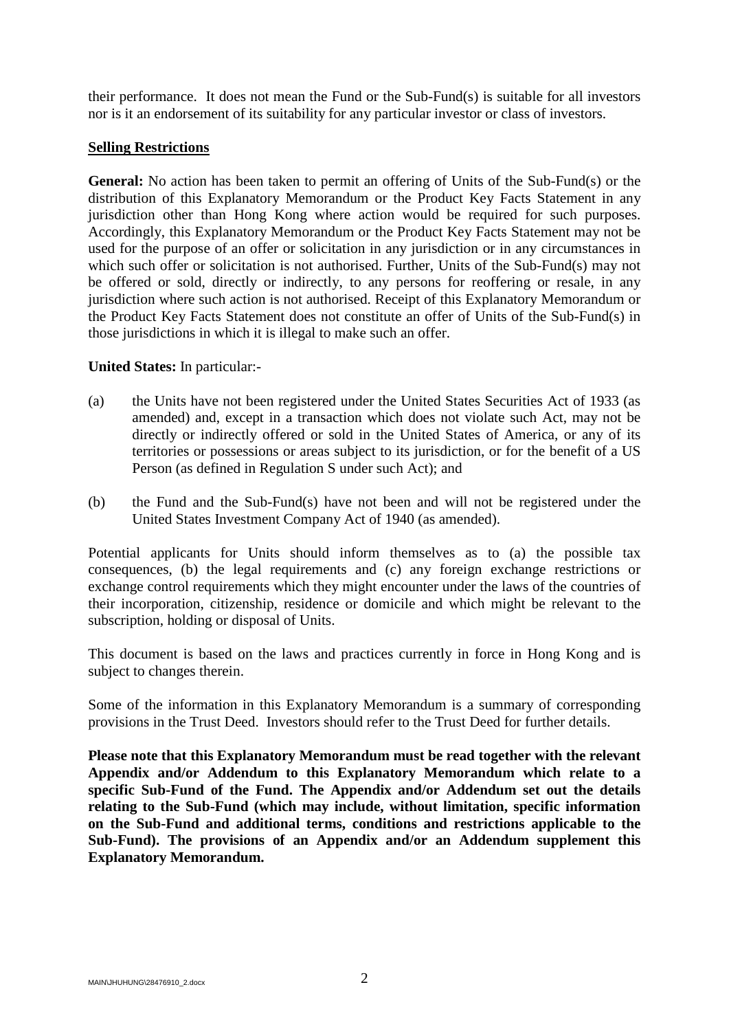their performance. It does not mean the Fund or the Sub-Fund(s) is suitable for all investors nor is it an endorsement of its suitability for any particular investor or class of investors.

**Selling Restrictions**

**General:** No action has been taken to permit an offering of Units of the Sub-Fund(s) or the distribution of this Explanatory Memorandum or the Product Key Facts Statement in any jurisdiction other than Hong Kong where action would be required for such purposes. Accordingly, this Explanatory Memorandum or the Product Key Facts Statement may not be used for the purpose of an offer or solicitation in any jurisdiction or in any circumstances in which such offer or solicitation is not authorised. Further, Units of the Sub-Fund(s) may not be offered or sold, directly or indirectly, to any persons for reoffering or resale, in any jurisdiction where such action is not authorised. Receipt of this Explanatory Memorandum or the Product Key Facts Statement does not constitute an offer of Units of the Sub-Fund(s) in those jurisdictions in which it is illegal to make such an offer.

**United States:** In particular:-

(a) the Units have not been registered under the United States Securities Act of 1933 (as amended) and, except in a transaction which does not violate such Act, may not be directly or indirectly offered or sold in the United States of America, or any of its territories or possessions or areas subject to its jurisdiction, or for the benefit of a US Person (as defined in Regulation S under such Act); and

(b) the Fund and the Sub-Fund(s) have not been and will not be registered under the United States Investment Company Act of 1940 (as amended).

Potential applicants for Units should inform themselves as to (a) the possible tax consequences, (b) the legal requirements and (c) any foreign exchange restrictions or exchange control requirements which they might encounter under the laws of the countries of their incorporation, citizenship, residence or domicile and which might be relevant to the subscription, holding or disposal of Units.

This document is based on the laws and practices currently in force in Hong Kong and is subject to changes therein.

Some of the information in this Explanatory Memorandum is a summary of corresponding provisions in the Trust Deed. Investors should refer to the Trust Deed for further details.

**Please note that this Explanatory Memorandum must be read together with the relevant Appendix and/or Addendum to this Explanatory Memorandum which relate to a specific Sub-Fund of the Fund. The Appendix and/or Addendum set out the details relating to the Sub-Fund (which may include, without limitation, specific information on the Sub-Fund and additional terms, conditions and restrictions applicable to the Sub-Fund). The provisions of an Appendix and/or an Addendum supplement this Explanatory Memorandum.**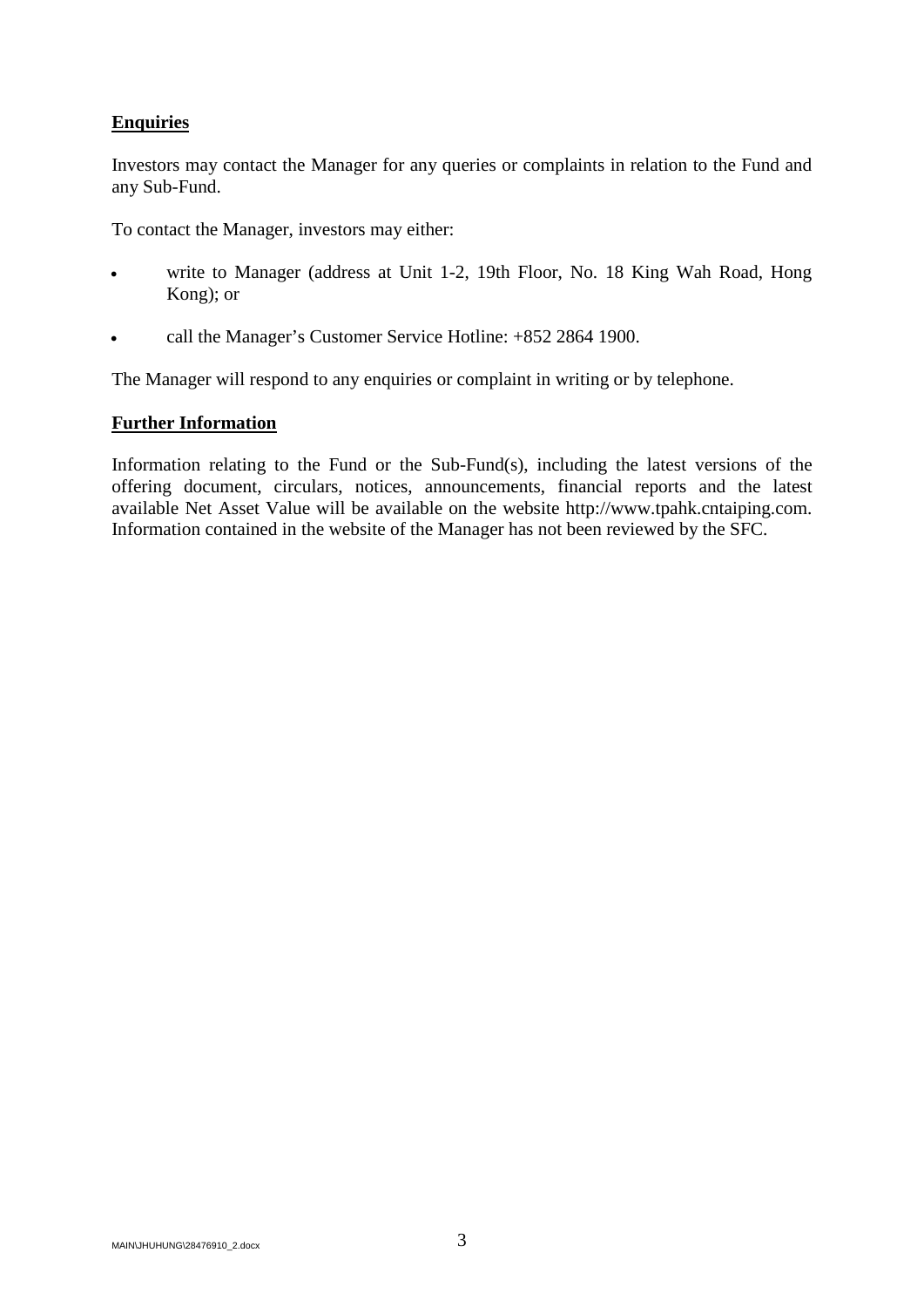## Enquiries

Investors may contact the Manager for any queries or complaints in relation to the Fund and any Sub-Fund.

To contact the Manager, investors may either:

- write to Manager (address at Unit 1-2, 19th Floor, No. 18 King Wah Road, Hong Kong); or
- call the Manager's Customer Service Hotline: +852 2864 1900.

The Manager will respond to any enquiries or complaint in writing or by telephone.

## Further Information

Information relating to the Fund or the Sub-Fund(s), including the latest versions of the offering document, circulars, notices, announcements, financial reports and the latest available Net Asset Value will be available on the website http://www.tpahk.cntaiping.com. Information contained in the website of the Manager has not been reviewed by the SFC.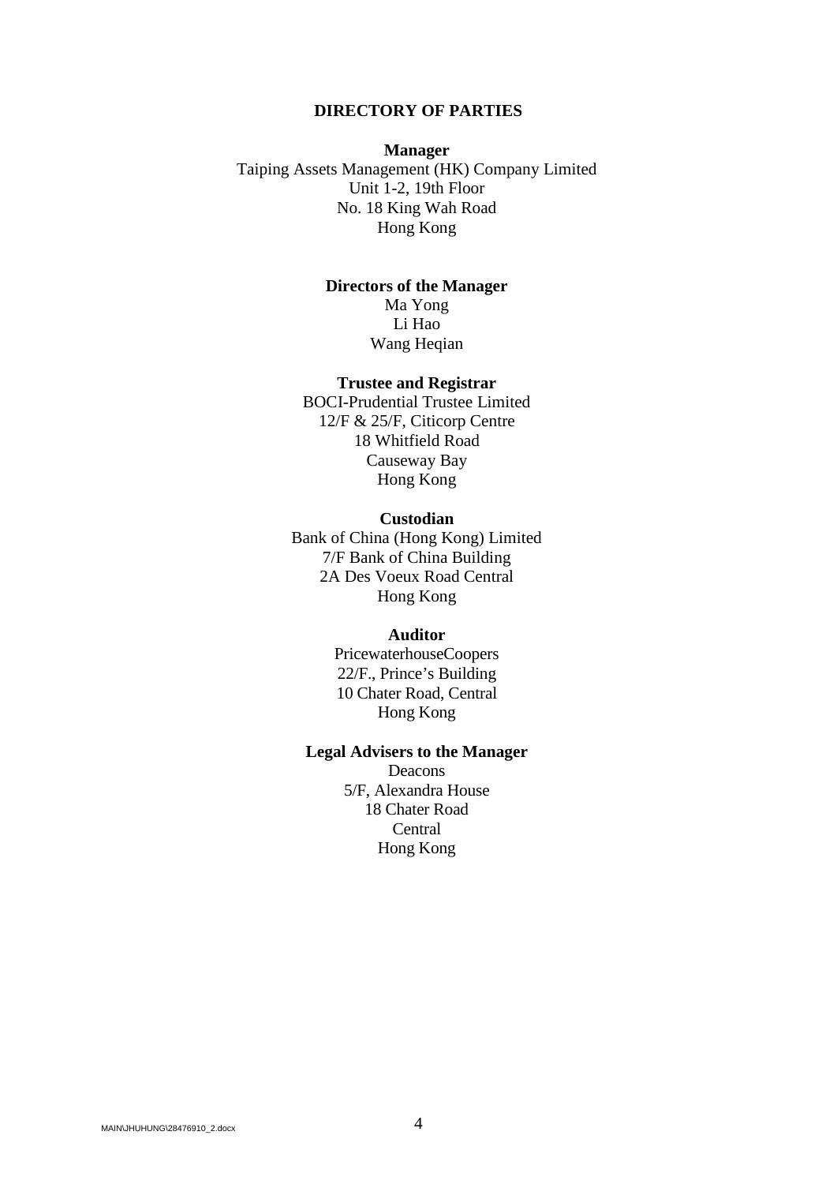# DIRECTORY OF PARTIES

**Manager**

Taiping Assets Management (HK) Company Limited
Unit 1-2, 19th Floor
No. 18 King Wah Road
Hong Kong

**Directors of the Manager**

Ma Yong
Li Hao
Wang Heqian

**Trustee and Registrar**

BOCI-Prudential Trustee Limited
12/F & 25/F, Citicorp Centre
18 Whitfield Road
Causeway Bay
Hong Kong

**Custodian**

Bank of China (Hong Kong) Limited
7/F Bank of China Building
2A Des Voeux Road Central
Hong Kong

**Auditor**

PricewaterhouseCoopers
22/F., Prince's Building
10 Chater Road, Central
Hong Kong

**Legal Advisers to the Manager**

Deacons
5/F, Alexandra House
18 Chater Road
Central
Hong Kong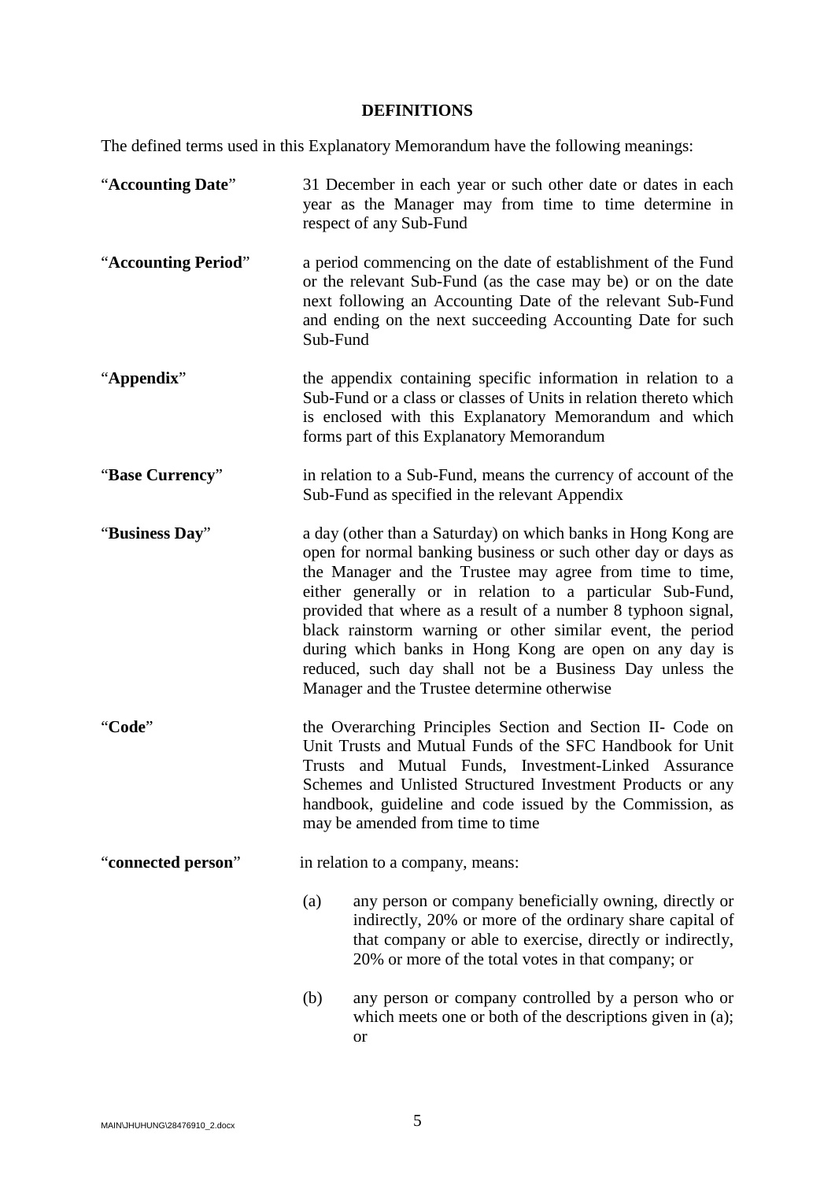## DEFINITIONS

The defined terms used in this Explanatory Memorandum have the following meanings:

"**Accounting Date**" 31 December in each year or such other date or dates in each year as the Manager may from time to time determine in respect of any Sub-Fund

"**Accounting Period**" a period commencing on the date of establishment of the Fund or the relevant Sub-Fund (as the case may be) or on the date next following an Accounting Date of the relevant Sub-Fund and ending on the next succeeding Accounting Date for such Sub-Fund

"**Appendix**" the appendix containing specific information in relation to a Sub-Fund or a class or classes of Units in relation thereto which is enclosed with this Explanatory Memorandum and which forms part of this Explanatory Memorandum

"**Base Currency**" in relation to a Sub-Fund, means the currency of account of the Sub-Fund as specified in the relevant Appendix

"**Business Day**" a day (other than a Saturday) on which banks in Hong Kong are open for normal banking business or such other day or days as the Manager and the Trustee may agree from time to time, either generally or in relation to a particular Sub-Fund, provided that where as a result of a number 8 typhoon signal, black rainstorm warning or other similar event, the period during which banks in Hong Kong are open on any day is reduced, such day shall not be a Business Day unless the Manager and the Trustee determine otherwise

"**Code**" the Overarching Principles Section and Section II- Code on Unit Trusts and Mutual Funds of the SFC Handbook for Unit Trusts and Mutual Funds, Investment-Linked Assurance Schemes and Unlisted Structured Investment Products or any handbook, guideline and code issued by the Commission, as may be amended from time to time

"**connected person**" in relation to a company, means:

(a) any person or company beneficially owning, directly or indirectly, 20% or more of the ordinary share capital of that company or able to exercise, directly or indirectly, 20% or more of the total votes in that company; or

(b) any person or company controlled by a person who or which meets one or both of the descriptions given in (a); or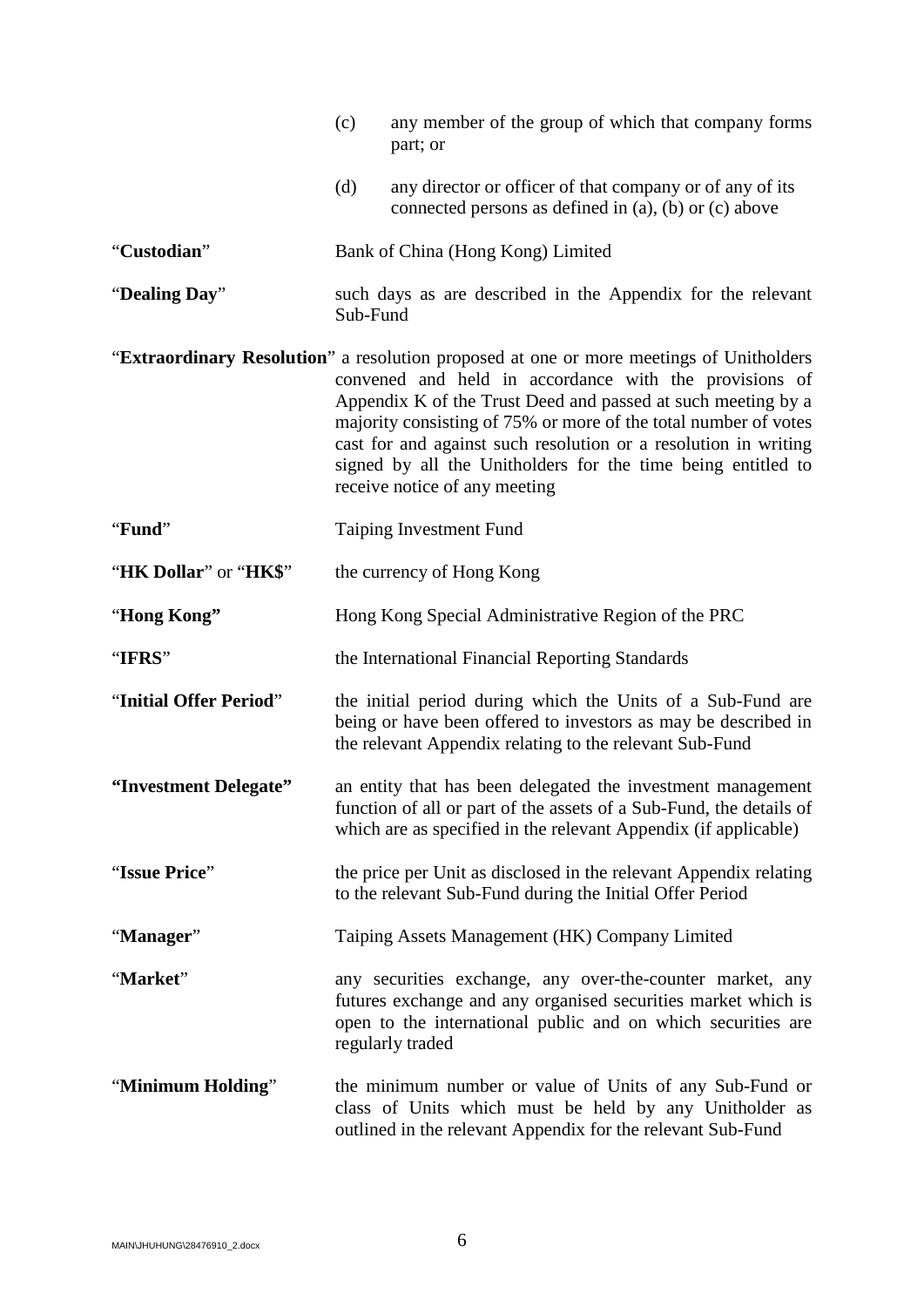(c) any member of the group of which that company forms part; or

(d) any director or officer of that company or of any of its connected persons as defined in (a), (b) or (c) above

"**Custodian**" Bank of China (Hong Kong) Limited

"**Dealing Day**" such days as are described in the Appendix for the relevant Sub-Fund

"**Extraordinary Resolution**" a resolution proposed at one or more meetings of Unitholders convened and held in accordance with the provisions of Appendix K of the Trust Deed and passed at such meeting by a majority consisting of 75% or more of the total number of votes cast for and against such resolution or a resolution in writing signed by all the Unitholders for the time being entitled to receive notice of any meeting

"**Fund**" Taiping Investment Fund

"**HK Dollar**" or "**HK$**" the currency of Hong Kong

"**Hong Kong"** Hong Kong Special Administrative Region of the PRC

"**IFRS**" the International Financial Reporting Standards

"**Initial Offer Period**" the initial period during which the Units of a Sub-Fund are being or have been offered to investors as may be described in the relevant Appendix relating to the relevant Sub-Fund

**"Investment Delegate"** an entity that has been delegated the investment management function of all or part of the assets of a Sub-Fund, the details of which are as specified in the relevant Appendix (if applicable)

"**Issue Price**" the price per Unit as disclosed in the relevant Appendix relating to the relevant Sub-Fund during the Initial Offer Period

"**Manager**" Taiping Assets Management (HK) Company Limited

"**Market**" any securities exchange, any over-the-counter market, any futures exchange and any organised securities market which is open to the international public and on which securities are regularly traded

"**Minimum Holding**" the minimum number or value of Units of any Sub-Fund or class of Units which must be held by any Unitholder as outlined in the relevant Appendix for the relevant Sub-Fund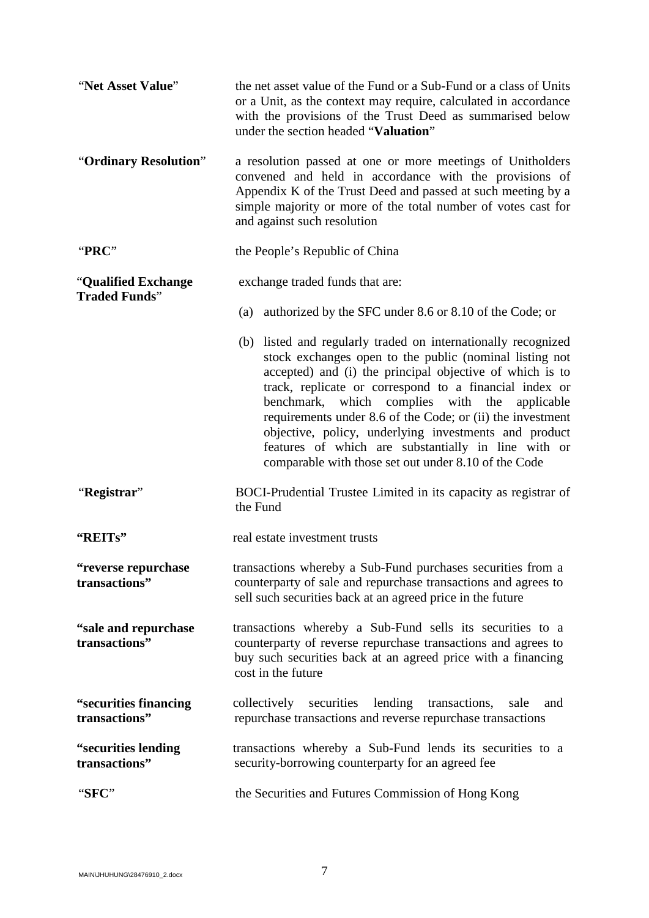| | |
|---|---|
| "**Net Asset Value**" | the net asset value of the Fund or a Sub-Fund or a class of Units or a Unit, as the context may require, calculated in accordance with the provisions of the Trust Deed as summarised below under the section headed "**Valuation**" |
| "**Ordinary Resolution**" | a resolution passed at one or more meetings of Unitholders convened and held in accordance with the provisions of Appendix K of the Trust Deed and passed at such meeting by a simple majority or more of the total number of votes cast for and against such resolution |
| "**PRC**" | the People's Republic of China |
| "**Qualified Exchange Traded Funds**" | exchange traded funds that are:<br><br>(a) authorized by the SFC under 8.6 or 8.10 of the Code; or<br><br>(b) listed and regularly traded on internationally recognized stock exchanges open to the public (nominal listing not accepted) and (i) the principal objective of which is to track, replicate or correspond to a financial index or benchmark, which complies with the applicable requirements under 8.6 of the Code; or (ii) the investment objective, policy, underlying investments and product features of which are substantially in line with or comparable with those set out under 8.10 of the Code |
| "**Registrar**" | BOCI-Prudential Trustee Limited in its capacity as registrar of the Fund |
| **"REITs"** | real estate investment trusts |
| **"reverse repurchase transactions"** | transactions whereby a Sub-Fund purchases securities from a counterparty of sale and repurchase transactions and agrees to sell such securities back at an agreed price in the future |
| **"sale and repurchase transactions"** | transactions whereby a Sub-Fund sells its securities to a counterparty of reverse repurchase transactions and agrees to buy such securities back at an agreed price with a financing cost in the future |
| **"securities financing transactions"** | collectively securities lending transactions, sale and repurchase transactions and reverse repurchase transactions |
| **"securities lending transactions"** | transactions whereby a Sub-Fund lends its securities to a security-borrowing counterparty for an agreed fee |
| "**SFC**" | the Securities and Futures Commission of Hong Kong |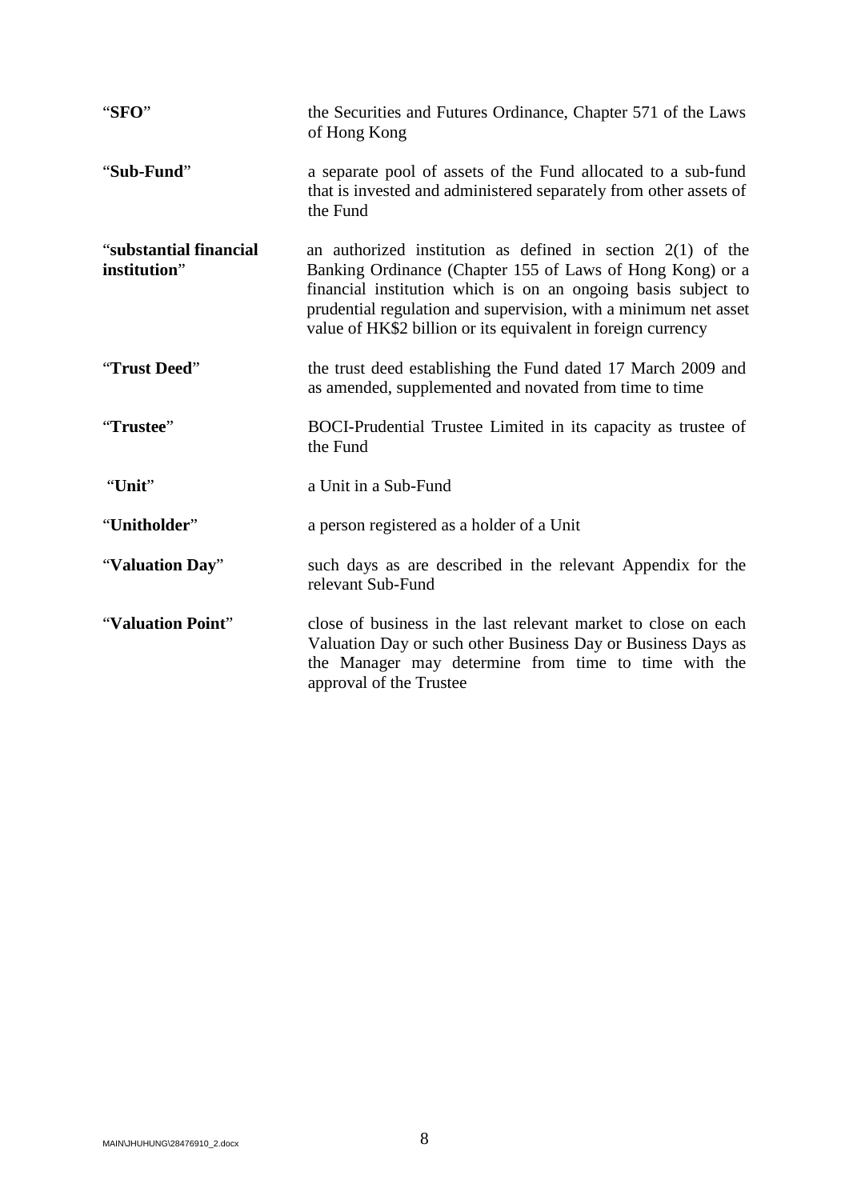| | |
|---|---|
| "**SFO**" | the Securities and Futures Ordinance, Chapter 571 of the Laws of Hong Kong |
| "**Sub-Fund**" | a separate pool of assets of the Fund allocated to a sub-fund that is invested and administered separately from other assets of the Fund |
| "**substantial financial institution**" | an authorized institution as defined in section 2(1) of the Banking Ordinance (Chapter 155 of Laws of Hong Kong) or a financial institution which is on an ongoing basis subject to prudential regulation and supervision, with a minimum net asset value of HK$2 billion or its equivalent in foreign currency |
| "**Trust Deed**" | the trust deed establishing the Fund dated 17 March 2009 and as amended, supplemented and novated from time to time |
| "**Trustee**" | BOCI-Prudential Trustee Limited in its capacity as trustee of the Fund |
| "**Unit**" | a Unit in a Sub-Fund |
| "**Unitholder**" | a person registered as a holder of a Unit |
| "**Valuation Day**" | such days as are described in the relevant Appendix for the relevant Sub-Fund |
| "**Valuation Point**" | close of business in the last relevant market to close on each Valuation Day or such other Business Day or Business Days as the Manager may determine from time to time with the approval of the Trustee |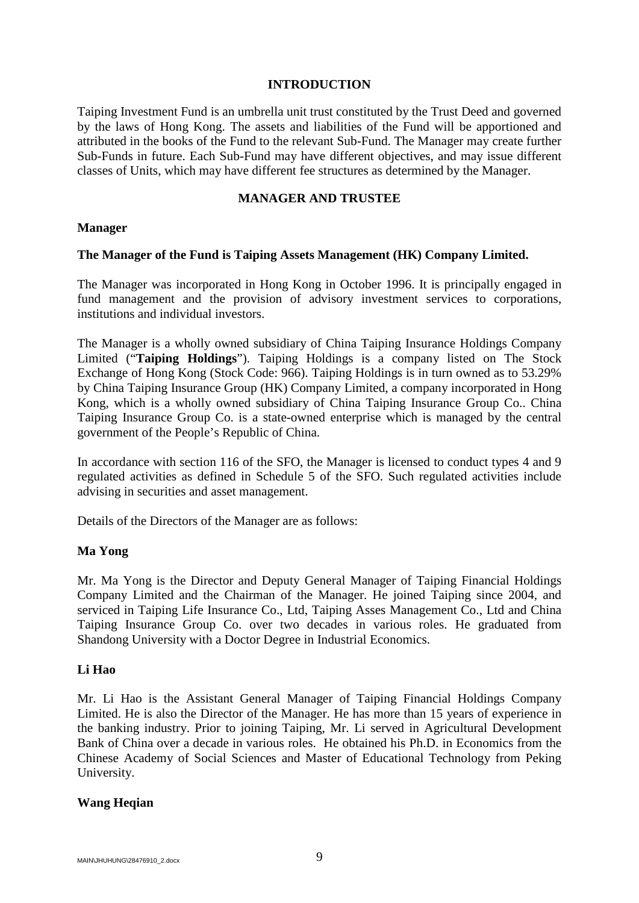## INTRODUCTION

Taiping Investment Fund is an umbrella unit trust constituted by the Trust Deed and governed by the laws of Hong Kong. The assets and liabilities of the Fund will be apportioned and attributed in the books of the Fund to the relevant Sub-Fund. The Manager may create further Sub-Funds in future. Each Sub-Fund may have different objectives, and may issue different classes of Units, which may have different fee structures as determined by the Manager.

## MANAGER AND TRUSTEE

### Manager

**The Manager of the Fund is Taiping Assets Management (HK) Company Limited.**

The Manager was incorporated in Hong Kong in October 1996. It is principally engaged in fund management and the provision of advisory investment services to corporations, institutions and individual investors.

The Manager is a wholly owned subsidiary of China Taiping Insurance Holdings Company Limited ("**Taiping Holdings**"). Taiping Holdings is a company listed on The Stock Exchange of Hong Kong (Stock Code: 966). Taiping Holdings is in turn owned as to 53.29% by China Taiping Insurance Group (HK) Company Limited, a company incorporated in Hong Kong, which is a wholly owned subsidiary of China Taiping Insurance Group Co.. China Taiping Insurance Group Co. is a state-owned enterprise which is managed by the central government of the People's Republic of China.

In accordance with section 116 of the SFO, the Manager is licensed to conduct types 4 and 9 regulated activities as defined in Schedule 5 of the SFO. Such regulated activities include advising in securities and asset management.

Details of the Directors of the Manager are as follows:

**Ma Yong**

Mr. Ma Yong is the Director and Deputy General Manager of Taiping Financial Holdings Company Limited and the Chairman of the Manager. He joined Taiping since 2004, and serviced in Taiping Life Insurance Co., Ltd, Taiping Asses Management Co., Ltd and China Taiping Insurance Group Co. over two decades in various roles. He graduated from Shandong University with a Doctor Degree in Industrial Economics.

**Li Hao**

Mr. Li Hao is the Assistant General Manager of Taiping Financial Holdings Company Limited. He is also the Director of the Manager. He has more than 15 years of experience in the banking industry. Prior to joining Taiping, Mr. Li served in Agricultural Development Bank of China over a decade in various roles. He obtained his Ph.D. in Economics from the Chinese Academy of Social Sciences and Master of Educational Technology from Peking University.

**Wang Heqian**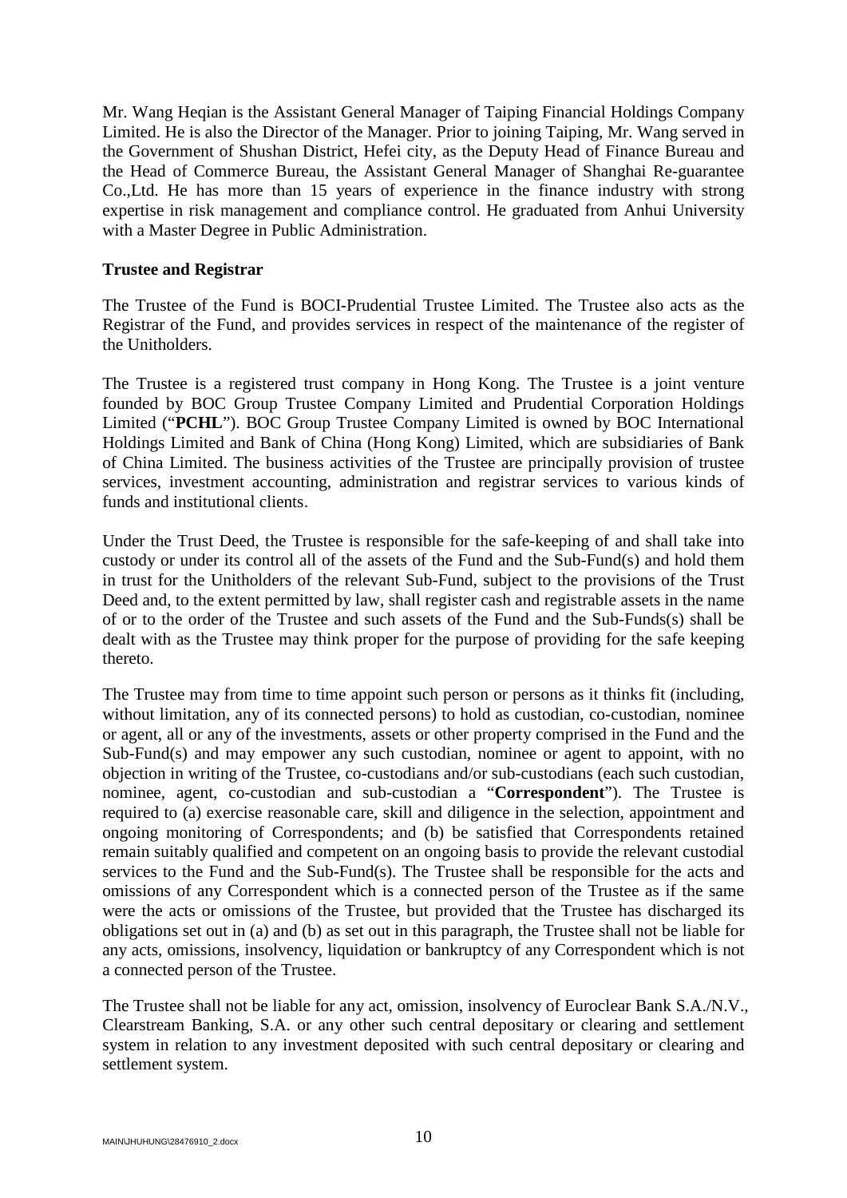Mr. Wang Heqian is the Assistant General Manager of Taiping Financial Holdings Company Limited. He is also the Director of the Manager. Prior to joining Taiping, Mr. Wang served in the Government of Shushan District, Hefei city, as the Deputy Head of Finance Bureau and the Head of Commerce Bureau, the Assistant General Manager of Shanghai Re-guarantee Co.,Ltd. He has more than 15 years of experience in the finance industry with strong expertise in risk management and compliance control. He graduated from Anhui University with a Master Degree in Public Administration.

**Trustee and Registrar**

The Trustee of the Fund is BOCI-Prudential Trustee Limited. The Trustee also acts as the Registrar of the Fund, and provides services in respect of the maintenance of the register of the Unitholders.

The Trustee is a registered trust company in Hong Kong. The Trustee is a joint venture founded by BOC Group Trustee Company Limited and Prudential Corporation Holdings Limited ("**PCHL**"). BOC Group Trustee Company Limited is owned by BOC International Holdings Limited and Bank of China (Hong Kong) Limited, which are subsidiaries of Bank of China Limited. The business activities of the Trustee are principally provision of trustee services, investment accounting, administration and registrar services to various kinds of funds and institutional clients.

Under the Trust Deed, the Trustee is responsible for the safe-keeping of and shall take into custody or under its control all of the assets of the Fund and the Sub-Fund(s) and hold them in trust for the Unitholders of the relevant Sub-Fund, subject to the provisions of the Trust Deed and, to the extent permitted by law, shall register cash and registrable assets in the name of or to the order of the Trustee and such assets of the Fund and the Sub-Funds(s) shall be dealt with as the Trustee may think proper for the purpose of providing for the safe keeping thereto.

The Trustee may from time to time appoint such person or persons as it thinks fit (including, without limitation, any of its connected persons) to hold as custodian, co-custodian, nominee or agent, all or any of the investments, assets or other property comprised in the Fund and the Sub-Fund(s) and may empower any such custodian, nominee or agent to appoint, with no objection in writing of the Trustee, co-custodians and/or sub-custodians (each such custodian, nominee, agent, co-custodian and sub-custodian a "**Correspondent**"). The Trustee is required to (a) exercise reasonable care, skill and diligence in the selection, appointment and ongoing monitoring of Correspondents; and (b) be satisfied that Correspondents retained remain suitably qualified and competent on an ongoing basis to provide the relevant custodial services to the Fund and the Sub-Fund(s). The Trustee shall be responsible for the acts and omissions of any Correspondent which is a connected person of the Trustee as if the same were the acts or omissions of the Trustee, but provided that the Trustee has discharged its obligations set out in (a) and (b) as set out in this paragraph, the Trustee shall not be liable for any acts, omissions, insolvency, liquidation or bankruptcy of any Correspondent which is not a connected person of the Trustee.

The Trustee shall not be liable for any act, omission, insolvency of Euroclear Bank S.A./N.V., Clearstream Banking, S.A. or any other such central depositary or clearing and settlement system in relation to any investment deposited with such central depositary or clearing and settlement system.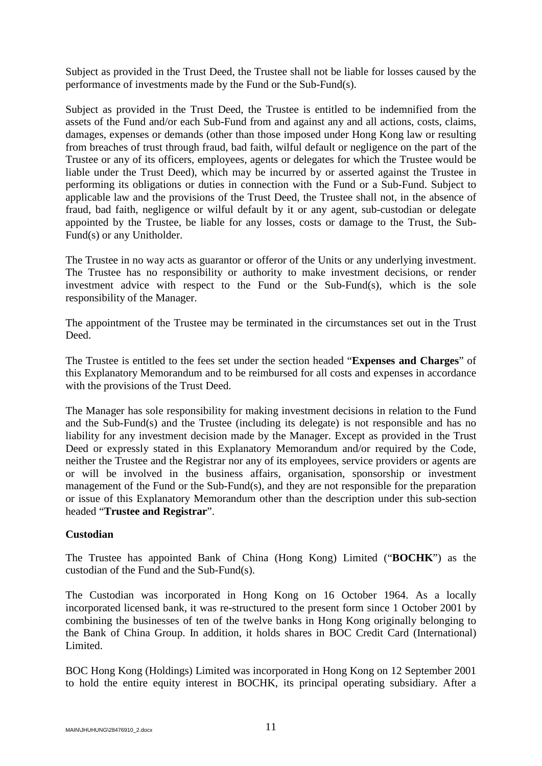Subject as provided in the Trust Deed, the Trustee shall not be liable for losses caused by the performance of investments made by the Fund or the Sub-Fund(s).

Subject as provided in the Trust Deed, the Trustee is entitled to be indemnified from the assets of the Fund and/or each Sub-Fund from and against any and all actions, costs, claims, damages, expenses or demands (other than those imposed under Hong Kong law or resulting from breaches of trust through fraud, bad faith, wilful default or negligence on the part of the Trustee or any of its officers, employees, agents or delegates for which the Trustee would be liable under the Trust Deed), which may be incurred by or asserted against the Trustee in performing its obligations or duties in connection with the Fund or a Sub-Fund. Subject to applicable law and the provisions of the Trust Deed, the Trustee shall not, in the absence of fraud, bad faith, negligence or wilful default by it or any agent, sub-custodian or delegate appointed by the Trustee, be liable for any losses, costs or damage to the Trust, the Sub-Fund(s) or any Unitholder.

The Trustee in no way acts as guarantor or offeror of the Units or any underlying investment. The Trustee has no responsibility or authority to make investment decisions, or render investment advice with respect to the Fund or the Sub-Fund(s), which is the sole responsibility of the Manager.

The appointment of the Trustee may be terminated in the circumstances set out in the Trust Deed.

The Trustee is entitled to the fees set under the section headed "**Expenses and Charges**" of this Explanatory Memorandum and to be reimbursed for all costs and expenses in accordance with the provisions of the Trust Deed.

The Manager has sole responsibility for making investment decisions in relation to the Fund and the Sub-Fund(s) and the Trustee (including its delegate) is not responsible and has no liability for any investment decision made by the Manager. Except as provided in the Trust Deed or expressly stated in this Explanatory Memorandum and/or required by the Code, neither the Trustee and the Registrar nor any of its employees, service providers or agents are or will be involved in the business affairs, organisation, sponsorship or investment management of the Fund or the Sub-Fund(s), and they are not responsible for the preparation or issue of this Explanatory Memorandum other than the description under this sub-section headed "**Trustee and Registrar**".

**Custodian**

The Trustee has appointed Bank of China (Hong Kong) Limited ("**BOCHK**") as the custodian of the Fund and the Sub-Fund(s).

The Custodian was incorporated in Hong Kong on 16 October 1964. As a locally incorporated licensed bank, it was re-structured to the present form since 1 October 2001 by combining the businesses of ten of the twelve banks in Hong Kong originally belonging to the Bank of China Group. In addition, it holds shares in BOC Credit Card (International) Limited.

BOC Hong Kong (Holdings) Limited was incorporated in Hong Kong on 12 September 2001 to hold the entire equity interest in BOCHK, its principal operating subsidiary. After a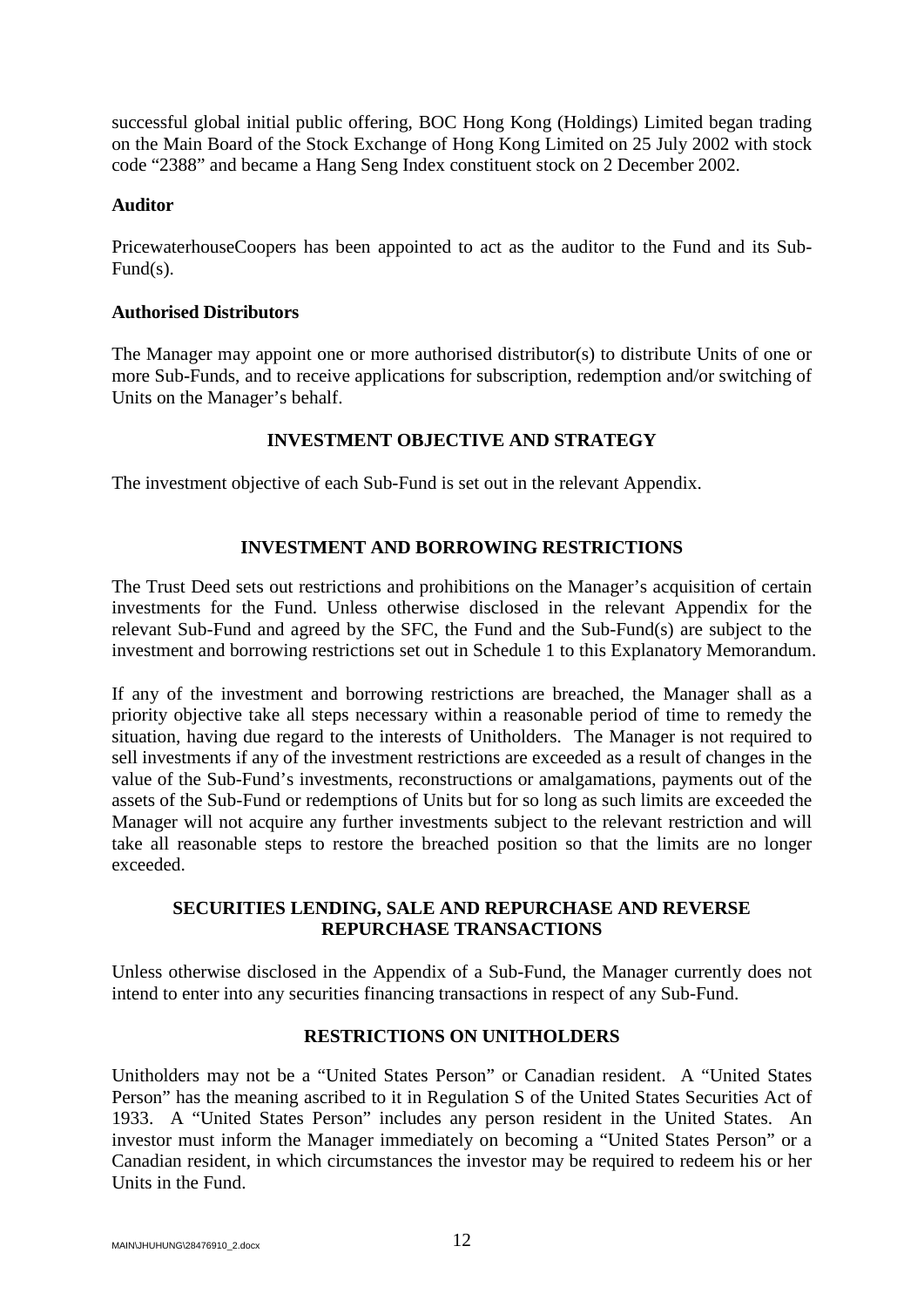successful global initial public offering, BOC Hong Kong (Holdings) Limited began trading on the Main Board of the Stock Exchange of Hong Kong Limited on 25 July 2002 with stock code "2388" and became a Hang Seng Index constituent stock on 2 December 2002.

**Auditor**

PricewaterhouseCoopers has been appointed to act as the auditor to the Fund and its Sub-Fund(s).

**Authorised Distributors**

The Manager may appoint one or more authorised distributor(s) to distribute Units of one or more Sub-Funds, and to receive applications for subscription, redemption and/or switching of Units on the Manager's behalf.

## INVESTMENT OBJECTIVE AND STRATEGY

The investment objective of each Sub-Fund is set out in the relevant Appendix.

## INVESTMENT AND BORROWING RESTRICTIONS

The Trust Deed sets out restrictions and prohibitions on the Manager's acquisition of certain investments for the Fund. Unless otherwise disclosed in the relevant Appendix for the relevant Sub-Fund and agreed by the SFC, the Fund and the Sub-Fund(s) are subject to the investment and borrowing restrictions set out in Schedule 1 to this Explanatory Memorandum.

If any of the investment and borrowing restrictions are breached, the Manager shall as a priority objective take all steps necessary within a reasonable period of time to remedy the situation, having due regard to the interests of Unitholders. The Manager is not required to sell investments if any of the investment restrictions are exceeded as a result of changes in the value of the Sub-Fund's investments, reconstructions or amalgamations, payments out of the assets of the Sub-Fund or redemptions of Units but for so long as such limits are exceeded the Manager will not acquire any further investments subject to the relevant restriction and will take all reasonable steps to restore the breached position so that the limits are no longer exceeded.

## SECURITIES LENDING, SALE AND REPURCHASE AND REVERSE REPURCHASE TRANSACTIONS

Unless otherwise disclosed in the Appendix of a Sub-Fund, the Manager currently does not intend to enter into any securities financing transactions in respect of any Sub-Fund.

## RESTRICTIONS ON UNITHOLDERS

Unitholders may not be a "United States Person" or Canadian resident. A "United States Person" has the meaning ascribed to it in Regulation S of the United States Securities Act of 1933. A "United States Person" includes any person resident in the United States. An investor must inform the Manager immediately on becoming a "United States Person" or a Canadian resident, in which circumstances the investor may be required to redeem his or her Units in the Fund.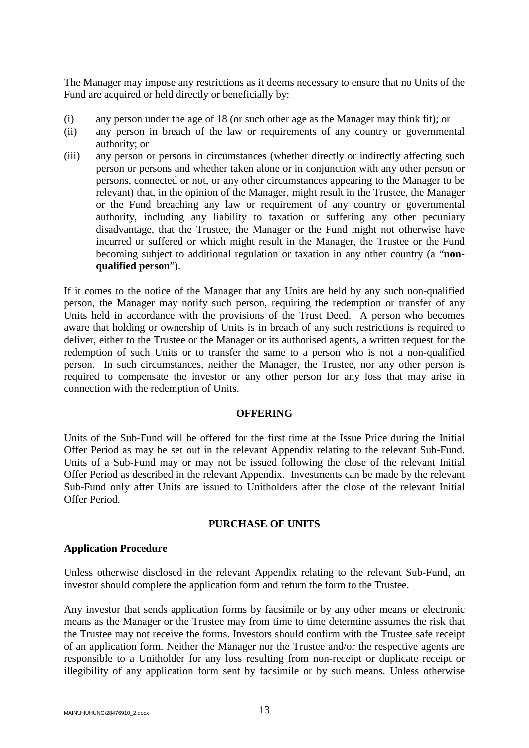The Manager may impose any restrictions as it deems necessary to ensure that no Units of the Fund are acquired or held directly or beneficially by:

(i) any person under the age of 18 (or such other age as the Manager may think fit); or

(ii) any person in breach of the law or requirements of any country or governmental authority; or

(iii) any person or persons in circumstances (whether directly or indirectly affecting such person or persons and whether taken alone or in conjunction with any other person or persons, connected or not, or any other circumstances appearing to the Manager to be relevant) that, in the opinion of the Manager, might result in the Trustee, the Manager or the Fund breaching any law or requirement of any country or governmental authority, including any liability to taxation or suffering any other pecuniary disadvantage, that the Trustee, the Manager or the Fund might not otherwise have incurred or suffered or which might result in the Manager, the Trustee or the Fund becoming subject to additional regulation or taxation in any other country (a "**non-qualified person**").

If it comes to the notice of the Manager that any Units are held by any such non-qualified person, the Manager may notify such person, requiring the redemption or transfer of any Units held in accordance with the provisions of the Trust Deed. A person who becomes aware that holding or ownership of Units is in breach of any such restrictions is required to deliver, either to the Trustee or the Manager or its authorised agents, a written request for the redemption of such Units or to transfer the same to a person who is not a non-qualified person. In such circumstances, neither the Manager, the Trustee, nor any other person is required to compensate the investor or any other person for any loss that may arise in connection with the redemption of Units.

## OFFERING

Units of the Sub-Fund will be offered for the first time at the Issue Price during the Initial Offer Period as may be set out in the relevant Appendix relating to the relevant Sub-Fund. Units of a Sub-Fund may or may not be issued following the close of the relevant Initial Offer Period as described in the relevant Appendix. Investments can be made by the relevant Sub-Fund only after Units are issued to Unitholders after the close of the relevant Initial Offer Period.

## PURCHASE OF UNITS

### Application Procedure

Unless otherwise disclosed in the relevant Appendix relating to the relevant Sub-Fund, an investor should complete the application form and return the form to the Trustee.

Any investor that sends application forms by facsimile or by any other means or electronic means as the Manager or the Trustee may from time to time determine assumes the risk that the Trustee may not receive the forms. Investors should confirm with the Trustee safe receipt of an application form. Neither the Manager nor the Trustee and/or the respective agents are responsible to a Unitholder for any loss resulting from non-receipt or duplicate receipt or illegibility of any application form sent by facsimile or by such means. Unless otherwise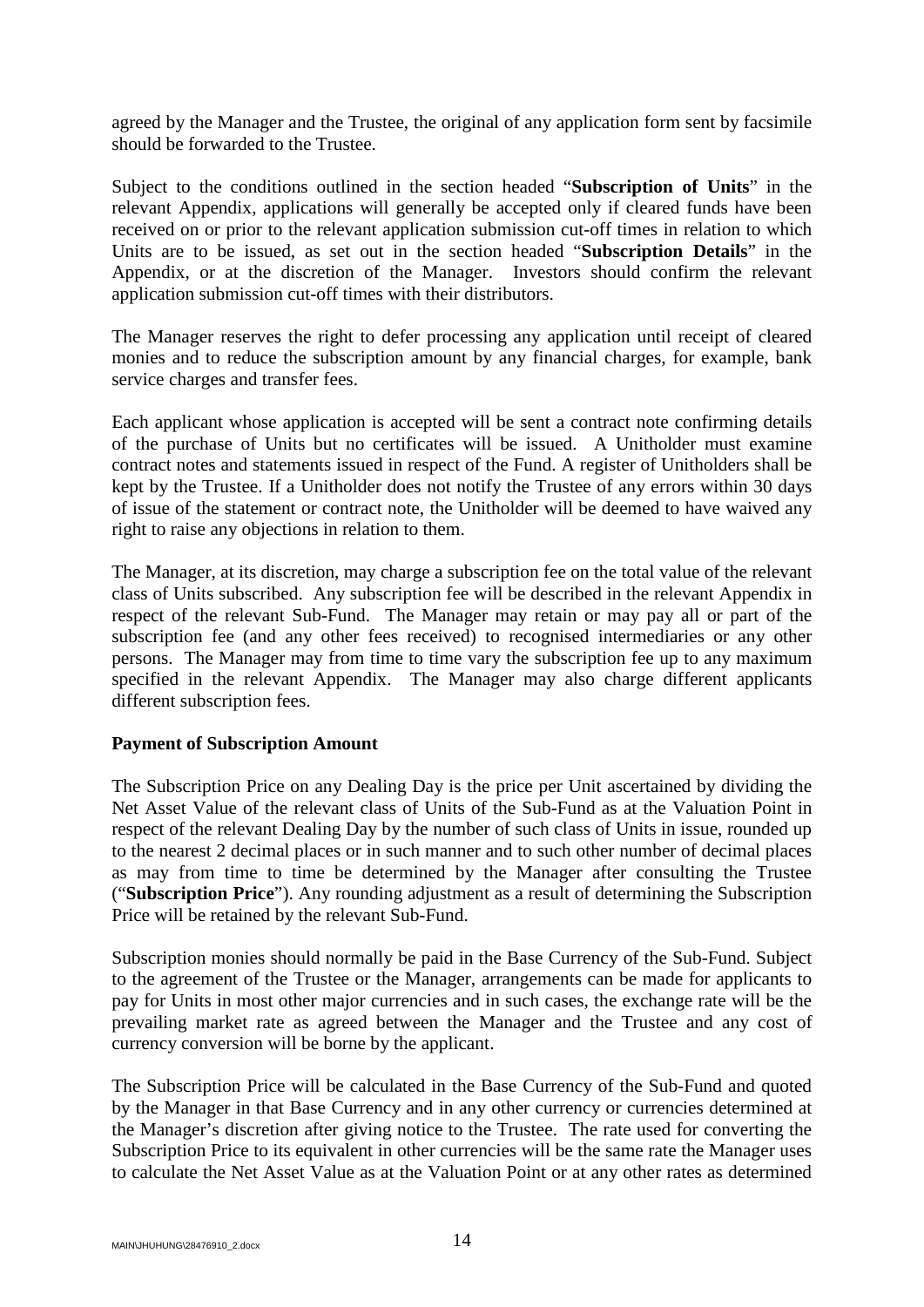agreed by the Manager and the Trustee, the original of any application form sent by facsimile should be forwarded to the Trustee.

Subject to the conditions outlined in the section headed "**Subscription of Units**" in the relevant Appendix, applications will generally be accepted only if cleared funds have been received on or prior to the relevant application submission cut-off times in relation to which Units are to be issued, as set out in the section headed "**Subscription Details**" in the Appendix, or at the discretion of the Manager. Investors should confirm the relevant application submission cut-off times with their distributors.

The Manager reserves the right to defer processing any application until receipt of cleared monies and to reduce the subscription amount by any financial charges, for example, bank service charges and transfer fees.

Each applicant whose application is accepted will be sent a contract note confirming details of the purchase of Units but no certificates will be issued. A Unitholder must examine contract notes and statements issued in respect of the Fund. A register of Unitholders shall be kept by the Trustee. If a Unitholder does not notify the Trustee of any errors within 30 days of issue of the statement or contract note, the Unitholder will be deemed to have waived any right to raise any objections in relation to them.

The Manager, at its discretion, may charge a subscription fee on the total value of the relevant class of Units subscribed. Any subscription fee will be described in the relevant Appendix in respect of the relevant Sub-Fund. The Manager may retain or may pay all or part of the subscription fee (and any other fees received) to recognised intermediaries or any other persons. The Manager may from time to time vary the subscription fee up to any maximum specified in the relevant Appendix. The Manager may also charge different applicants different subscription fees.

**Payment of Subscription Amount**

The Subscription Price on any Dealing Day is the price per Unit ascertained by dividing the Net Asset Value of the relevant class of Units of the Sub-Fund as at the Valuation Point in respect of the relevant Dealing Day by the number of such class of Units in issue, rounded up to the nearest 2 decimal places or in such manner and to such other number of decimal places as may from time to time be determined by the Manager after consulting the Trustee ("**Subscription Price**"). Any rounding adjustment as a result of determining the Subscription Price will be retained by the relevant Sub-Fund.

Subscription monies should normally be paid in the Base Currency of the Sub-Fund. Subject to the agreement of the Trustee or the Manager, arrangements can be made for applicants to pay for Units in most other major currencies and in such cases, the exchange rate will be the prevailing market rate as agreed between the Manager and the Trustee and any cost of currency conversion will be borne by the applicant.

The Subscription Price will be calculated in the Base Currency of the Sub-Fund and quoted by the Manager in that Base Currency and in any other currency or currencies determined at the Manager's discretion after giving notice to the Trustee. The rate used for converting the Subscription Price to its equivalent in other currencies will be the same rate the Manager uses to calculate the Net Asset Value as at the Valuation Point or at any other rates as determined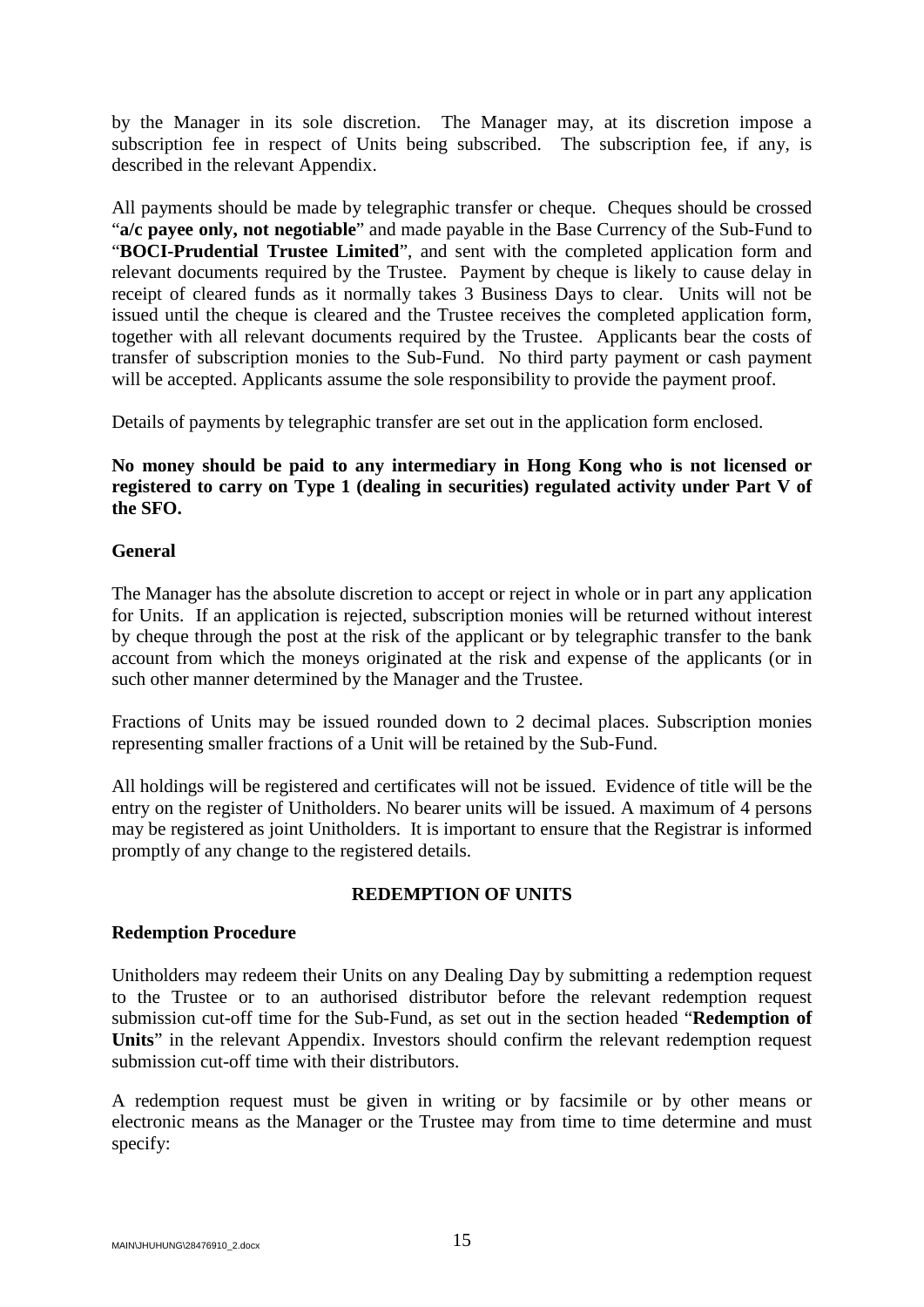by the Manager in its sole discretion. The Manager may, at its discretion impose a subscription fee in respect of Units being subscribed. The subscription fee, if any, is described in the relevant Appendix.

All payments should be made by telegraphic transfer or cheque. Cheques should be crossed "**a/c payee only, not negotiable**" and made payable in the Base Currency of the Sub-Fund to "**BOCI-Prudential Trustee Limited**", and sent with the completed application form and relevant documents required by the Trustee. Payment by cheque is likely to cause delay in receipt of cleared funds as it normally takes 3 Business Days to clear. Units will not be issued until the cheque is cleared and the Trustee receives the completed application form, together with all relevant documents required by the Trustee. Applicants bear the costs of transfer of subscription monies to the Sub-Fund. No third party payment or cash payment will be accepted. Applicants assume the sole responsibility to provide the payment proof.

Details of payments by telegraphic transfer are set out in the application form enclosed.

**No money should be paid to any intermediary in Hong Kong who is not licensed or registered to carry on Type 1 (dealing in securities) regulated activity under Part V of the SFO.**

**General**

The Manager has the absolute discretion to accept or reject in whole or in part any application for Units. If an application is rejected, subscription monies will be returned without interest by cheque through the post at the risk of the applicant or by telegraphic transfer to the bank account from which the moneys originated at the risk and expense of the applicants (or in such other manner determined by the Manager and the Trustee.

Fractions of Units may be issued rounded down to 2 decimal places. Subscription monies representing smaller fractions of a Unit will be retained by the Sub-Fund.

All holdings will be registered and certificates will not be issued. Evidence of title will be the entry on the register of Unitholders. No bearer units will be issued. A maximum of 4 persons may be registered as joint Unitholders. It is important to ensure that the Registrar is informed promptly of any change to the registered details.

## REDEMPTION OF UNITS

**Redemption Procedure**

Unitholders may redeem their Units on any Dealing Day by submitting a redemption request to the Trustee or to an authorised distributor before the relevant redemption request submission cut-off time for the Sub-Fund, as set out in the section headed "**Redemption of Units**" in the relevant Appendix. Investors should confirm the relevant redemption request submission cut-off time with their distributors.

A redemption request must be given in writing or by facsimile or by other means or electronic means as the Manager or the Trustee may from time to time determine and must specify: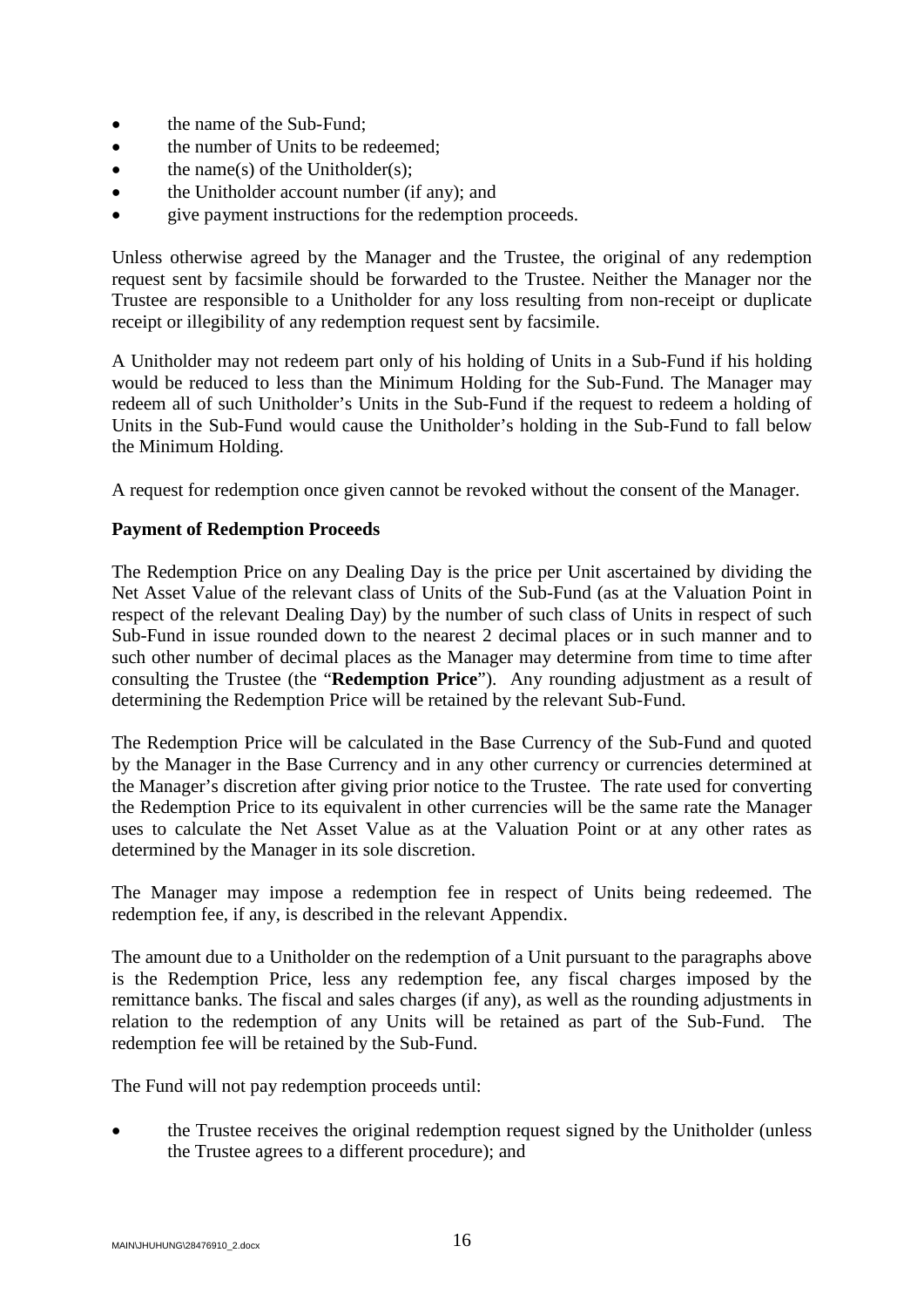- the name of the Sub-Fund;
- the number of Units to be redeemed;
- the name(s) of the Unitholder(s);
- the Unitholder account number (if any); and
- give payment instructions for the redemption proceeds.

Unless otherwise agreed by the Manager and the Trustee, the original of any redemption request sent by facsimile should be forwarded to the Trustee. Neither the Manager nor the Trustee are responsible to a Unitholder for any loss resulting from non-receipt or duplicate receipt or illegibility of any redemption request sent by facsimile.

A Unitholder may not redeem part only of his holding of Units in a Sub-Fund if his holding would be reduced to less than the Minimum Holding for the Sub-Fund. The Manager may redeem all of such Unitholder's Units in the Sub-Fund if the request to redeem a holding of Units in the Sub-Fund would cause the Unitholder's holding in the Sub-Fund to fall below the Minimum Holding.

A request for redemption once given cannot be revoked without the consent of the Manager.

**Payment of Redemption Proceeds**

The Redemption Price on any Dealing Day is the price per Unit ascertained by dividing the Net Asset Value of the relevant class of Units of the Sub-Fund (as at the Valuation Point in respect of the relevant Dealing Day) by the number of such class of Units in respect of such Sub-Fund in issue rounded down to the nearest 2 decimal places or in such manner and to such other number of decimal places as the Manager may determine from time to time after consulting the Trustee (the "**Redemption Price**"). Any rounding adjustment as a result of determining the Redemption Price will be retained by the relevant Sub-Fund.

The Redemption Price will be calculated in the Base Currency of the Sub-Fund and quoted by the Manager in the Base Currency and in any other currency or currencies determined at the Manager's discretion after giving prior notice to the Trustee. The rate used for converting the Redemption Price to its equivalent in other currencies will be the same rate the Manager uses to calculate the Net Asset Value as at the Valuation Point or at any other rates as determined by the Manager in its sole discretion.

The Manager may impose a redemption fee in respect of Units being redeemed. The redemption fee, if any, is described in the relevant Appendix.

The amount due to a Unitholder on the redemption of a Unit pursuant to the paragraphs above is the Redemption Price, less any redemption fee, any fiscal charges imposed by the remittance banks. The fiscal and sales charges (if any), as well as the rounding adjustments in relation to the redemption of any Units will be retained as part of the Sub-Fund. The redemption fee will be retained by the Sub-Fund.

The Fund will not pay redemption proceeds until:

- the Trustee receives the original redemption request signed by the Unitholder (unless the Trustee agrees to a different procedure); and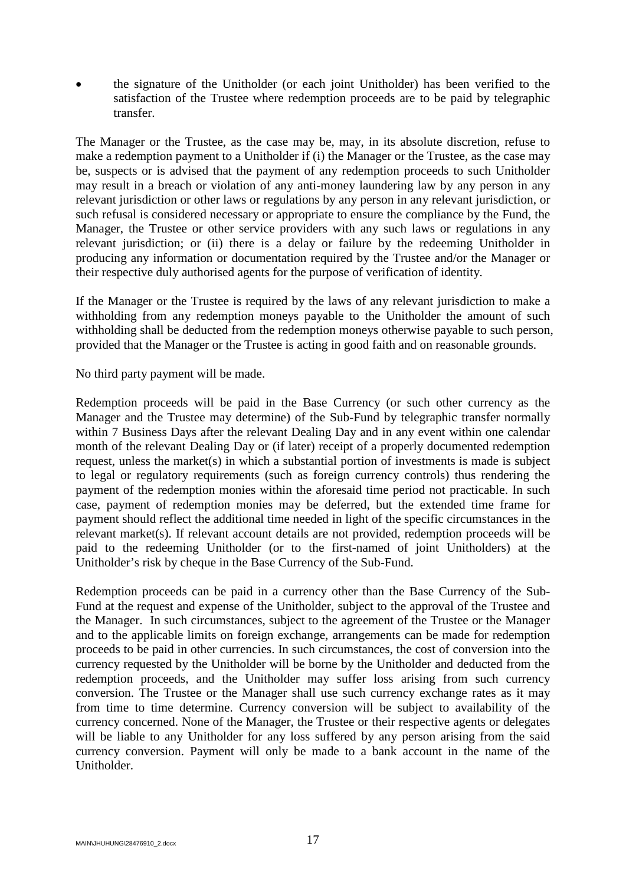- the signature of the Unitholder (or each joint Unitholder) has been verified to the satisfaction of the Trustee where redemption proceeds are to be paid by telegraphic transfer.

The Manager or the Trustee, as the case may be, may, in its absolute discretion, refuse to make a redemption payment to a Unitholder if (i) the Manager or the Trustee, as the case may be, suspects or is advised that the payment of any redemption proceeds to such Unitholder may result in a breach or violation of any anti-money laundering law by any person in any relevant jurisdiction or other laws or regulations by any person in any relevant jurisdiction, or such refusal is considered necessary or appropriate to ensure the compliance by the Fund, the Manager, the Trustee or other service providers with any such laws or regulations in any relevant jurisdiction; or (ii) there is a delay or failure by the redeeming Unitholder in producing any information or documentation required by the Trustee and/or the Manager or their respective duly authorised agents for the purpose of verification of identity.

If the Manager or the Trustee is required by the laws of any relevant jurisdiction to make a withholding from any redemption moneys payable to the Unitholder the amount of such withholding shall be deducted from the redemption moneys otherwise payable to such person, provided that the Manager or the Trustee is acting in good faith and on reasonable grounds.

No third party payment will be made.

Redemption proceeds will be paid in the Base Currency (or such other currency as the Manager and the Trustee may determine) of the Sub-Fund by telegraphic transfer normally within 7 Business Days after the relevant Dealing Day and in any event within one calendar month of the relevant Dealing Day or (if later) receipt of a properly documented redemption request, unless the market(s) in which a substantial portion of investments is made is subject to legal or regulatory requirements (such as foreign currency controls) thus rendering the payment of the redemption monies within the aforesaid time period not practicable. In such case, payment of redemption monies may be deferred, but the extended time frame for payment should reflect the additional time needed in light of the specific circumstances in the relevant market(s). If relevant account details are not provided, redemption proceeds will be paid to the redeeming Unitholder (or to the first-named of joint Unitholders) at the Unitholder's risk by cheque in the Base Currency of the Sub-Fund.

Redemption proceeds can be paid in a currency other than the Base Currency of the Sub-Fund at the request and expense of the Unitholder, subject to the approval of the Trustee and the Manager. In such circumstances, subject to the agreement of the Trustee or the Manager and to the applicable limits on foreign exchange, arrangements can be made for redemption proceeds to be paid in other currencies. In such circumstances, the cost of conversion into the currency requested by the Unitholder will be borne by the Unitholder and deducted from the redemption proceeds, and the Unitholder may suffer loss arising from such currency conversion. The Trustee or the Manager shall use such currency exchange rates as it may from time to time determine. Currency conversion will be subject to availability of the currency concerned. None of the Manager, the Trustee or their respective agents or delegates will be liable to any Unitholder for any loss suffered by any person arising from the said currency conversion. Payment will only be made to a bank account in the name of the Unitholder.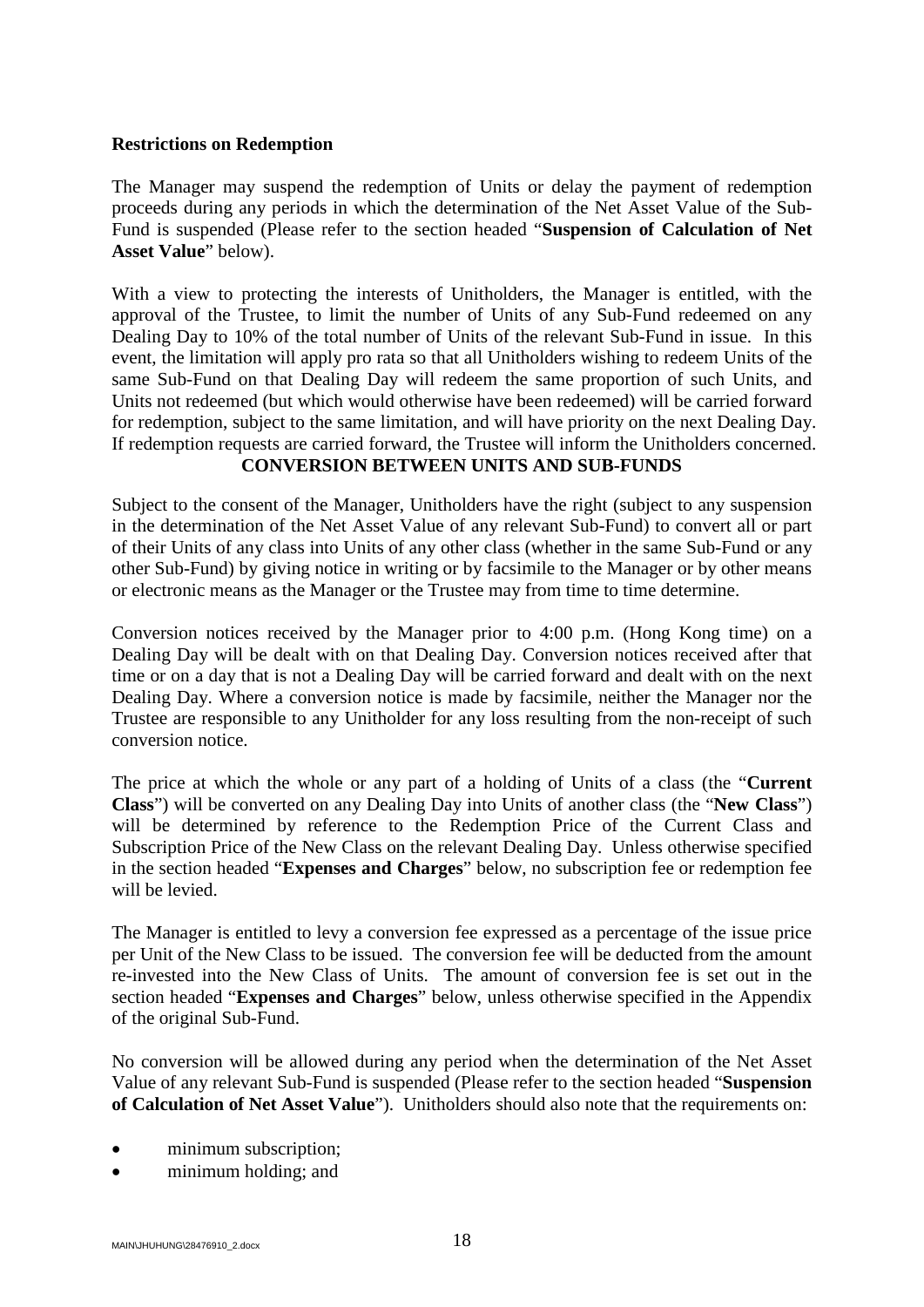**Restrictions on Redemption**

The Manager may suspend the redemption of Units or delay the payment of redemption proceeds during any periods in which the determination of the Net Asset Value of the Sub-Fund is suspended (Please refer to the section headed "**Suspension of Calculation of Net Asset Value**" below).

With a view to protecting the interests of Unitholders, the Manager is entitled, with the approval of the Trustee, to limit the number of Units of any Sub-Fund redeemed on any Dealing Day to 10% of the total number of Units of the relevant Sub-Fund in issue. In this event, the limitation will apply pro rata so that all Unitholders wishing to redeem Units of the same Sub-Fund on that Dealing Day will redeem the same proportion of such Units, and Units not redeemed (but which would otherwise have been redeemed) will be carried forward for redemption, subject to the same limitation, and will have priority on the next Dealing Day. If redemption requests are carried forward, the Trustee will inform the Unitholders concerned.

## CONVERSION BETWEEN UNITS AND SUB-FUNDS

Subject to the consent of the Manager, Unitholders have the right (subject to any suspension in the determination of the Net Asset Value of any relevant Sub-Fund) to convert all or part of their Units of any class into Units of any other class (whether in the same Sub-Fund or any other Sub-Fund) by giving notice in writing or by facsimile to the Manager or by other means or electronic means as the Manager or the Trustee may from time to time determine.

Conversion notices received by the Manager prior to 4:00 p.m. (Hong Kong time) on a Dealing Day will be dealt with on that Dealing Day. Conversion notices received after that time or on a day that is not a Dealing Day will be carried forward and dealt with on the next Dealing Day. Where a conversion notice is made by facsimile, neither the Manager nor the Trustee are responsible to any Unitholder for any loss resulting from the non-receipt of such conversion notice.

The price at which the whole or any part of a holding of Units of a class (the "**Current Class**") will be converted on any Dealing Day into Units of another class (the "**New Class**") will be determined by reference to the Redemption Price of the Current Class and Subscription Price of the New Class on the relevant Dealing Day. Unless otherwise specified in the section headed "**Expenses and Charges**" below, no subscription fee or redemption fee will be levied.

The Manager is entitled to levy a conversion fee expressed as a percentage of the issue price per Unit of the New Class to be issued. The conversion fee will be deducted from the amount re-invested into the New Class of Units. The amount of conversion fee is set out in the section headed "**Expenses and Charges**" below, unless otherwise specified in the Appendix of the original Sub-Fund.

No conversion will be allowed during any period when the determination of the Net Asset Value of any relevant Sub-Fund is suspended (Please refer to the section headed "**Suspension of Calculation of Net Asset Value**"). Unitholders should also note that the requirements on:

- minimum subscription;
- minimum holding; and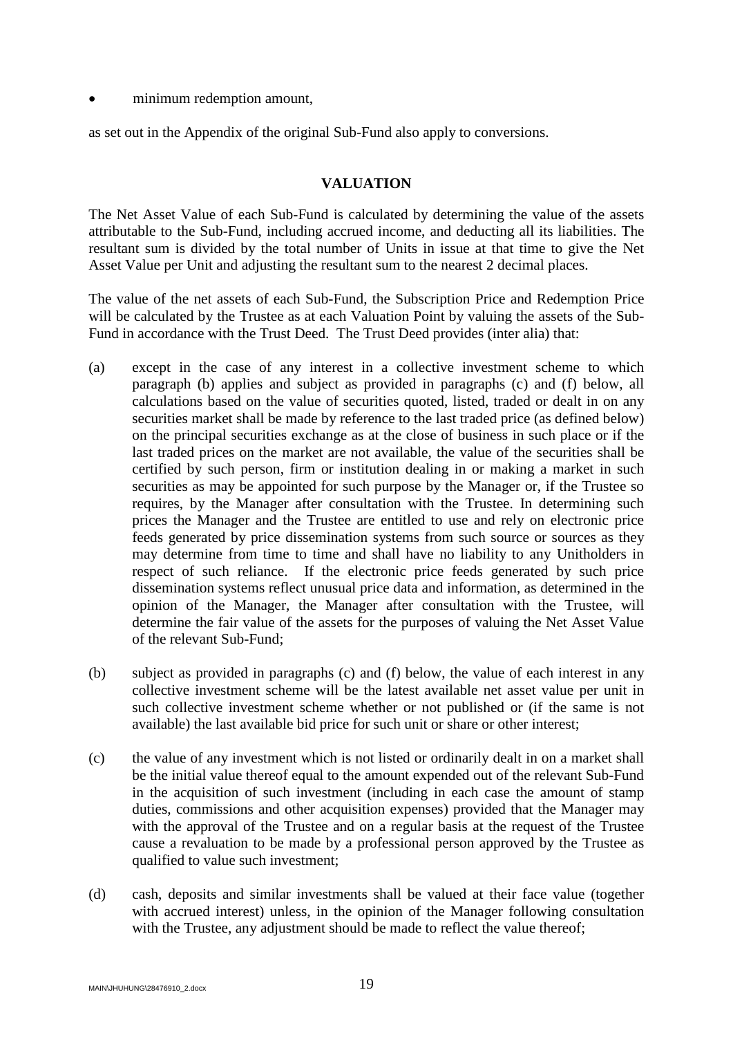- minimum redemption amount,

as set out in the Appendix of the original Sub-Fund also apply to conversions.

## VALUATION

The Net Asset Value of each Sub-Fund is calculated by determining the value of the assets attributable to the Sub-Fund, including accrued income, and deducting all its liabilities. The resultant sum is divided by the total number of Units in issue at that time to give the Net Asset Value per Unit and adjusting the resultant sum to the nearest 2 decimal places.

The value of the net assets of each Sub-Fund, the Subscription Price and Redemption Price will be calculated by the Trustee as at each Valuation Point by valuing the assets of the Sub-Fund in accordance with the Trust Deed. The Trust Deed provides (inter alia) that:

(a) except in the case of any interest in a collective investment scheme to which paragraph (b) applies and subject as provided in paragraphs (c) and (f) below, all calculations based on the value of securities quoted, listed, traded or dealt in on any securities market shall be made by reference to the last traded price (as defined below) on the principal securities exchange as at the close of business in such place or if the last traded prices on the market are not available, the value of the securities shall be certified by such person, firm or institution dealing in or making a market in such securities as may be appointed for such purpose by the Manager or, if the Trustee so requires, by the Manager after consultation with the Trustee. In determining such prices the Manager and the Trustee are entitled to use and rely on electronic price feeds generated by price dissemination systems from such source or sources as they may determine from time to time and shall have no liability to any Unitholders in respect of such reliance. If the electronic price feeds generated by such price dissemination systems reflect unusual price data and information, as determined in the opinion of the Manager, the Manager after consultation with the Trustee, will determine the fair value of the assets for the purposes of valuing the Net Asset Value of the relevant Sub-Fund;

(b) subject as provided in paragraphs (c) and (f) below, the value of each interest in any collective investment scheme will be the latest available net asset value per unit in such collective investment scheme whether or not published or (if the same is not available) the last available bid price for such unit or share or other interest;

(c) the value of any investment which is not listed or ordinarily dealt in on a market shall be the initial value thereof equal to the amount expended out of the relevant Sub-Fund in the acquisition of such investment (including in each case the amount of stamp duties, commissions and other acquisition expenses) provided that the Manager may with the approval of the Trustee and on a regular basis at the request of the Trustee cause a revaluation to be made by a professional person approved by the Trustee as qualified to value such investment;

(d) cash, deposits and similar investments shall be valued at their face value (together with accrued interest) unless, in the opinion of the Manager following consultation with the Trustee, any adjustment should be made to reflect the value thereof;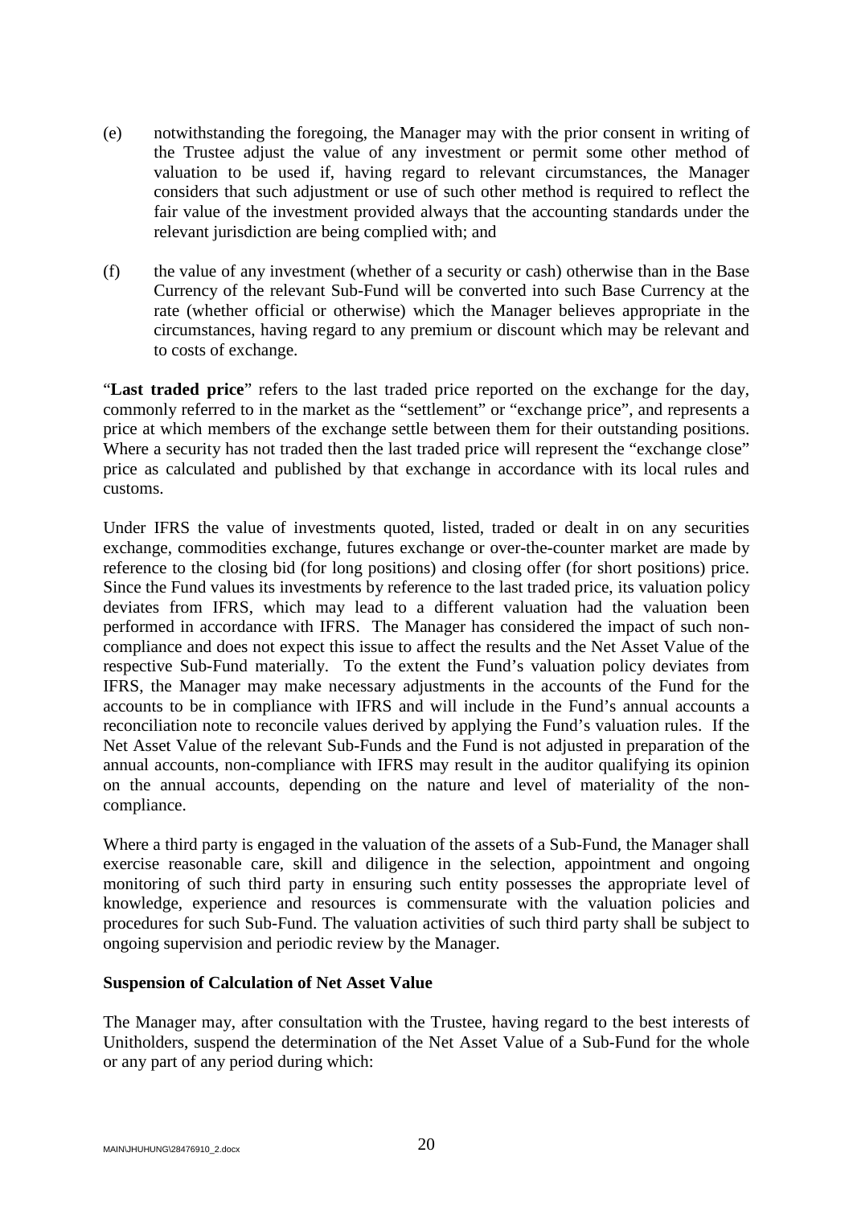(e) notwithstanding the foregoing, the Manager may with the prior consent in writing of the Trustee adjust the value of any investment or permit some other method of valuation to be used if, having regard to relevant circumstances, the Manager considers that such adjustment or use of such other method is required to reflect the fair value of the investment provided always that the accounting standards under the relevant jurisdiction are being complied with; and

(f) the value of any investment (whether of a security or cash) otherwise than in the Base Currency of the relevant Sub-Fund will be converted into such Base Currency at the rate (whether official or otherwise) which the Manager believes appropriate in the circumstances, having regard to any premium or discount which may be relevant and to costs of exchange.

"**Last traded price**" refers to the last traded price reported on the exchange for the day, commonly referred to in the market as the "settlement" or "exchange price", and represents a price at which members of the exchange settle between them for their outstanding positions. Where a security has not traded then the last traded price will represent the "exchange close" price as calculated and published by that exchange in accordance with its local rules and customs.

Under IFRS the value of investments quoted, listed, traded or dealt in on any securities exchange, commodities exchange, futures exchange or over-the-counter market are made by reference to the closing bid (for long positions) and closing offer (for short positions) price. Since the Fund values its investments by reference to the last traded price, its valuation policy deviates from IFRS, which may lead to a different valuation had the valuation been performed in accordance with IFRS. The Manager has considered the impact of such non-compliance and does not expect this issue to affect the results and the Net Asset Value of the respective Sub-Fund materially. To the extent the Fund's valuation policy deviates from IFRS, the Manager may make necessary adjustments in the accounts of the Fund for the accounts to be in compliance with IFRS and will include in the Fund's annual accounts a reconciliation note to reconcile values derived by applying the Fund's valuation rules. If the Net Asset Value of the relevant Sub-Funds and the Fund is not adjusted in preparation of the annual accounts, non-compliance with IFRS may result in the auditor qualifying its opinion on the annual accounts, depending on the nature and level of materiality of the non-compliance.

Where a third party is engaged in the valuation of the assets of a Sub-Fund, the Manager shall exercise reasonable care, skill and diligence in the selection, appointment and ongoing monitoring of such third party in ensuring such entity possesses the appropriate level of knowledge, experience and resources is commensurate with the valuation policies and procedures for such Sub-Fund. The valuation activities of such third party shall be subject to ongoing supervision and periodic review by the Manager.

**Suspension of Calculation of Net Asset Value**

The Manager may, after consultation with the Trustee, having regard to the best interests of Unitholders, suspend the determination of the Net Asset Value of a Sub-Fund for the whole or any part of any period during which: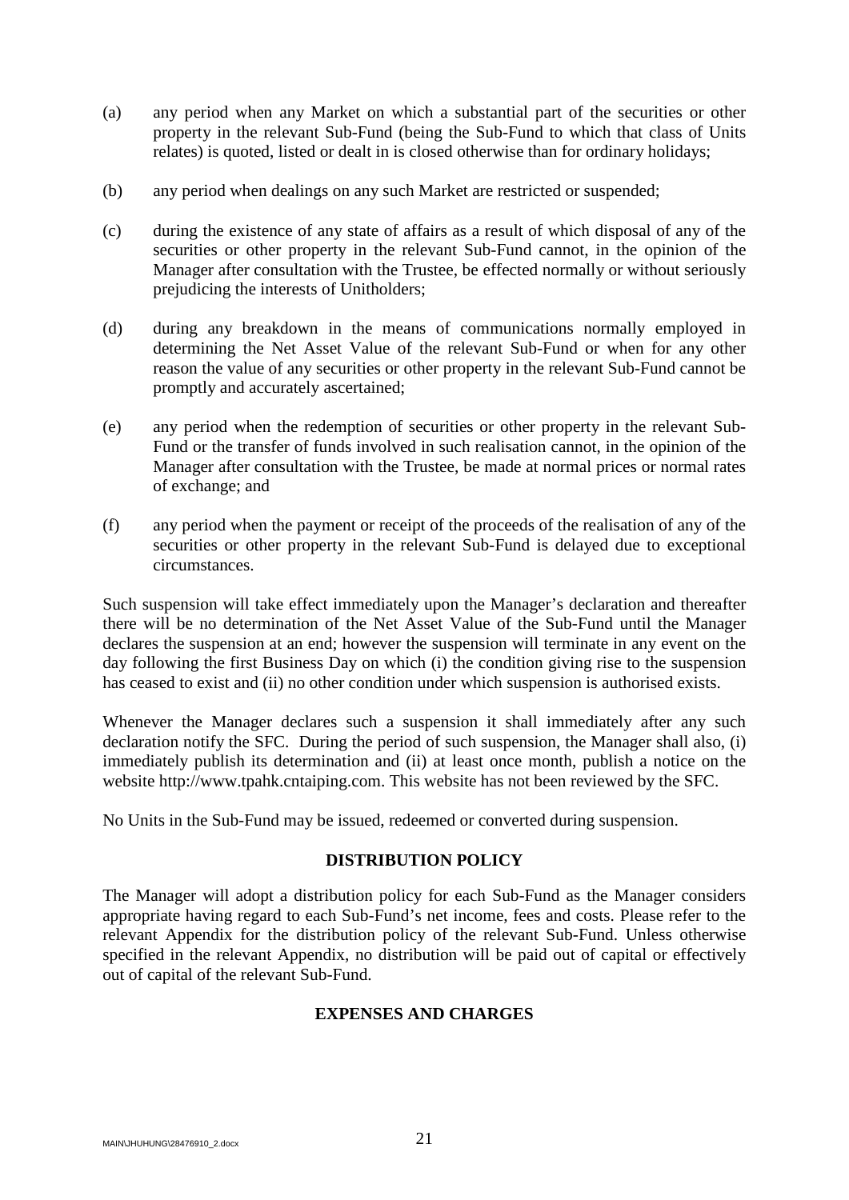(a) any period when any Market on which a substantial part of the securities or other property in the relevant Sub-Fund (being the Sub-Fund to which that class of Units relates) is quoted, listed or dealt in is closed otherwise than for ordinary holidays;

(b) any period when dealings on any such Market are restricted or suspended;

(c) during the existence of any state of affairs as a result of which disposal of any of the securities or other property in the relevant Sub-Fund cannot, in the opinion of the Manager after consultation with the Trustee, be effected normally or without seriously prejudicing the interests of Unitholders;

(d) during any breakdown in the means of communications normally employed in determining the Net Asset Value of the relevant Sub-Fund or when for any other reason the value of any securities or other property in the relevant Sub-Fund cannot be promptly and accurately ascertained;

(e) any period when the redemption of securities or other property in the relevant Sub-Fund or the transfer of funds involved in such realisation cannot, in the opinion of the Manager after consultation with the Trustee, be made at normal prices or normal rates of exchange; and

(f) any period when the payment or receipt of the proceeds of the realisation of any of the securities or other property in the relevant Sub-Fund is delayed due to exceptional circumstances.

Such suspension will take effect immediately upon the Manager's declaration and thereafter there will be no determination of the Net Asset Value of the Sub-Fund until the Manager declares the suspension at an end; however the suspension will terminate in any event on the day following the first Business Day on which (i) the condition giving rise to the suspension has ceased to exist and (ii) no other condition under which suspension is authorised exists.

Whenever the Manager declares such a suspension it shall immediately after any such declaration notify the SFC. During the period of such suspension, the Manager shall also, (i) immediately publish its determination and (ii) at least once month, publish a notice on the website http://www.tpahk.cntaiping.com. This website has not been reviewed by the SFC.

No Units in the Sub-Fund may be issued, redeemed or converted during suspension.

## DISTRIBUTION POLICY

The Manager will adopt a distribution policy for each Sub-Fund as the Manager considers appropriate having regard to each Sub-Fund's net income, fees and costs. Please refer to the relevant Appendix for the distribution policy of the relevant Sub-Fund. Unless otherwise specified in the relevant Appendix, no distribution will be paid out of capital or effectively out of capital of the relevant Sub-Fund.

## EXPENSES AND CHARGES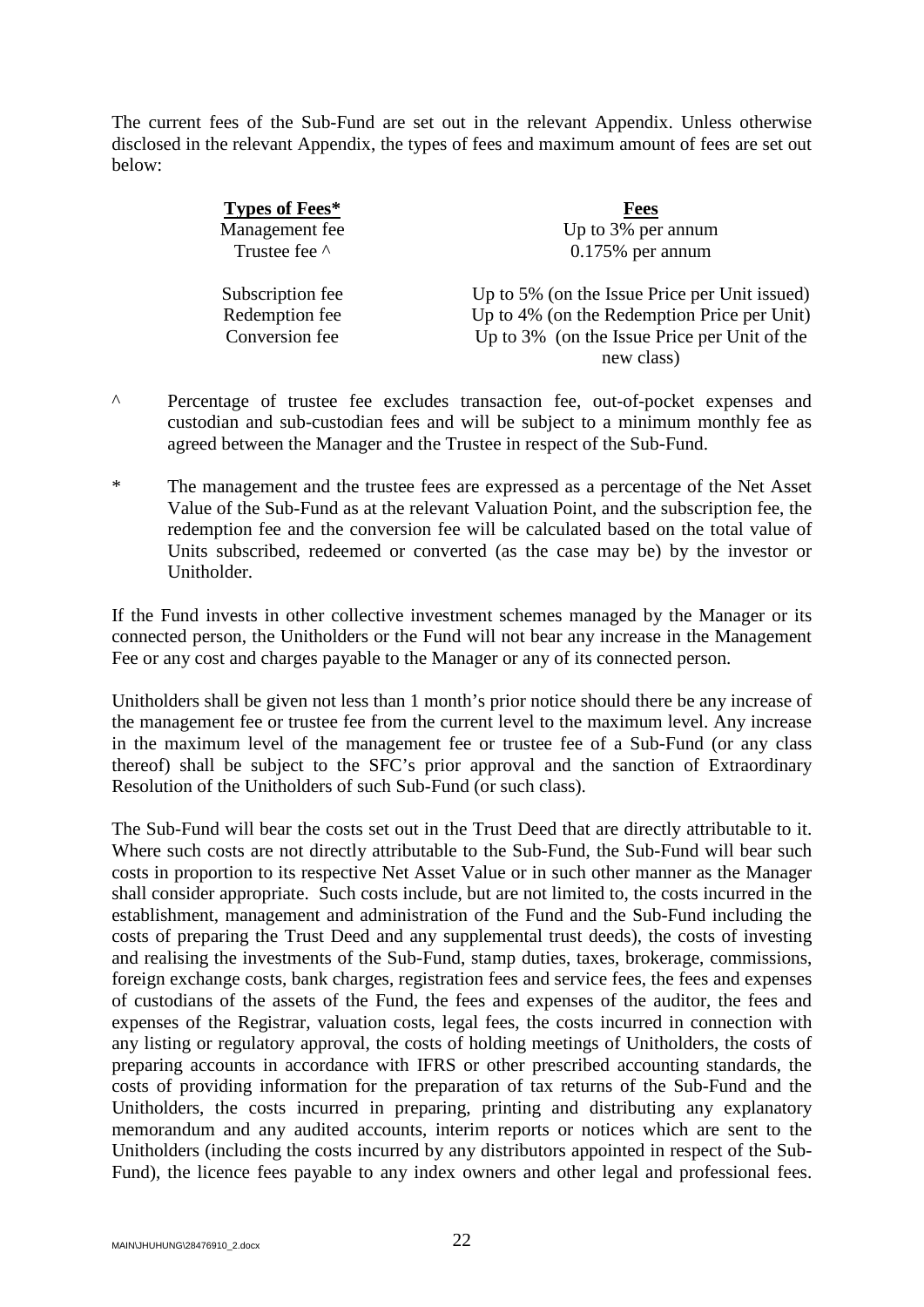The current fees of the Sub-Fund are set out in the relevant Appendix. Unless otherwise disclosed in the relevant Appendix, the types of fees and maximum amount of fees are set out below:

| **Types of Fees*** | **Fees** |
|---|---|
| Management fee | Up to 3% per annum |
| Trustee fee ^ | 0.175% per annum |
| Subscription fee | Up to 5% (on the Issue Price per Unit issued) |
| Redemption fee | Up to 4% (on the Redemption Price per Unit) |
| Conversion fee | Up to 3% (on the Issue Price per Unit of the new class) |

^ Percentage of trustee fee excludes transaction fee, out-of-pocket expenses and custodian and sub-custodian fees and will be subject to a minimum monthly fee as agreed between the Manager and the Trustee in respect of the Sub-Fund.

* The management and the trustee fees are expressed as a percentage of the Net Asset Value of the Sub-Fund as at the relevant Valuation Point, and the subscription fee, the redemption fee and the conversion fee will be calculated based on the total value of Units subscribed, redeemed or converted (as the case may be) by the investor or Unitholder.

If the Fund invests in other collective investment schemes managed by the Manager or its connected person, the Unitholders or the Fund will not bear any increase in the Management Fee or any cost and charges payable to the Manager or any of its connected person.

Unitholders shall be given not less than 1 month's prior notice should there be any increase of the management fee or trustee fee from the current level to the maximum level. Any increase in the maximum level of the management fee or trustee fee of a Sub-Fund (or any class thereof) shall be subject to the SFC's prior approval and the sanction of Extraordinary Resolution of the Unitholders of such Sub-Fund (or such class).

The Sub-Fund will bear the costs set out in the Trust Deed that are directly attributable to it. Where such costs are not directly attributable to the Sub-Fund, the Sub-Fund will bear such costs in proportion to its respective Net Asset Value or in such other manner as the Manager shall consider appropriate. Such costs include, but are not limited to, the costs incurred in the establishment, management and administration of the Fund and the Sub-Fund including the costs of preparing the Trust Deed and any supplemental trust deeds), the costs of investing and realising the investments of the Sub-Fund, stamp duties, taxes, brokerage, commissions, foreign exchange costs, bank charges, registration fees and service fees, the fees and expenses of custodians of the assets of the Fund, the fees and expenses of the auditor, the fees and expenses of the Registrar, valuation costs, legal fees, the costs incurred in connection with any listing or regulatory approval, the costs of holding meetings of Unitholders, the costs of preparing accounts in accordance with IFRS or other prescribed accounting standards, the costs of providing information for the preparation of tax returns of the Sub-Fund and the Unitholders, the costs incurred in preparing, printing and distributing any explanatory memorandum and any audited accounts, interim reports or notices which are sent to the Unitholders (including the costs incurred by any distributors appointed in respect of the Sub-Fund), the licence fees payable to any index owners and other legal and professional fees.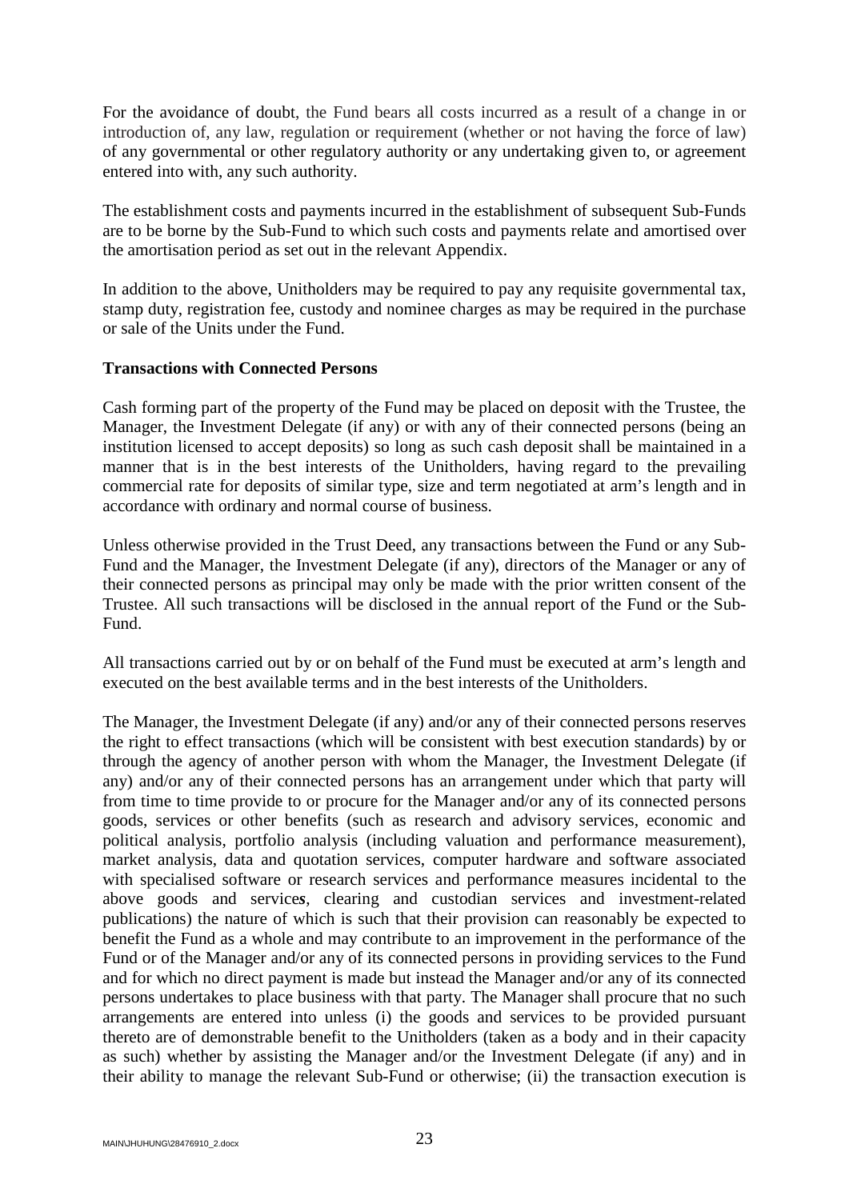For the avoidance of doubt, the Fund bears all costs incurred as a result of a change in or introduction of, any law, regulation or requirement (whether or not having the force of law) of any governmental or other regulatory authority or any undertaking given to, or agreement entered into with, any such authority.

The establishment costs and payments incurred in the establishment of subsequent Sub-Funds are to be borne by the Sub-Fund to which such costs and payments relate and amortised over the amortisation period as set out in the relevant Appendix.

In addition to the above, Unitholders may be required to pay any requisite governmental tax, stamp duty, registration fee, custody and nominee charges as may be required in the purchase or sale of the Units under the Fund.

**Transactions with Connected Persons**

Cash forming part of the property of the Fund may be placed on deposit with the Trustee, the Manager, the Investment Delegate (if any) or with any of their connected persons (being an institution licensed to accept deposits) so long as such cash deposit shall be maintained in a manner that is in the best interests of the Unitholders, having regard to the prevailing commercial rate for deposits of similar type, size and term negotiated at arm's length and in accordance with ordinary and normal course of business.

Unless otherwise provided in the Trust Deed, any transactions between the Fund or any Sub-Fund and the Manager, the Investment Delegate (if any), directors of the Manager or any of their connected persons as principal may only be made with the prior written consent of the Trustee. All such transactions will be disclosed in the annual report of the Fund or the Sub-Fund.

All transactions carried out by or on behalf of the Fund must be executed at arm's length and executed on the best available terms and in the best interests of the Unitholders.

The Manager, the Investment Delegate (if any) and/or any of their connected persons reserves the right to effect transactions (which will be consistent with best execution standards) by or through the agency of another person with whom the Manager, the Investment Delegate (if any) and/or any of their connected persons has an arrangement under which that party will from time to time provide to or procure for the Manager and/or any of its connected persons goods, services or other benefits (such as research and advisory services, economic and political analysis, portfolio analysis (including valuation and performance measurement), market analysis, data and quotation services, computer hardware and software associated with specialised software or research services and performance measures incidental to the above goods and services, clearing and custodian services and investment-related publications) the nature of which is such that their provision can reasonably be expected to benefit the Fund as a whole and may contribute to an improvement in the performance of the Fund or of the Manager and/or any of its connected persons in providing services to the Fund and for which no direct payment is made but instead the Manager and/or any of its connected persons undertakes to place business with that party. The Manager shall procure that no such arrangements are entered into unless (i) the goods and services to be provided pursuant thereto are of demonstrable benefit to the Unitholders (taken as a body and in their capacity as such) whether by assisting the Manager and/or the Investment Delegate (if any) and in their ability to manage the relevant Sub-Fund or otherwise; (ii) the transaction execution is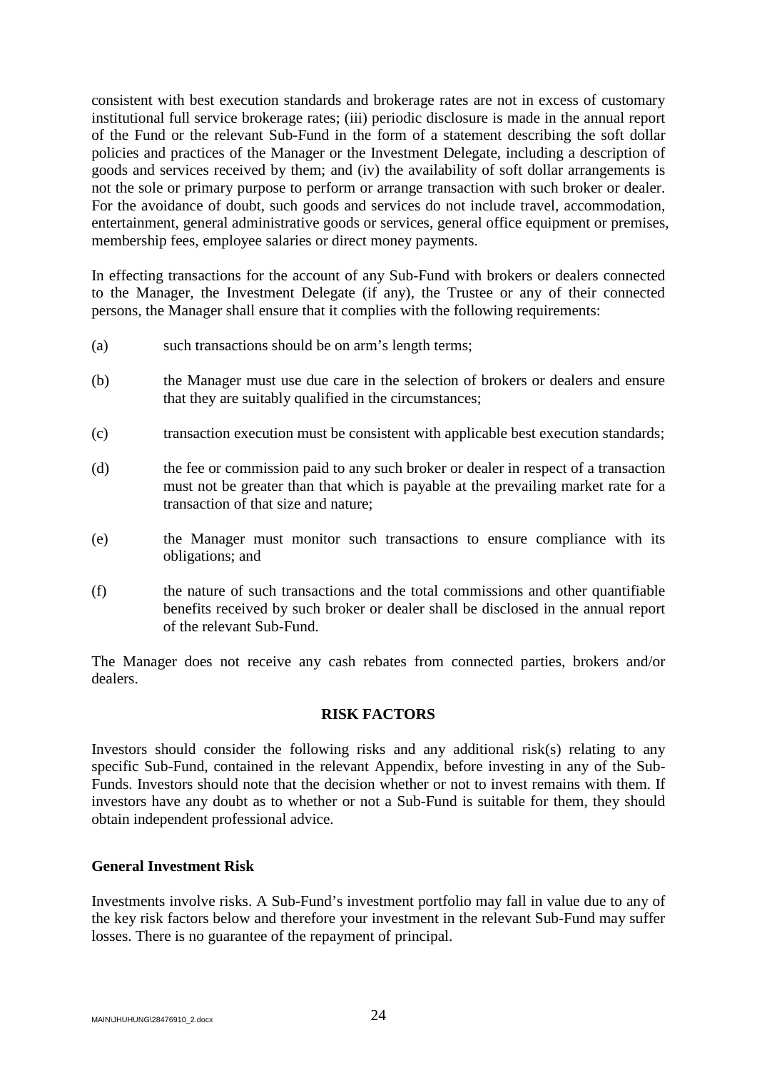consistent with best execution standards and brokerage rates are not in excess of customary institutional full service brokerage rates; (iii) periodic disclosure is made in the annual report of the Fund or the relevant Sub-Fund in the form of a statement describing the soft dollar policies and practices of the Manager or the Investment Delegate, including a description of goods and services received by them; and (iv) the availability of soft dollar arrangements is not the sole or primary purpose to perform or arrange transaction with such broker or dealer. For the avoidance of doubt, such goods and services do not include travel, accommodation, entertainment, general administrative goods or services, general office equipment or premises, membership fees, employee salaries or direct money payments.

In effecting transactions for the account of any Sub-Fund with brokers or dealers connected to the Manager, the Investment Delegate (if any), the Trustee or any of their connected persons, the Manager shall ensure that it complies with the following requirements:

(a) such transactions should be on arm's length terms;

(b) the Manager must use due care in the selection of brokers or dealers and ensure that they are suitably qualified in the circumstances;

(c) transaction execution must be consistent with applicable best execution standards;

(d) the fee or commission paid to any such broker or dealer in respect of a transaction must not be greater than that which is payable at the prevailing market rate for a transaction of that size and nature;

(e) the Manager must monitor such transactions to ensure compliance with its obligations; and

(f) the nature of such transactions and the total commissions and other quantifiable benefits received by such broker or dealer shall be disclosed in the annual report of the relevant Sub-Fund.

The Manager does not receive any cash rebates from connected parties, brokers and/or dealers.

## RISK FACTORS

Investors should consider the following risks and any additional risk(s) relating to any specific Sub-Fund, contained in the relevant Appendix, before investing in any of the Sub-Funds. Investors should note that the decision whether or not to invest remains with them. If investors have any doubt as to whether or not a Sub-Fund is suitable for them, they should obtain independent professional advice.

### General Investment Risk

Investments involve risks. A Sub-Fund's investment portfolio may fall in value due to any of the key risk factors below and therefore your investment in the relevant Sub-Fund may suffer losses. There is no guarantee of the repayment of principal.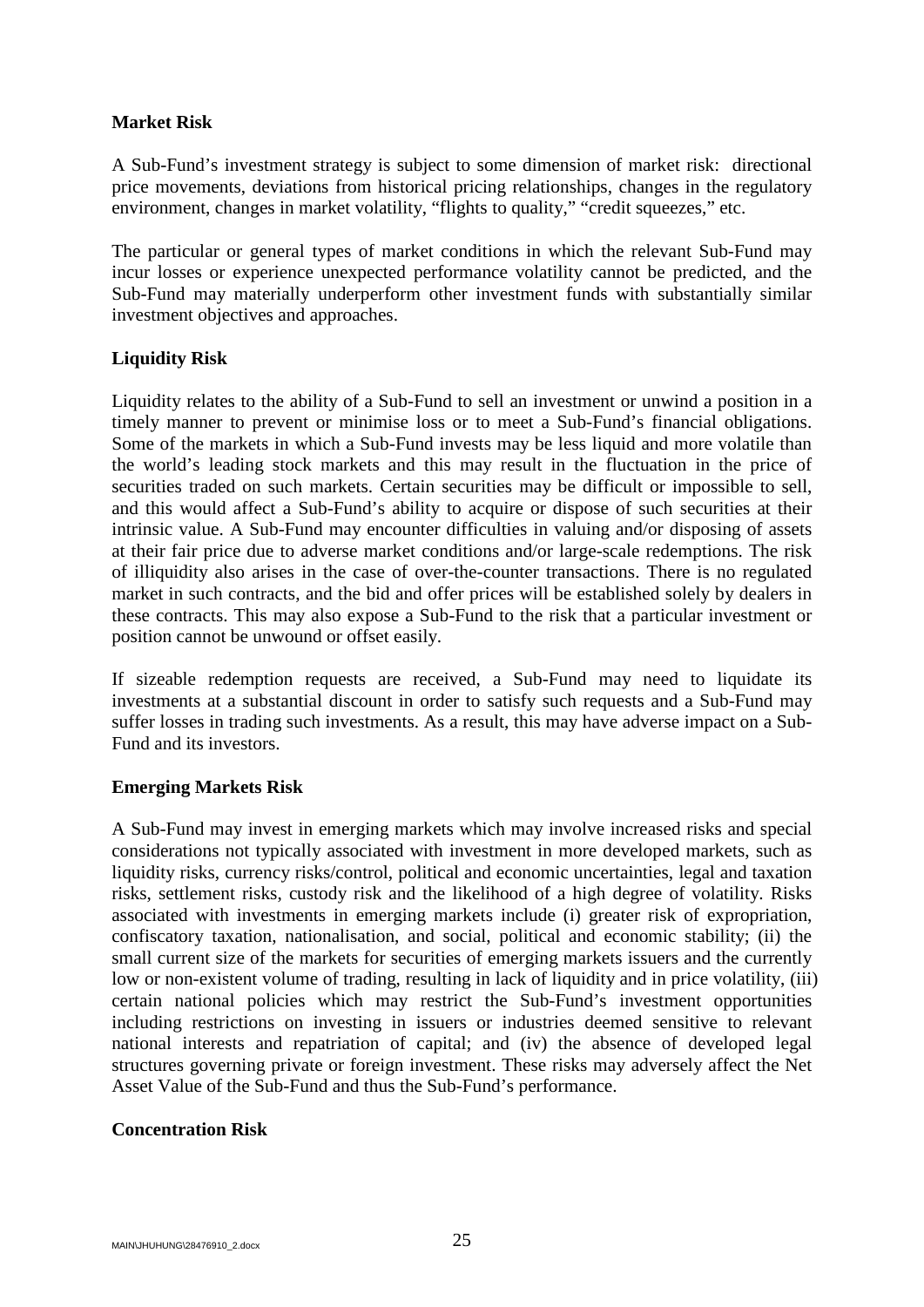**Market Risk**

A Sub-Fund's investment strategy is subject to some dimension of market risk: directional price movements, deviations from historical pricing relationships, changes in the regulatory environment, changes in market volatility, "flights to quality," "credit squeezes," etc.

The particular or general types of market conditions in which the relevant Sub-Fund may incur losses or experience unexpected performance volatility cannot be predicted, and the Sub-Fund may materially underperform other investment funds with substantially similar investment objectives and approaches.

**Liquidity Risk**

Liquidity relates to the ability of a Sub-Fund to sell an investment or unwind a position in a timely manner to prevent or minimise loss or to meet a Sub-Fund's financial obligations. Some of the markets in which a Sub-Fund invests may be less liquid and more volatile than the world's leading stock markets and this may result in the fluctuation in the price of securities traded on such markets. Certain securities may be difficult or impossible to sell, and this would affect a Sub-Fund's ability to acquire or dispose of such securities at their intrinsic value. A Sub-Fund may encounter difficulties in valuing and/or disposing of assets at their fair price due to adverse market conditions and/or large-scale redemptions. The risk of illiquidity also arises in the case of over-the-counter transactions. There is no regulated market in such contracts, and the bid and offer prices will be established solely by dealers in these contracts. This may also expose a Sub-Fund to the risk that a particular investment or position cannot be unwound or offset easily.

If sizeable redemption requests are received, a Sub-Fund may need to liquidate its investments at a substantial discount in order to satisfy such requests and a Sub-Fund may suffer losses in trading such investments. As a result, this may have adverse impact on a Sub-Fund and its investors.

**Emerging Markets Risk**

A Sub-Fund may invest in emerging markets which may involve increased risks and special considerations not typically associated with investment in more developed markets, such as liquidity risks, currency risks/control, political and economic uncertainties, legal and taxation risks, settlement risks, custody risk and the likelihood of a high degree of volatility. Risks associated with investments in emerging markets include (i) greater risk of expropriation, confiscatory taxation, nationalisation, and social, political and economic stability; (ii) the small current size of the markets for securities of emerging markets issuers and the currently low or non-existent volume of trading, resulting in lack of liquidity and in price volatility, (iii) certain national policies which may restrict the Sub-Fund's investment opportunities including restrictions on investing in issuers or industries deemed sensitive to relevant national interests and repatriation of capital; and (iv) the absence of developed legal structures governing private or foreign investment. These risks may adversely affect the Net Asset Value of the Sub-Fund and thus the Sub-Fund's performance.

**Concentration Risk**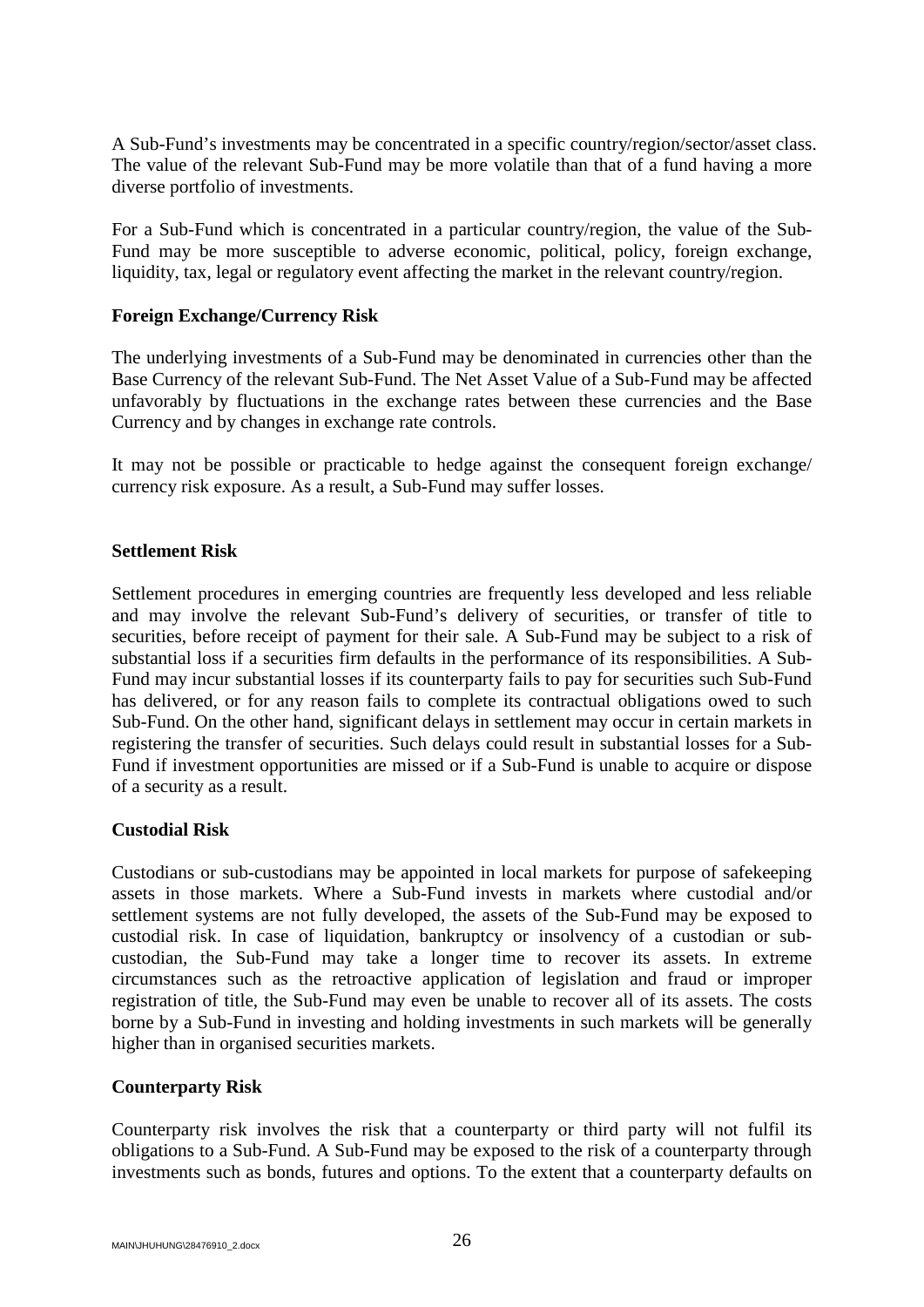A Sub-Fund's investments may be concentrated in a specific country/region/sector/asset class. The value of the relevant Sub-Fund may be more volatile than that of a fund having a more diverse portfolio of investments.

For a Sub-Fund which is concentrated in a particular country/region, the value of the Sub-Fund may be more susceptible to adverse economic, political, policy, foreign exchange, liquidity, tax, legal or regulatory event affecting the market in the relevant country/region.

**Foreign Exchange/Currency Risk**

The underlying investments of a Sub-Fund may be denominated in currencies other than the Base Currency of the relevant Sub-Fund. The Net Asset Value of a Sub-Fund may be affected unfavorably by fluctuations in the exchange rates between these currencies and the Base Currency and by changes in exchange rate controls.

It may not be possible or practicable to hedge against the consequent foreign exchange/ currency risk exposure. As a result, a Sub-Fund may suffer losses.

**Settlement Risk**

Settlement procedures in emerging countries are frequently less developed and less reliable and may involve the relevant Sub-Fund's delivery of securities, or transfer of title to securities, before receipt of payment for their sale. A Sub-Fund may be subject to a risk of substantial loss if a securities firm defaults in the performance of its responsibilities. A Sub-Fund may incur substantial losses if its counterparty fails to pay for securities such Sub-Fund has delivered, or for any reason fails to complete its contractual obligations owed to such Sub-Fund. On the other hand, significant delays in settlement may occur in certain markets in registering the transfer of securities. Such delays could result in substantial losses for a Sub-Fund if investment opportunities are missed or if a Sub-Fund is unable to acquire or dispose of a security as a result.

**Custodial Risk**

Custodians or sub-custodians may be appointed in local markets for purpose of safekeeping assets in those markets. Where a Sub-Fund invests in markets where custodial and/or settlement systems are not fully developed, the assets of the Sub-Fund may be exposed to custodial risk. In case of liquidation, bankruptcy or insolvency of a custodian or sub-custodian, the Sub-Fund may take a longer time to recover its assets. In extreme circumstances such as the retroactive application of legislation and fraud or improper registration of title, the Sub-Fund may even be unable to recover all of its assets. The costs borne by a Sub-Fund in investing and holding investments in such markets will be generally higher than in organised securities markets.

**Counterparty Risk**

Counterparty risk involves the risk that a counterparty or third party will not fulfil its obligations to a Sub-Fund. A Sub-Fund may be exposed to the risk of a counterparty through investments such as bonds, futures and options. To the extent that a counterparty defaults on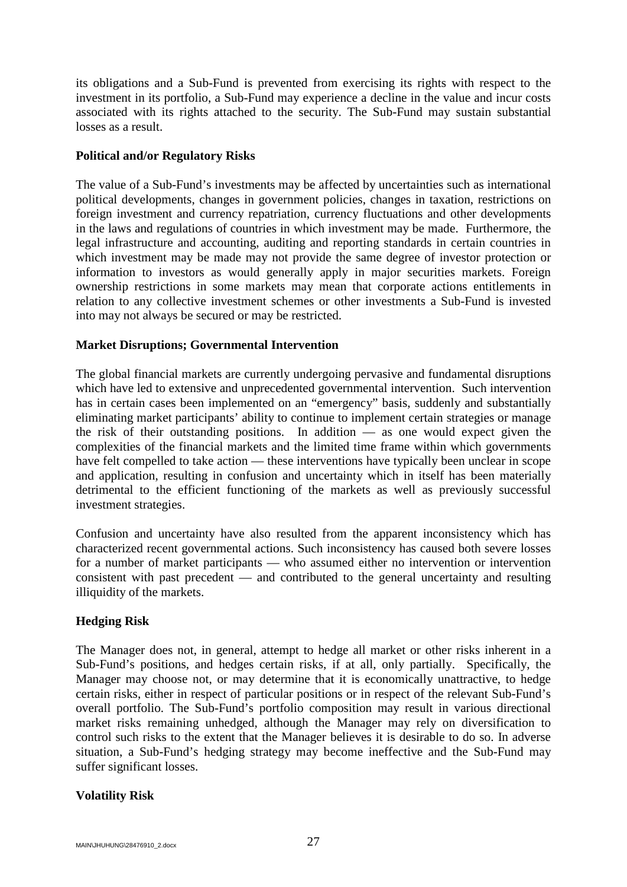its obligations and a Sub-Fund is prevented from exercising its rights with respect to the investment in its portfolio, a Sub-Fund may experience a decline in the value and incur costs associated with its rights attached to the security. The Sub-Fund may sustain substantial losses as a result.

**Political and/or Regulatory Risks**

The value of a Sub-Fund's investments may be affected by uncertainties such as international political developments, changes in government policies, changes in taxation, restrictions on foreign investment and currency repatriation, currency fluctuations and other developments in the laws and regulations of countries in which investment may be made. Furthermore, the legal infrastructure and accounting, auditing and reporting standards in certain countries in which investment may be made may not provide the same degree of investor protection or information to investors as would generally apply in major securities markets. Foreign ownership restrictions in some markets may mean that corporate actions entitlements in relation to any collective investment schemes or other investments a Sub-Fund is invested into may not always be secured or may be restricted.

**Market Disruptions; Governmental Intervention**

The global financial markets are currently undergoing pervasive and fundamental disruptions which have led to extensive and unprecedented governmental intervention. Such intervention has in certain cases been implemented on an "emergency" basis, suddenly and substantially eliminating market participants' ability to continue to implement certain strategies or manage the risk of their outstanding positions. In addition — as one would expect given the complexities of the financial markets and the limited time frame within which governments have felt compelled to take action — these interventions have typically been unclear in scope and application, resulting in confusion and uncertainty which in itself has been materially detrimental to the efficient functioning of the markets as well as previously successful investment strategies.

Confusion and uncertainty have also resulted from the apparent inconsistency which has characterized recent governmental actions. Such inconsistency has caused both severe losses for a number of market participants — who assumed either no intervention or intervention consistent with past precedent — and contributed to the general uncertainty and resulting illiquidity of the markets.

**Hedging Risk**

The Manager does not, in general, attempt to hedge all market or other risks inherent in a Sub-Fund's positions, and hedges certain risks, if at all, only partially. Specifically, the Manager may choose not, or may determine that it is economically unattractive, to hedge certain risks, either in respect of particular positions or in respect of the relevant Sub-Fund's overall portfolio. The Sub-Fund's portfolio composition may result in various directional market risks remaining unhedged, although the Manager may rely on diversification to control such risks to the extent that the Manager believes it is desirable to do so. In adverse situation, a Sub-Fund's hedging strategy may become ineffective and the Sub-Fund may suffer significant losses.

**Volatility Risk**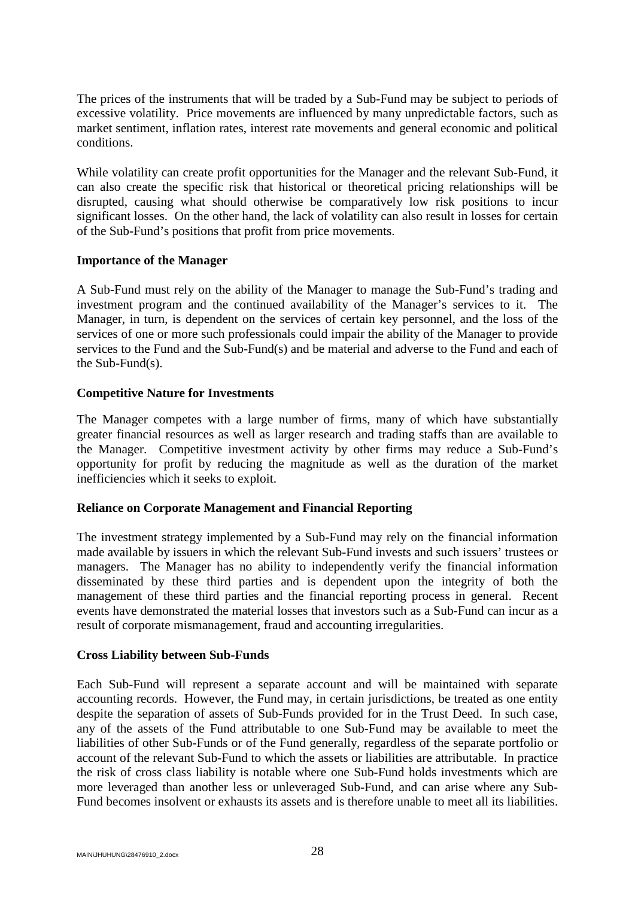The prices of the instruments that will be traded by a Sub-Fund may be subject to periods of excessive volatility. Price movements are influenced by many unpredictable factors, such as market sentiment, inflation rates, interest rate movements and general economic and political conditions.

While volatility can create profit opportunities for the Manager and the relevant Sub-Fund, it can also create the specific risk that historical or theoretical pricing relationships will be disrupted, causing what should otherwise be comparatively low risk positions to incur significant losses. On the other hand, the lack of volatility can also result in losses for certain of the Sub-Fund's positions that profit from price movements.

**Importance of the Manager**

A Sub-Fund must rely on the ability of the Manager to manage the Sub-Fund's trading and investment program and the continued availability of the Manager's services to it. The Manager, in turn, is dependent on the services of certain key personnel, and the loss of the services of one or more such professionals could impair the ability of the Manager to provide services to the Fund and the Sub-Fund(s) and be material and adverse to the Fund and each of the Sub-Fund(s).

**Competitive Nature for Investments**

The Manager competes with a large number of firms, many of which have substantially greater financial resources as well as larger research and trading staffs than are available to the Manager. Competitive investment activity by other firms may reduce a Sub-Fund's opportunity for profit by reducing the magnitude as well as the duration of the market inefficiencies which it seeks to exploit.

**Reliance on Corporate Management and Financial Reporting**

The investment strategy implemented by a Sub-Fund may rely on the financial information made available by issuers in which the relevant Sub-Fund invests and such issuers' trustees or managers. The Manager has no ability to independently verify the financial information disseminated by these third parties and is dependent upon the integrity of both the management of these third parties and the financial reporting process in general. Recent events have demonstrated the material losses that investors such as a Sub-Fund can incur as a result of corporate mismanagement, fraud and accounting irregularities.

**Cross Liability between Sub-Funds**

Each Sub-Fund will represent a separate account and will be maintained with separate accounting records. However, the Fund may, in certain jurisdictions, be treated as one entity despite the separation of assets of Sub-Funds provided for in the Trust Deed. In such case, any of the assets of the Fund attributable to one Sub-Fund may be available to meet the liabilities of other Sub-Funds or of the Fund generally, regardless of the separate portfolio or account of the relevant Sub-Fund to which the assets or liabilities are attributable. In practice the risk of cross class liability is notable where one Sub-Fund holds investments which are more leveraged than another less or unleveraged Sub-Fund, and can arise where any Sub-Fund becomes insolvent or exhausts its assets and is therefore unable to meet all its liabilities.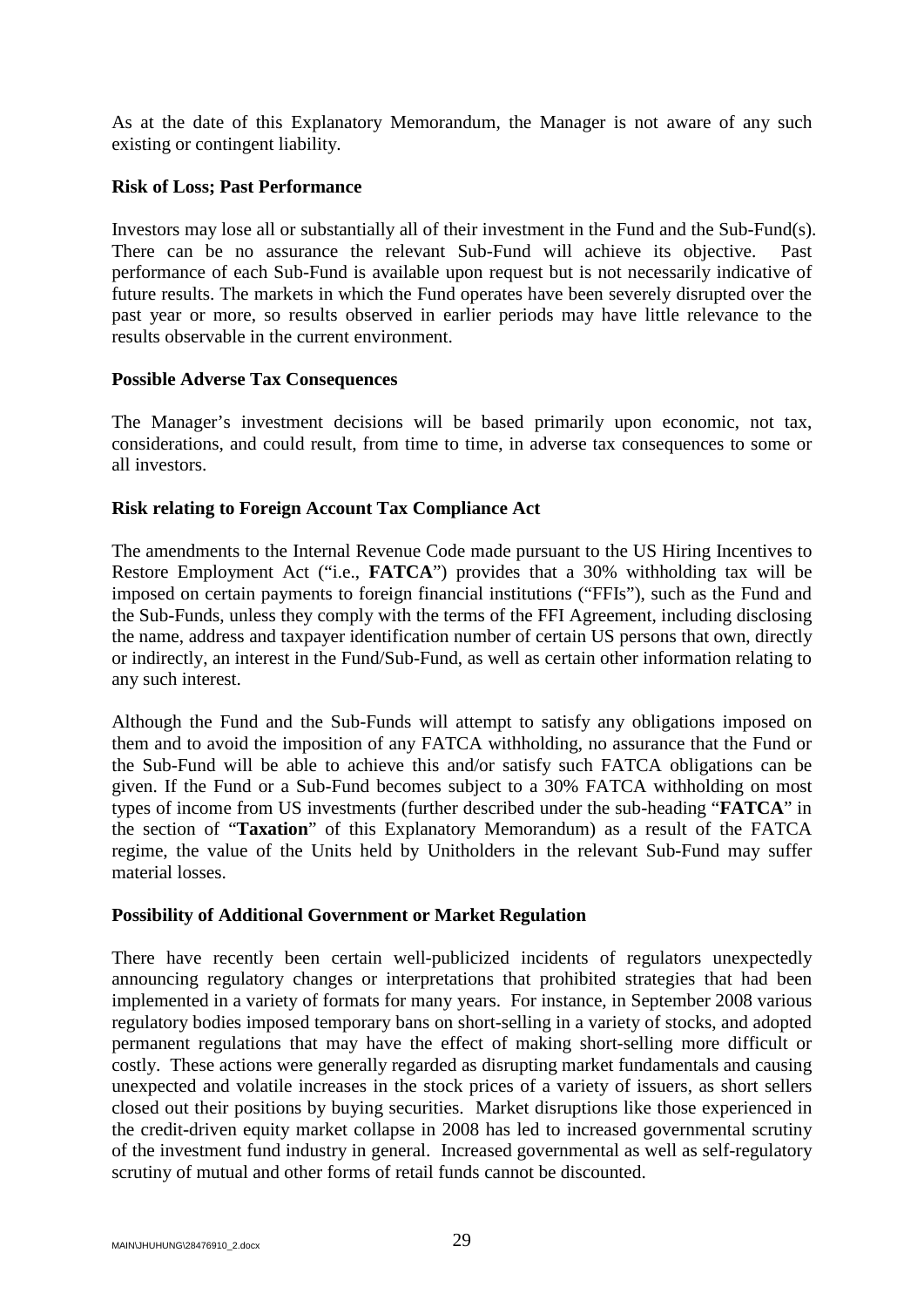As at the date of this Explanatory Memorandum, the Manager is not aware of any such existing or contingent liability.

**Risk of Loss; Past Performance**

Investors may lose all or substantially all of their investment in the Fund and the Sub-Fund(s). There can be no assurance the relevant Sub-Fund will achieve its objective. Past performance of each Sub-Fund is available upon request but is not necessarily indicative of future results. The markets in which the Fund operates have been severely disrupted over the past year or more, so results observed in earlier periods may have little relevance to the results observable in the current environment.

**Possible Adverse Tax Consequences**

The Manager's investment decisions will be based primarily upon economic, not tax, considerations, and could result, from time to time, in adverse tax consequences to some or all investors.

**Risk relating to Foreign Account Tax Compliance Act**

The amendments to the Internal Revenue Code made pursuant to the US Hiring Incentives to Restore Employment Act ("i.e., **FATCA**") provides that a 30% withholding tax will be imposed on certain payments to foreign financial institutions ("FFIs"), such as the Fund and the Sub-Funds, unless they comply with the terms of the FFI Agreement, including disclosing the name, address and taxpayer identification number of certain US persons that own, directly or indirectly, an interest in the Fund/Sub-Fund, as well as certain other information relating to any such interest.

Although the Fund and the Sub-Funds will attempt to satisfy any obligations imposed on them and to avoid the imposition of any FATCA withholding, no assurance that the Fund or the Sub-Fund will be able to achieve this and/or satisfy such FATCA obligations can be given. If the Fund or a Sub-Fund becomes subject to a 30% FATCA withholding on most types of income from US investments (further described under the sub-heading "**FATCA**" in the section of "**Taxation**" of this Explanatory Memorandum) as a result of the FATCA regime, the value of the Units held by Unitholders in the relevant Sub-Fund may suffer material losses.

**Possibility of Additional Government or Market Regulation**

There have recently been certain well-publicized incidents of regulators unexpectedly announcing regulatory changes or interpretations that prohibited strategies that had been implemented in a variety of formats for many years. For instance, in September 2008 various regulatory bodies imposed temporary bans on short-selling in a variety of stocks, and adopted permanent regulations that may have the effect of making short-selling more difficult or costly. These actions were generally regarded as disrupting market fundamentals and causing unexpected and volatile increases in the stock prices of a variety of issuers, as short sellers closed out their positions by buying securities. Market disruptions like those experienced in the credit-driven equity market collapse in 2008 has led to increased governmental scrutiny of the investment fund industry in general. Increased governmental as well as self-regulatory scrutiny of mutual and other forms of retail funds cannot be discounted.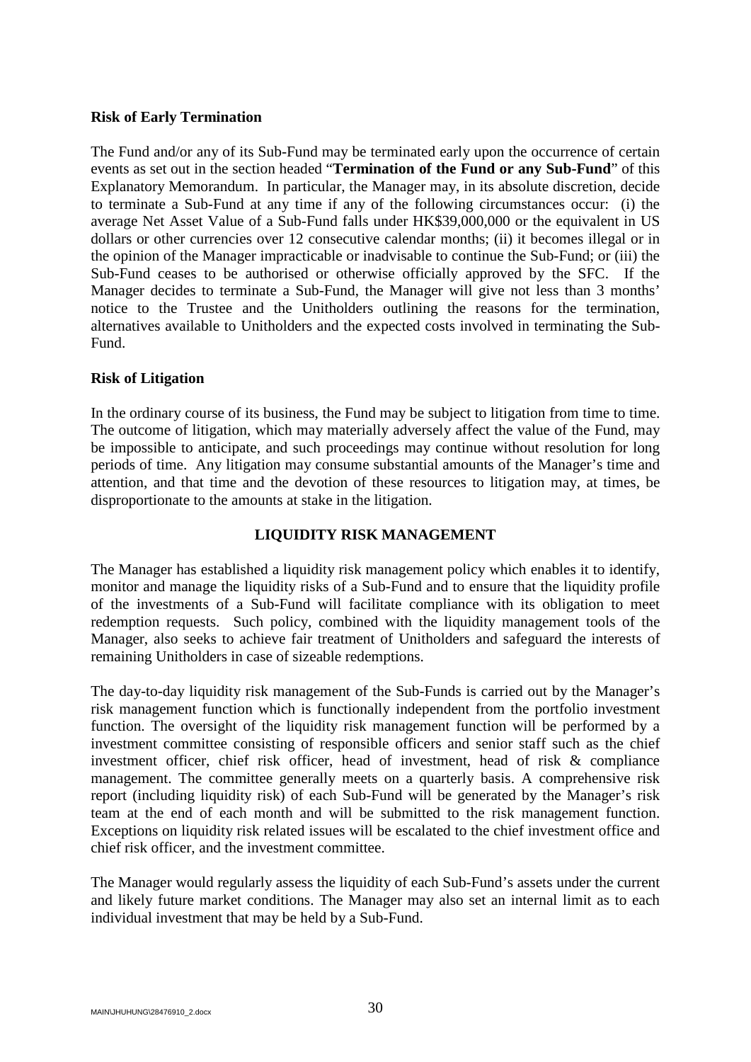**Risk of Early Termination**

The Fund and/or any of its Sub-Fund may be terminated early upon the occurrence of certain events as set out in the section headed "**Termination of the Fund or any Sub-Fund**" of this Explanatory Memorandum. In particular, the Manager may, in its absolute discretion, decide to terminate a Sub-Fund at any time if any of the following circumstances occur: (i) the average Net Asset Value of a Sub-Fund falls under HK$39,000,000 or the equivalent in US dollars or other currencies over 12 consecutive calendar months; (ii) it becomes illegal or in the opinion of the Manager impracticable or inadvisable to continue the Sub-Fund; or (iii) the Sub-Fund ceases to be authorised or otherwise officially approved by the SFC. If the Manager decides to terminate a Sub-Fund, the Manager will give not less than 3 months' notice to the Trustee and the Unitholders outlining the reasons for the termination, alternatives available to Unitholders and the expected costs involved in terminating the Sub-Fund.

**Risk of Litigation**

In the ordinary course of its business, the Fund may be subject to litigation from time to time. The outcome of litigation, which may materially adversely affect the value of the Fund, may be impossible to anticipate, and such proceedings may continue without resolution for long periods of time. Any litigation may consume substantial amounts of the Manager's time and attention, and that time and the devotion of these resources to litigation may, at times, be disproportionate to the amounts at stake in the litigation.

## LIQUIDITY RISK MANAGEMENT

The Manager has established a liquidity risk management policy which enables it to identify, monitor and manage the liquidity risks of a Sub-Fund and to ensure that the liquidity profile of the investments of a Sub-Fund will facilitate compliance with its obligation to meet redemption requests. Such policy, combined with the liquidity management tools of the Manager, also seeks to achieve fair treatment of Unitholders and safeguard the interests of remaining Unitholders in case of sizeable redemptions.

The day-to-day liquidity risk management of the Sub-Funds is carried out by the Manager's risk management function which is functionally independent from the portfolio investment function. The oversight of the liquidity risk management function will be performed by a investment committee consisting of responsible officers and senior staff such as the chief investment officer, chief risk officer, head of investment, head of risk & compliance management. The committee generally meets on a quarterly basis. A comprehensive risk report (including liquidity risk) of each Sub-Fund will be generated by the Manager's risk team at the end of each month and will be submitted to the risk management function. Exceptions on liquidity risk related issues will be escalated to the chief investment office and chief risk officer, and the investment committee.

The Manager would regularly assess the liquidity of each Sub-Fund's assets under the current and likely future market conditions. The Manager may also set an internal limit as to each individual investment that may be held by a Sub-Fund.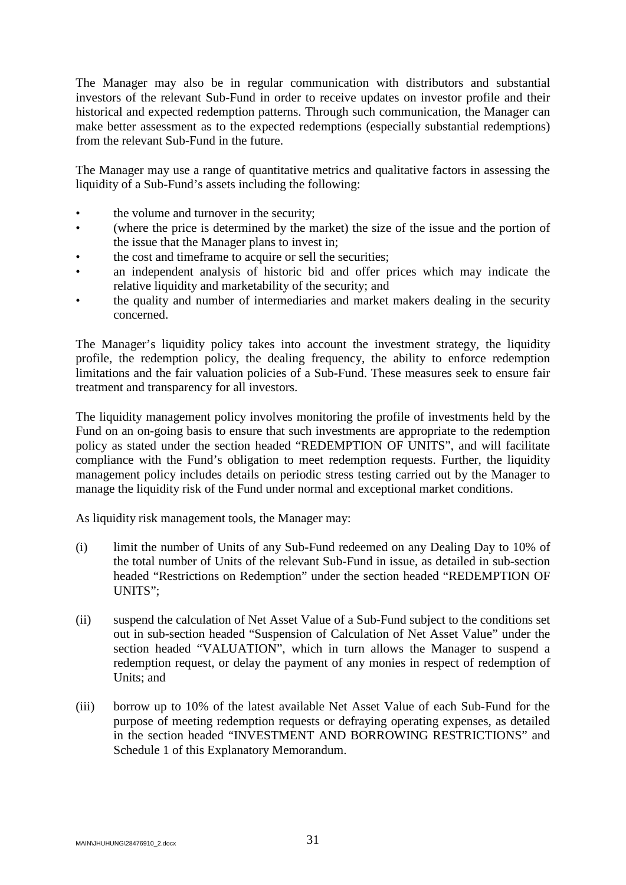The Manager may also be in regular communication with distributors and substantial investors of the relevant Sub-Fund in order to receive updates on investor profile and their historical and expected redemption patterns. Through such communication, the Manager can make better assessment as to the expected redemptions (especially substantial redemptions) from the relevant Sub-Fund in the future.

The Manager may use a range of quantitative metrics and qualitative factors in assessing the liquidity of a Sub-Fund's assets including the following:

- the volume and turnover in the security;
- (where the price is determined by the market) the size of the issue and the portion of the issue that the Manager plans to invest in;
- the cost and timeframe to acquire or sell the securities;
- an independent analysis of historic bid and offer prices which may indicate the relative liquidity and marketability of the security; and
- the quality and number of intermediaries and market makers dealing in the security concerned.

The Manager's liquidity policy takes into account the investment strategy, the liquidity profile, the redemption policy, the dealing frequency, the ability to enforce redemption limitations and the fair valuation policies of a Sub-Fund. These measures seek to ensure fair treatment and transparency for all investors.

The liquidity management policy involves monitoring the profile of investments held by the Fund on an on-going basis to ensure that such investments are appropriate to the redemption policy as stated under the section headed "REDEMPTION OF UNITS", and will facilitate compliance with the Fund's obligation to meet redemption requests. Further, the liquidity management policy includes details on periodic stress testing carried out by the Manager to manage the liquidity risk of the Fund under normal and exceptional market conditions.

As liquidity risk management tools, the Manager may:

(i) limit the number of Units of any Sub-Fund redeemed on any Dealing Day to 10% of the total number of Units of the relevant Sub-Fund in issue, as detailed in sub-section headed "Restrictions on Redemption" under the section headed "REDEMPTION OF UNITS";

(ii) suspend the calculation of Net Asset Value of a Sub-Fund subject to the conditions set out in sub-section headed "Suspension of Calculation of Net Asset Value" under the section headed "VALUATION", which in turn allows the Manager to suspend a redemption request, or delay the payment of any monies in respect of redemption of Units; and

(iii) borrow up to 10% of the latest available Net Asset Value of each Sub-Fund for the purpose of meeting redemption requests or defraying operating expenses, as detailed in the section headed "INVESTMENT AND BORROWING RESTRICTIONS" and Schedule 1 of this Explanatory Memorandum.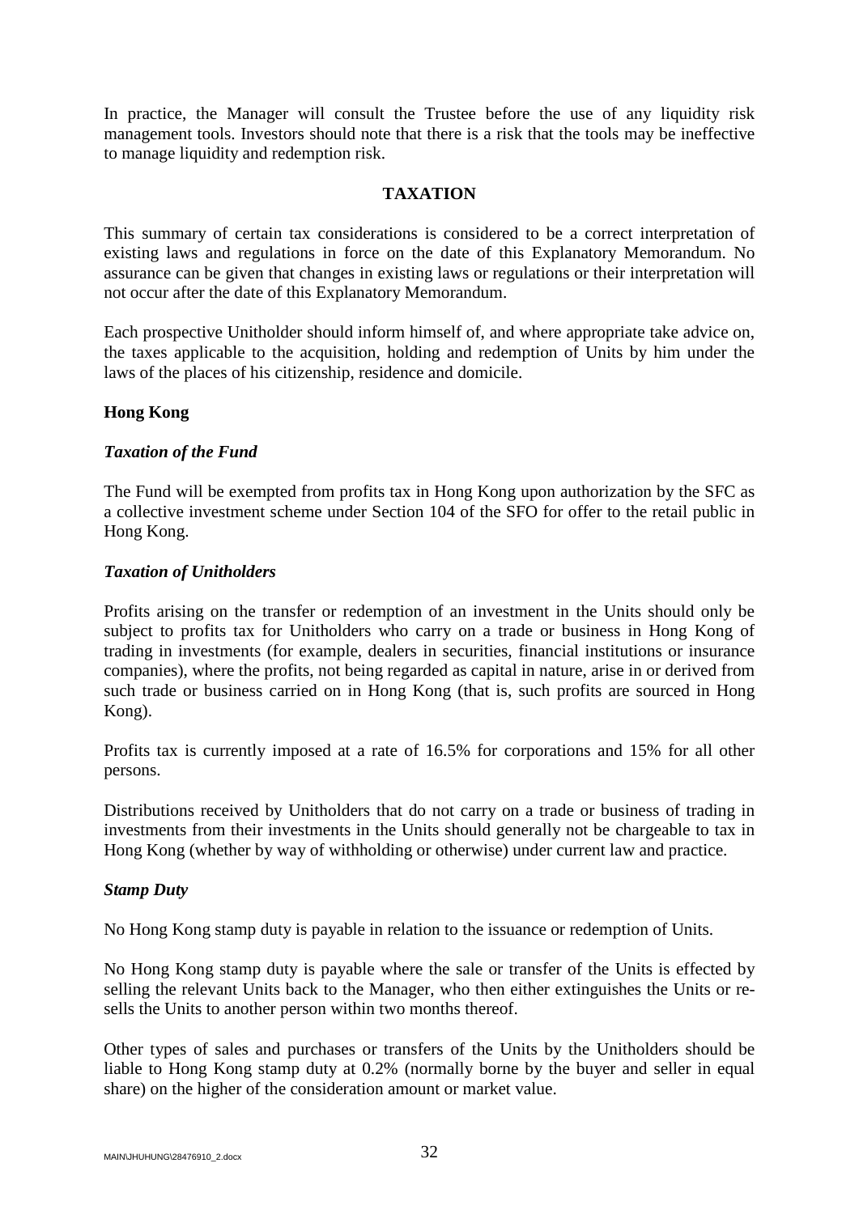In practice, the Manager will consult the Trustee before the use of any liquidity risk management tools. Investors should note that there is a risk that the tools may be ineffective to manage liquidity and redemption risk.

## TAXATION

This summary of certain tax considerations is considered to be a correct interpretation of existing laws and regulations in force on the date of this Explanatory Memorandum. No assurance can be given that changes in existing laws or regulations or their interpretation will not occur after the date of this Explanatory Memorandum.

Each prospective Unitholder should inform himself of, and where appropriate take advice on, the taxes applicable to the acquisition, holding and redemption of Units by him under the laws of the places of his citizenship, residence and domicile.

### Hong Kong

#### *Taxation of the Fund*

The Fund will be exempted from profits tax in Hong Kong upon authorization by the SFC as a collective investment scheme under Section 104 of the SFO for offer to the retail public in Hong Kong.

#### *Taxation of Unitholders*

Profits arising on the transfer or redemption of an investment in the Units should only be subject to profits tax for Unitholders who carry on a trade or business in Hong Kong of trading in investments (for example, dealers in securities, financial institutions or insurance companies), where the profits, not being regarded as capital in nature, arise in or derived from such trade or business carried on in Hong Kong (that is, such profits are sourced in Hong Kong).

Profits tax is currently imposed at a rate of 16.5% for corporations and 15% for all other persons.

Distributions received by Unitholders that do not carry on a trade or business of trading in investments from their investments in the Units should generally not be chargeable to tax in Hong Kong (whether by way of withholding or otherwise) under current law and practice.

#### *Stamp Duty*

No Hong Kong stamp duty is payable in relation to the issuance or redemption of Units.

No Hong Kong stamp duty is payable where the sale or transfer of the Units is effected by selling the relevant Units back to the Manager, who then either extinguishes the Units or re-sells the Units to another person within two months thereof.

Other types of sales and purchases or transfers of the Units by the Unitholders should be liable to Hong Kong stamp duty at 0.2% (normally borne by the buyer and seller in equal share) on the higher of the consideration amount or market value.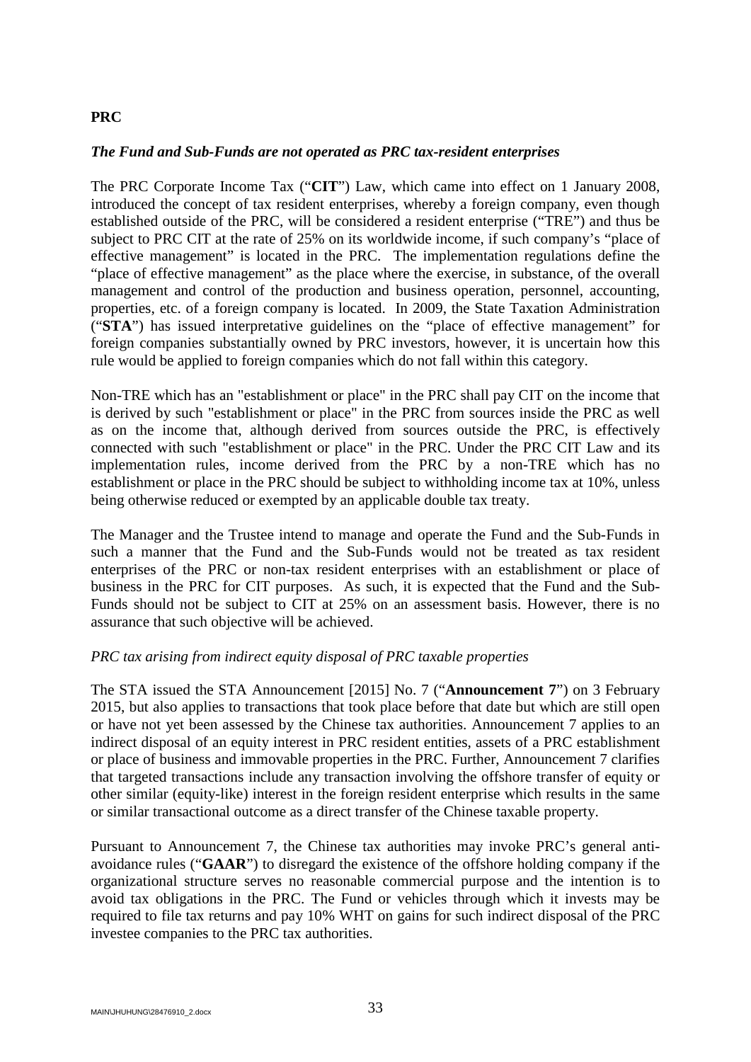**PRC**

***The Fund and Sub-Funds are not operated as PRC tax-resident enterprises***

The PRC Corporate Income Tax ("**CIT**") Law, which came into effect on 1 January 2008, introduced the concept of tax resident enterprises, whereby a foreign company, even though established outside of the PRC, will be considered a resident enterprise ("TRE") and thus be subject to PRC CIT at the rate of 25% on its worldwide income, if such company's "place of effective management" is located in the PRC. The implementation regulations define the "place of effective management" as the place where the exercise, in substance, of the overall management and control of the production and business operation, personnel, accounting, properties, etc. of a foreign company is located. In 2009, the State Taxation Administration ("**STA**") has issued interpretative guidelines on the "place of effective management" for foreign companies substantially owned by PRC investors, however, it is uncertain how this rule would be applied to foreign companies which do not fall within this category.

Non-TRE which has an "establishment or place" in the PRC shall pay CIT on the income that is derived by such "establishment or place" in the PRC from sources inside the PRC as well as on the income that, although derived from sources outside the PRC, is effectively connected with such "establishment or place" in the PRC. Under the PRC CIT Law and its implementation rules, income derived from the PRC by a non-TRE which has no establishment or place in the PRC should be subject to withholding income tax at 10%, unless being otherwise reduced or exempted by an applicable double tax treaty.

The Manager and the Trustee intend to manage and operate the Fund and the Sub-Funds in such a manner that the Fund and the Sub-Funds would not be treated as tax resident enterprises of the PRC or non-tax resident enterprises with an establishment or place of business in the PRC for CIT purposes. As such, it is expected that the Fund and the Sub-Funds should not be subject to CIT at 25% on an assessment basis. However, there is no assurance that such objective will be achieved.

*PRC tax arising from indirect equity disposal of PRC taxable properties*

The STA issued the STA Announcement [2015] No. 7 ("**Announcement 7**") on 3 February 2015, but also applies to transactions that took place before that date but which are still open or have not yet been assessed by the Chinese tax authorities. Announcement 7 applies to an indirect disposal of an equity interest in PRC resident entities, assets of a PRC establishment or place of business and immovable properties in the PRC. Further, Announcement 7 clarifies that targeted transactions include any transaction involving the offshore transfer of equity or other similar (equity-like) interest in the foreign resident enterprise which results in the same or similar transactional outcome as a direct transfer of the Chinese taxable property.

Pursuant to Announcement 7, the Chinese tax authorities may invoke PRC's general anti-avoidance rules ("**GAAR**") to disregard the existence of the offshore holding company if the organizational structure serves no reasonable commercial purpose and the intention is to avoid tax obligations in the PRC. The Fund or vehicles through which it invests may be required to file tax returns and pay 10% WHT on gains for such indirect disposal of the PRC investee companies to the PRC tax authorities.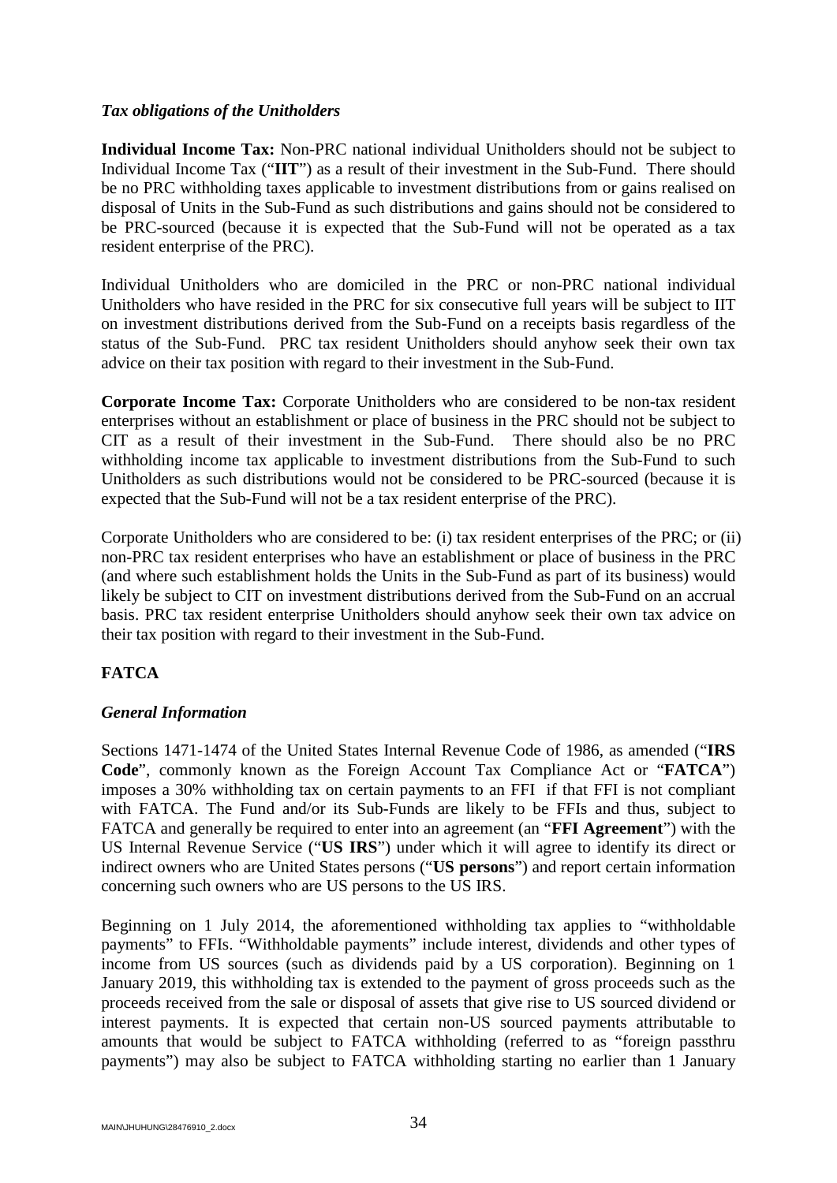***Tax obligations of the Unitholders***

**Individual Income Tax:** Non-PRC national individual Unitholders should not be subject to Individual Income Tax ("**IIT**") as a result of their investment in the Sub-Fund. There should be no PRC withholding taxes applicable to investment distributions from or gains realised on disposal of Units in the Sub-Fund as such distributions and gains should not be considered to be PRC-sourced (because it is expected that the Sub-Fund will not be operated as a tax resident enterprise of the PRC).

Individual Unitholders who are domiciled in the PRC or non-PRC national individual Unitholders who have resided in the PRC for six consecutive full years will be subject to IIT on investment distributions derived from the Sub-Fund on a receipts basis regardless of the status of the Sub-Fund. PRC tax resident Unitholders should anyhow seek their own tax advice on their tax position with regard to their investment in the Sub-Fund.

**Corporate Income Tax:** Corporate Unitholders who are considered to be non-tax resident enterprises without an establishment or place of business in the PRC should not be subject to CIT as a result of their investment in the Sub-Fund. There should also be no PRC withholding income tax applicable to investment distributions from the Sub-Fund to such Unitholders as such distributions would not be considered to be PRC-sourced (because it is expected that the Sub-Fund will not be a tax resident enterprise of the PRC).

Corporate Unitholders who are considered to be: (i) tax resident enterprises of the PRC; or (ii) non-PRC tax resident enterprises who have an establishment or place of business in the PRC (and where such establishment holds the Units in the Sub-Fund as part of its business) would likely be subject to CIT on investment distributions derived from the Sub-Fund on an accrual basis. PRC tax resident enterprise Unitholders should anyhow seek their own tax advice on their tax position with regard to their investment in the Sub-Fund.

## FATCA

***General Information***

Sections 1471-1474 of the United States Internal Revenue Code of 1986, as amended ("**IRS Code**", commonly known as the Foreign Account Tax Compliance Act or "**FATCA**") imposes a 30% withholding tax on certain payments to an FFI if that FFI is not compliant with FATCA. The Fund and/or its Sub-Funds are likely to be FFIs and thus, subject to FATCA and generally be required to enter into an agreement (an "**FFI Agreement**") with the US Internal Revenue Service ("**US IRS**") under which it will agree to identify its direct or indirect owners who are United States persons ("**US persons**") and report certain information concerning such owners who are US persons to the US IRS.

Beginning on 1 July 2014, the aforementioned withholding tax applies to "withholdable payments" to FFIs. "Withholdable payments" include interest, dividends and other types of income from US sources (such as dividends paid by a US corporation). Beginning on 1 January 2019, this withholding tax is extended to the payment of gross proceeds such as the proceeds received from the sale or disposal of assets that give rise to US sourced dividend or interest payments. It is expected that certain non-US sourced payments attributable to amounts that would be subject to FATCA withholding (referred to as "foreign passthru payments") may also be subject to FATCA withholding starting no earlier than 1 January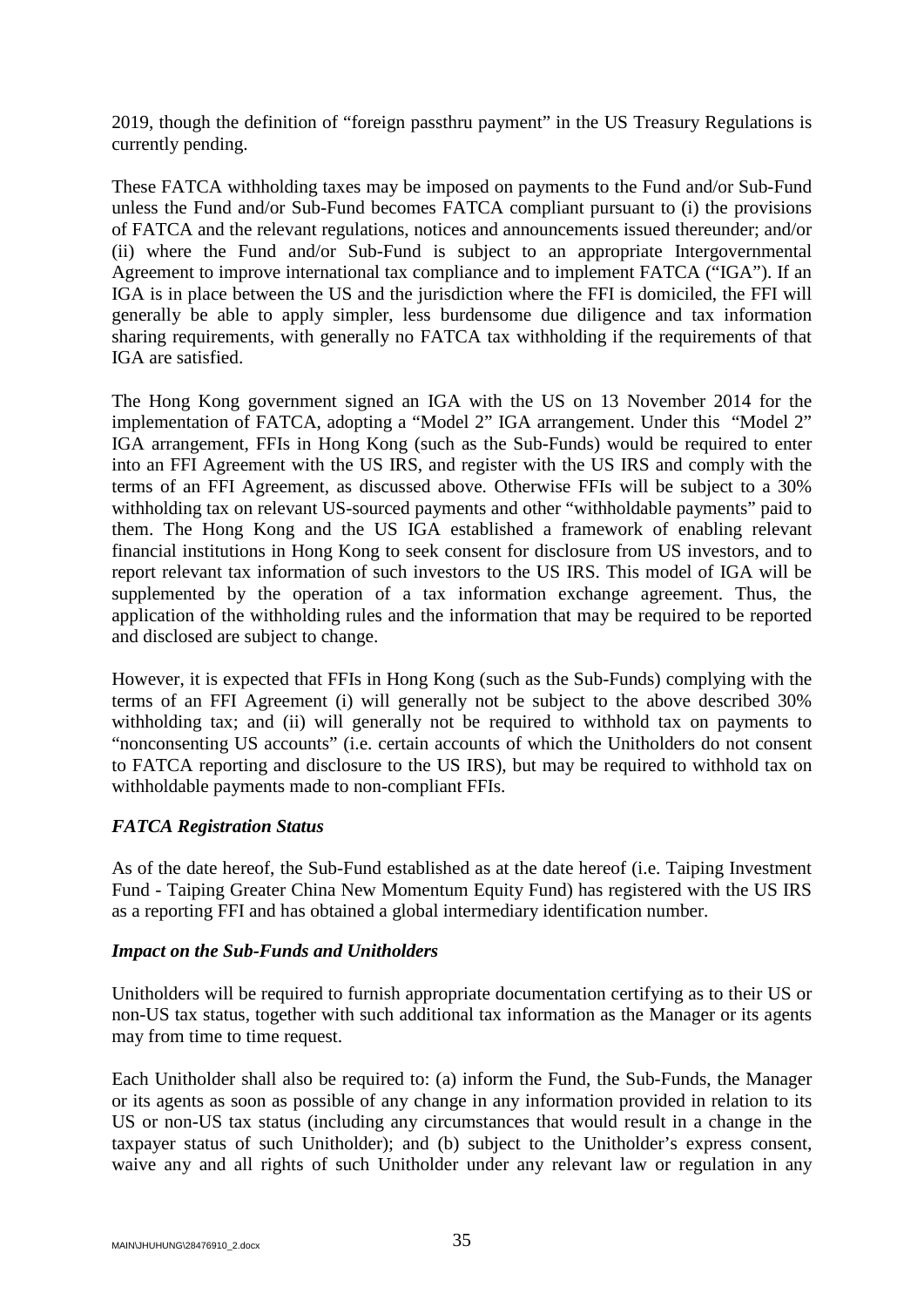2019, though the definition of "foreign passthru payment" in the US Treasury Regulations is currently pending.

These FATCA withholding taxes may be imposed on payments to the Fund and/or Sub-Fund unless the Fund and/or Sub-Fund becomes FATCA compliant pursuant to (i) the provisions of FATCA and the relevant regulations, notices and announcements issued thereunder; and/or (ii) where the Fund and/or Sub-Fund is subject to an appropriate Intergovernmental Agreement to improve international tax compliance and to implement FATCA ("IGA"). If an IGA is in place between the US and the jurisdiction where the FFI is domiciled, the FFI will generally be able to apply simpler, less burdensome due diligence and tax information sharing requirements, with generally no FATCA tax withholding if the requirements of that IGA are satisfied.

The Hong Kong government signed an IGA with the US on 13 November 2014 for the implementation of FATCA, adopting a "Model 2" IGA arrangement. Under this "Model 2" IGA arrangement, FFIs in Hong Kong (such as the Sub-Funds) would be required to enter into an FFI Agreement with the US IRS, and register with the US IRS and comply with the terms of an FFI Agreement, as discussed above. Otherwise FFIs will be subject to a 30% withholding tax on relevant US-sourced payments and other "withholdable payments" paid to them. The Hong Kong and the US IGA established a framework of enabling relevant financial institutions in Hong Kong to seek consent for disclosure from US investors, and to report relevant tax information of such investors to the US IRS. This model of IGA will be supplemented by the operation of a tax information exchange agreement. Thus, the application of the withholding rules and the information that may be required to be reported and disclosed are subject to change.

However, it is expected that FFIs in Hong Kong (such as the Sub-Funds) complying with the terms of an FFI Agreement (i) will generally not be subject to the above described 30% withholding tax; and (ii) will generally not be required to withhold tax on payments to "nonconsenting US accounts" (i.e. certain accounts of which the Unitholders do not consent to FATCA reporting and disclosure to the US IRS), but may be required to withhold tax on withholdable payments made to non-compliant FFIs.

***FATCA Registration Status***

As of the date hereof, the Sub-Fund established as at the date hereof (i.e. Taiping Investment Fund - Taiping Greater China New Momentum Equity Fund) has registered with the US IRS as a reporting FFI and has obtained a global intermediary identification number.

***Impact on the Sub-Funds and Unitholders***

Unitholders will be required to furnish appropriate documentation certifying as to their US or non-US tax status, together with such additional tax information as the Manager or its agents may from time to time request.

Each Unitholder shall also be required to: (a) inform the Fund, the Sub-Funds, the Manager or its agents as soon as possible of any change in any information provided in relation to its US or non-US tax status (including any circumstances that would result in a change in the taxpayer status of such Unitholder); and (b) subject to the Unitholder's express consent, waive any and all rights of such Unitholder under any relevant law or regulation in any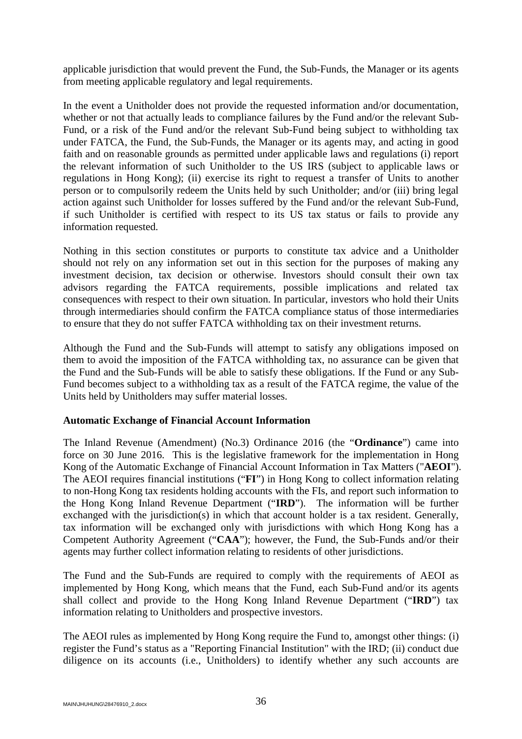applicable jurisdiction that would prevent the Fund, the Sub-Funds, the Manager or its agents from meeting applicable regulatory and legal requirements.

In the event a Unitholder does not provide the requested information and/or documentation, whether or not that actually leads to compliance failures by the Fund and/or the relevant Sub-Fund, or a risk of the Fund and/or the relevant Sub-Fund being subject to withholding tax under FATCA, the Fund, the Sub-Funds, the Manager or its agents may, and acting in good faith and on reasonable grounds as permitted under applicable laws and regulations (i) report the relevant information of such Unitholder to the US IRS (subject to applicable laws or regulations in Hong Kong); (ii) exercise its right to request a transfer of Units to another person or to compulsorily redeem the Units held by such Unitholder; and/or (iii) bring legal action against such Unitholder for losses suffered by the Fund and/or the relevant Sub-Fund, if such Unitholder is certified with respect to its US tax status or fails to provide any information requested.

Nothing in this section constitutes or purports to constitute tax advice and a Unitholder should not rely on any information set out in this section for the purposes of making any investment decision, tax decision or otherwise. Investors should consult their own tax advisors regarding the FATCA requirements, possible implications and related tax consequences with respect to their own situation. In particular, investors who hold their Units through intermediaries should confirm the FATCA compliance status of those intermediaries to ensure that they do not suffer FATCA withholding tax on their investment returns.

Although the Fund and the Sub-Funds will attempt to satisfy any obligations imposed on them to avoid the imposition of the FATCA withholding tax, no assurance can be given that the Fund and the Sub-Funds will be able to satisfy these obligations. If the Fund or any Sub-Fund becomes subject to a withholding tax as a result of the FATCA regime, the value of the Units held by Unitholders may suffer material losses.

**Automatic Exchange of Financial Account Information**

The Inland Revenue (Amendment) (No.3) Ordinance 2016 (the "**Ordinance**") came into force on 30 June 2016. This is the legislative framework for the implementation in Hong Kong of the Automatic Exchange of Financial Account Information in Tax Matters ("**AEOI**"). The AEOI requires financial institutions ("**FI**") in Hong Kong to collect information relating to non-Hong Kong tax residents holding accounts with the FIs, and report such information to the Hong Kong Inland Revenue Department ("**IRD**"). The information will be further exchanged with the jurisdiction(s) in which that account holder is a tax resident. Generally, tax information will be exchanged only with jurisdictions with which Hong Kong has a Competent Authority Agreement ("**CAA**"); however, the Fund, the Sub-Funds and/or their agents may further collect information relating to residents of other jurisdictions.

The Fund and the Sub-Funds are required to comply with the requirements of AEOI as implemented by Hong Kong, which means that the Fund, each Sub-Fund and/or its agents shall collect and provide to the Hong Kong Inland Revenue Department ("**IRD**") tax information relating to Unitholders and prospective investors.

The AEOI rules as implemented by Hong Kong require the Fund to, amongst other things: (i) register the Fund's status as a "Reporting Financial Institution" with the IRD; (ii) conduct due diligence on its accounts (i.e., Unitholders) to identify whether any such accounts are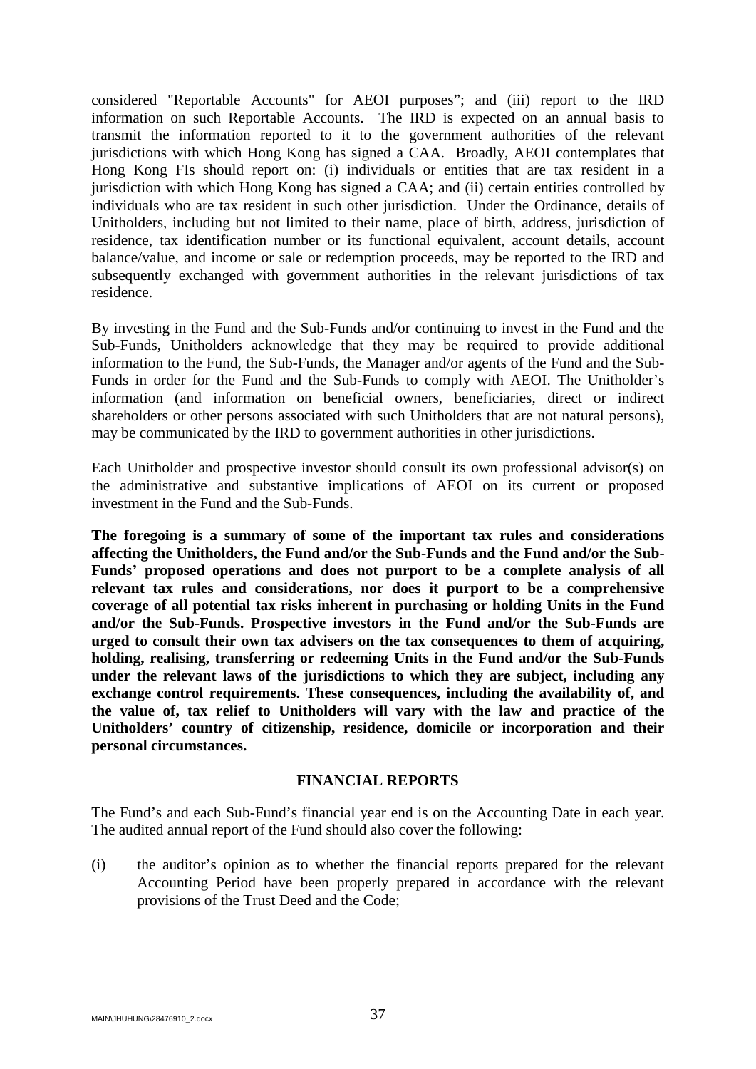considered "Reportable Accounts" for AEOI purposes"; and (iii) report to the IRD information on such Reportable Accounts. The IRD is expected on an annual basis to transmit the information reported to it to the government authorities of the relevant jurisdictions with which Hong Kong has signed a CAA. Broadly, AEOI contemplates that Hong Kong FIs should report on: (i) individuals or entities that are tax resident in a jurisdiction with which Hong Kong has signed a CAA; and (ii) certain entities controlled by individuals who are tax resident in such other jurisdiction. Under the Ordinance, details of Unitholders, including but not limited to their name, place of birth, address, jurisdiction of residence, tax identification number or its functional equivalent, account details, account balance/value, and income or sale or redemption proceeds, may be reported to the IRD and subsequently exchanged with government authorities in the relevant jurisdictions of tax residence.

By investing in the Fund and the Sub-Funds and/or continuing to invest in the Fund and the Sub-Funds, Unitholders acknowledge that they may be required to provide additional information to the Fund, the Sub-Funds, the Manager and/or agents of the Fund and the Sub-Funds in order for the Fund and the Sub-Funds to comply with AEOI. The Unitholder's information (and information on beneficial owners, beneficiaries, direct or indirect shareholders or other persons associated with such Unitholders that are not natural persons), may be communicated by the IRD to government authorities in other jurisdictions.

Each Unitholder and prospective investor should consult its own professional advisor(s) on the administrative and substantive implications of AEOI on its current or proposed investment in the Fund and the Sub-Funds.

**The foregoing is a summary of some of the important tax rules and considerations affecting the Unitholders, the Fund and/or the Sub-Funds and the Fund and/or the Sub-Funds' proposed operations and does not purport to be a complete analysis of all relevant tax rules and considerations, nor does it purport to be a comprehensive coverage of all potential tax risks inherent in purchasing or holding Units in the Fund and/or the Sub-Funds. Prospective investors in the Fund and/or the Sub-Funds are urged to consult their own tax advisers on the tax consequences to them of acquiring, holding, realising, transferring or redeeming Units in the Fund and/or the Sub-Funds under the relevant laws of the jurisdictions to which they are subject, including any exchange control requirements. These consequences, including the availability of, and the value of, tax relief to Unitholders will vary with the law and practice of the Unitholders' country of citizenship, residence, domicile or incorporation and their personal circumstances.**

## FINANCIAL REPORTS

The Fund's and each Sub-Fund's financial year end is on the Accounting Date in each year. The audited annual report of the Fund should also cover the following:

(i) the auditor's opinion as to whether the financial reports prepared for the relevant Accounting Period have been properly prepared in accordance with the relevant provisions of the Trust Deed and the Code;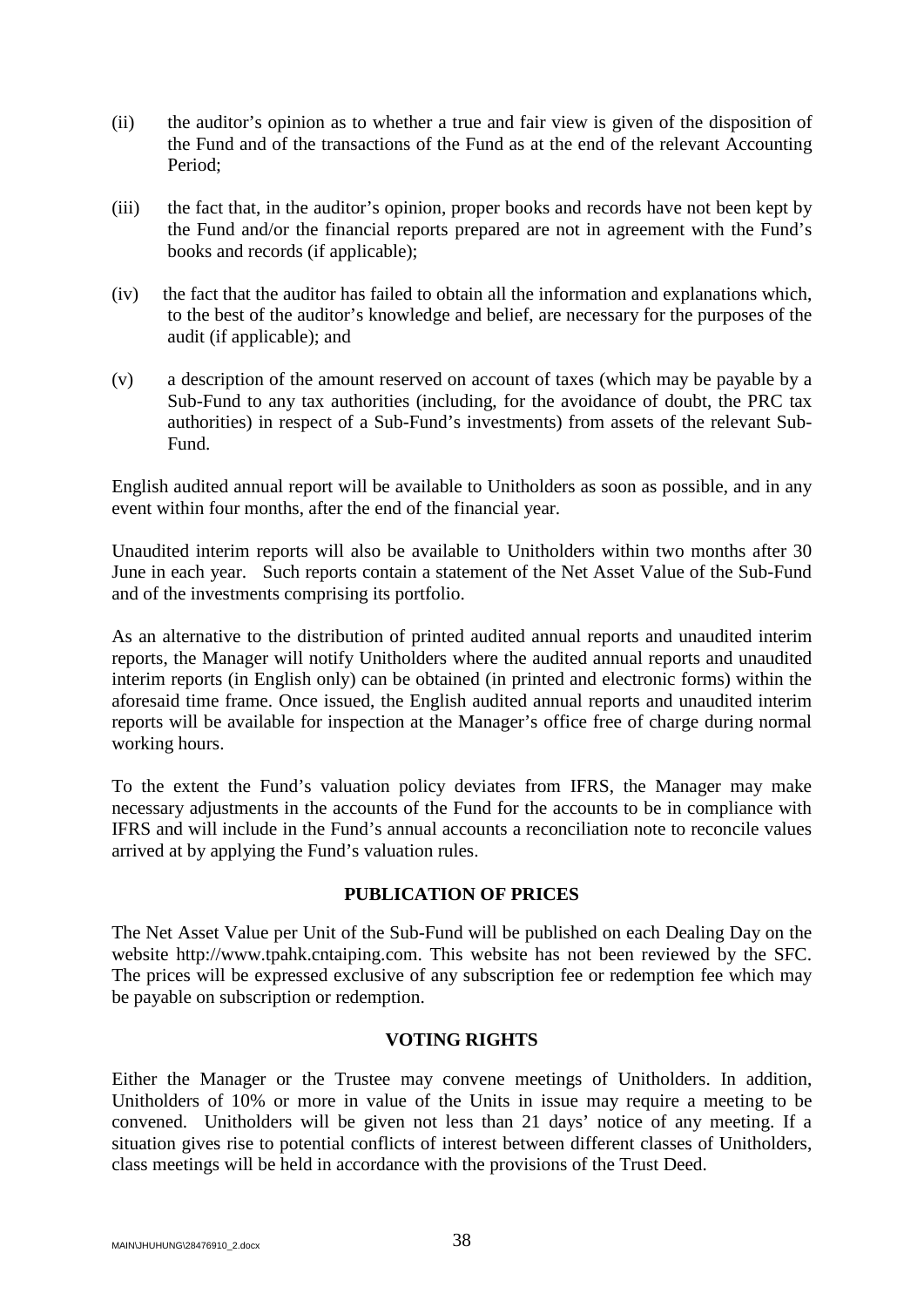(ii) the auditor's opinion as to whether a true and fair view is given of the disposition of the Fund and of the transactions of the Fund as at the end of the relevant Accounting Period;

(iii) the fact that, in the auditor's opinion, proper books and records have not been kept by the Fund and/or the financial reports prepared are not in agreement with the Fund's books and records (if applicable);

(iv) the fact that the auditor has failed to obtain all the information and explanations which, to the best of the auditor's knowledge and belief, are necessary for the purposes of the audit (if applicable); and

(v) a description of the amount reserved on account of taxes (which may be payable by a Sub-Fund to any tax authorities (including, for the avoidance of doubt, the PRC tax authorities) in respect of a Sub-Fund's investments) from assets of the relevant Sub-Fund.

English audited annual report will be available to Unitholders as soon as possible, and in any event within four months, after the end of the financial year.

Unaudited interim reports will also be available to Unitholders within two months after 30 June in each year. Such reports contain a statement of the Net Asset Value of the Sub-Fund and of the investments comprising its portfolio.

As an alternative to the distribution of printed audited annual reports and unaudited interim reports, the Manager will notify Unitholders where the audited annual reports and unaudited interim reports (in English only) can be obtained (in printed and electronic forms) within the aforesaid time frame. Once issued, the English audited annual reports and unaudited interim reports will be available for inspection at the Manager's office free of charge during normal working hours.

To the extent the Fund's valuation policy deviates from IFRS, the Manager may make necessary adjustments in the accounts of the Fund for the accounts to be in compliance with IFRS and will include in the Fund's annual accounts a reconciliation note to reconcile values arrived at by applying the Fund's valuation rules.

## PUBLICATION OF PRICES

The Net Asset Value per Unit of the Sub-Fund will be published on each Dealing Day on the website http://www.tpahk.cntaiping.com. This website has not been reviewed by the SFC. The prices will be expressed exclusive of any subscription fee or redemption fee which may be payable on subscription or redemption.

## VOTING RIGHTS

Either the Manager or the Trustee may convene meetings of Unitholders. In addition, Unitholders of 10% or more in value of the Units in issue may require a meeting to be convened. Unitholders will be given not less than 21 days' notice of any meeting. If a situation gives rise to potential conflicts of interest between different classes of Unitholders, class meetings will be held in accordance with the provisions of the Trust Deed.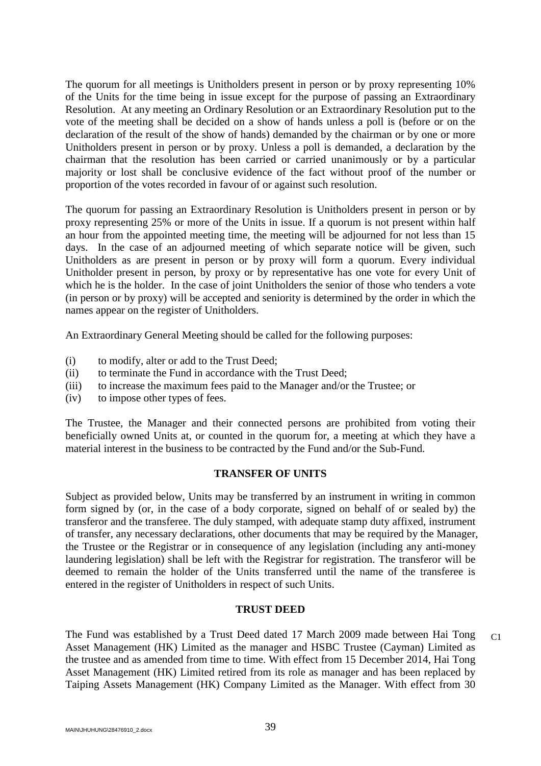The quorum for all meetings is Unitholders present in person or by proxy representing 10% of the Units for the time being in issue except for the purpose of passing an Extraordinary Resolution. At any meeting an Ordinary Resolution or an Extraordinary Resolution put to the vote of the meeting shall be decided on a show of hands unless a poll is (before or on the declaration of the result of the show of hands) demanded by the chairman or by one or more Unitholders present in person or by proxy. Unless a poll is demanded, a declaration by the chairman that the resolution has been carried or carried unanimously or by a particular majority or lost shall be conclusive evidence of the fact without proof of the number or proportion of the votes recorded in favour of or against such resolution.

The quorum for passing an Extraordinary Resolution is Unitholders present in person or by proxy representing 25% or more of the Units in issue. If a quorum is not present within half an hour from the appointed meeting time, the meeting will be adjourned for not less than 15 days. In the case of an adjourned meeting of which separate notice will be given, such Unitholders as are present in person or by proxy will form a quorum. Every individual Unitholder present in person, by proxy or by representative has one vote for every Unit of which he is the holder. In the case of joint Unitholders the senior of those who tenders a vote (in person or by proxy) will be accepted and seniority is determined by the order in which the names appear on the register of Unitholders.

An Extraordinary General Meeting should be called for the following purposes:

(i) to modify, alter or add to the Trust Deed;
(ii) to terminate the Fund in accordance with the Trust Deed;
(iii) to increase the maximum fees paid to the Manager and/or the Trustee; or
(iv) to impose other types of fees.

The Trustee, the Manager and their connected persons are prohibited from voting their beneficially owned Units at, or counted in the quorum for, a meeting at which they have a material interest in the business to be contracted by the Fund and/or the Sub-Fund.

## TRANSFER OF UNITS

Subject as provided below, Units may be transferred by an instrument in writing in common form signed by (or, in the case of a body corporate, signed on behalf of or sealed by) the transferor and the transferee. The duly stamped, with adequate stamp duty affixed, instrument of transfer, any necessary declarations, other documents that may be required by the Manager, the Trustee or the Registrar or in consequence of any legislation (including any anti-money laundering legislation) shall be left with the Registrar for registration. The transferor will be deemed to remain the holder of the Units transferred until the name of the transferee is entered in the register of Unitholders in respect of such Units.

## TRUST DEED

C1

The Fund was established by a Trust Deed dated 17 March 2009 made between Hai Tong Asset Management (HK) Limited as the manager and HSBC Trustee (Cayman) Limited as the trustee and as amended from time to time. With effect from 15 December 2014, Hai Tong Asset Management (HK) Limited retired from its role as manager and has been replaced by Taiping Assets Management (HK) Company Limited as the Manager. With effect from 30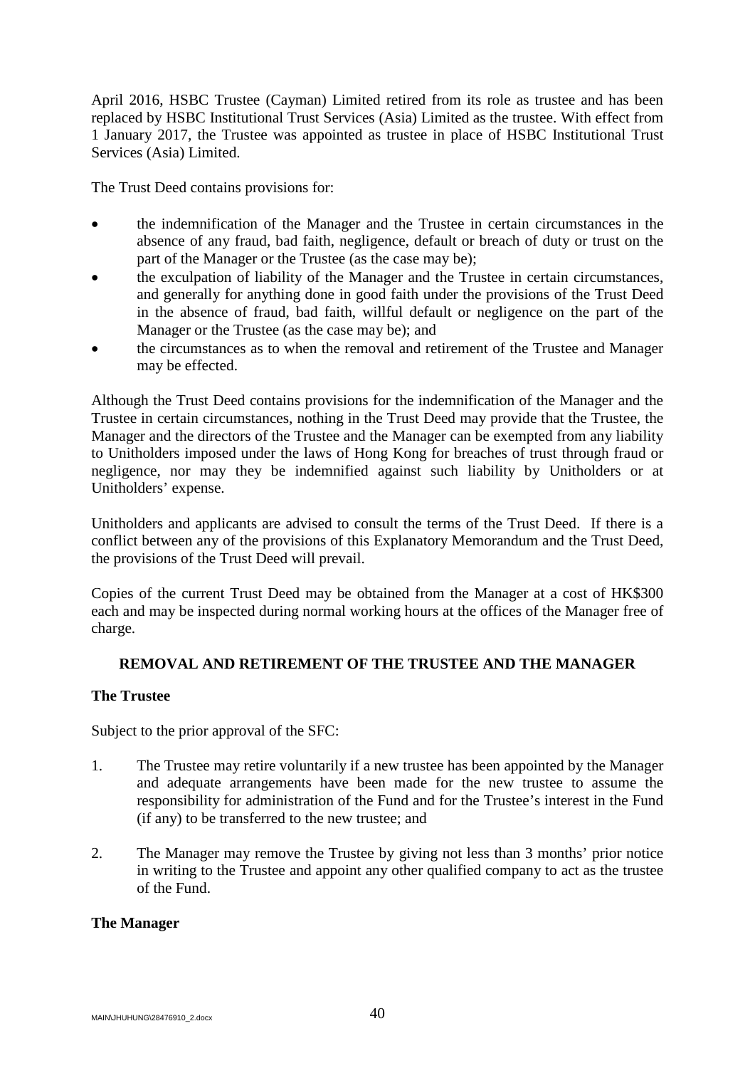April 2016, HSBC Trustee (Cayman) Limited retired from its role as trustee and has been replaced by HSBC Institutional Trust Services (Asia) Limited as the trustee. With effect from 1 January 2017, the Trustee was appointed as trustee in place of HSBC Institutional Trust Services (Asia) Limited.

The Trust Deed contains provisions for:

- the indemnification of the Manager and the Trustee in certain circumstances in the absence of any fraud, bad faith, negligence, default or breach of duty or trust on the part of the Manager or the Trustee (as the case may be);
- the exculpation of liability of the Manager and the Trustee in certain circumstances, and generally for anything done in good faith under the provisions of the Trust Deed in the absence of fraud, bad faith, willful default or negligence on the part of the Manager or the Trustee (as the case may be); and
- the circumstances as to when the removal and retirement of the Trustee and Manager may be effected.

Although the Trust Deed contains provisions for the indemnification of the Manager and the Trustee in certain circumstances, nothing in the Trust Deed may provide that the Trustee, the Manager and the directors of the Trustee and the Manager can be exempted from any liability to Unitholders imposed under the laws of Hong Kong for breaches of trust through fraud or negligence, nor may they be indemnified against such liability by Unitholders or at Unitholders' expense.

Unitholders and applicants are advised to consult the terms of the Trust Deed. If there is a conflict between any of the provisions of this Explanatory Memorandum and the Trust Deed, the provisions of the Trust Deed will prevail.

Copies of the current Trust Deed may be obtained from the Manager at a cost of HK$300 each and may be inspected during normal working hours at the offices of the Manager free of charge.

## REMOVAL AND RETIREMENT OF THE TRUSTEE AND THE MANAGER

### The Trustee

Subject to the prior approval of the SFC:

1. The Trustee may retire voluntarily if a new trustee has been appointed by the Manager and adequate arrangements have been made for the new trustee to assume the responsibility for administration of the Fund and for the Trustee's interest in the Fund (if any) to be transferred to the new trustee; and

2. The Manager may remove the Trustee by giving not less than 3 months' prior notice in writing to the Trustee and appoint any other qualified company to act as the trustee of the Fund.

### The Manager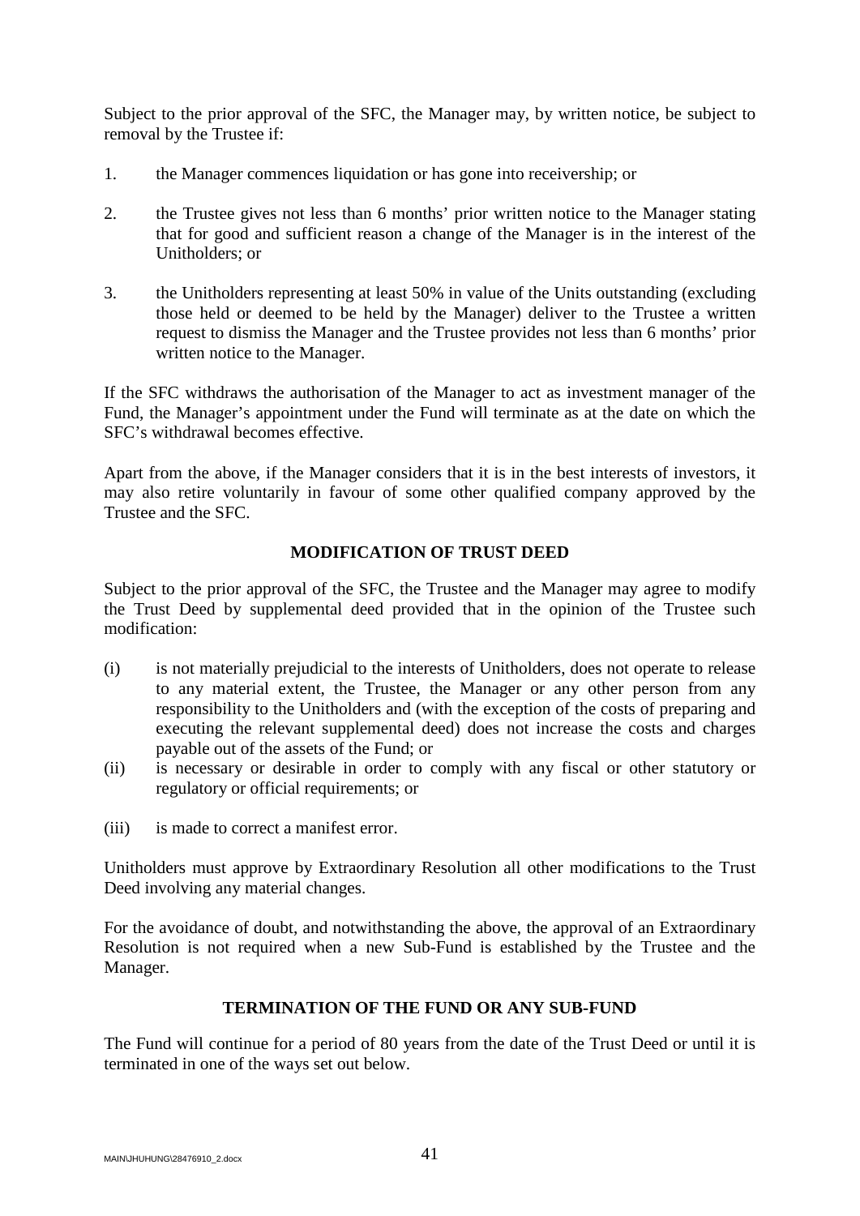Subject to the prior approval of the SFC, the Manager may, by written notice, be subject to removal by the Trustee if:

1. the Manager commences liquidation or has gone into receivership; or

2. the Trustee gives not less than 6 months' prior written notice to the Manager stating that for good and sufficient reason a change of the Manager is in the interest of the Unitholders; or

3. the Unitholders representing at least 50% in value of the Units outstanding (excluding those held or deemed to be held by the Manager) deliver to the Trustee a written request to dismiss the Manager and the Trustee provides not less than 6 months' prior written notice to the Manager.

If the SFC withdraws the authorisation of the Manager to act as investment manager of the Fund, the Manager's appointment under the Fund will terminate as at the date on which the SFC's withdrawal becomes effective.

Apart from the above, if the Manager considers that it is in the best interests of investors, it may also retire voluntarily in favour of some other qualified company approved by the Trustee and the SFC.

## MODIFICATION OF TRUST DEED

Subject to the prior approval of the SFC, the Trustee and the Manager may agree to modify the Trust Deed by supplemental deed provided that in the opinion of the Trustee such modification:

(i) is not materially prejudicial to the interests of Unitholders, does not operate to release to any material extent, the Trustee, the Manager or any other person from any responsibility to the Unitholders and (with the exception of the costs of preparing and executing the relevant supplemental deed) does not increase the costs and charges payable out of the assets of the Fund; or

(ii) is necessary or desirable in order to comply with any fiscal or other statutory or regulatory or official requirements; or

(iii) is made to correct a manifest error.

Unitholders must approve by Extraordinary Resolution all other modifications to the Trust Deed involving any material changes.

For the avoidance of doubt, and notwithstanding the above, the approval of an Extraordinary Resolution is not required when a new Sub-Fund is established by the Trustee and the Manager.

## TERMINATION OF THE FUND OR ANY SUB-FUND

The Fund will continue for a period of 80 years from the date of the Trust Deed or until it is terminated in one of the ways set out below.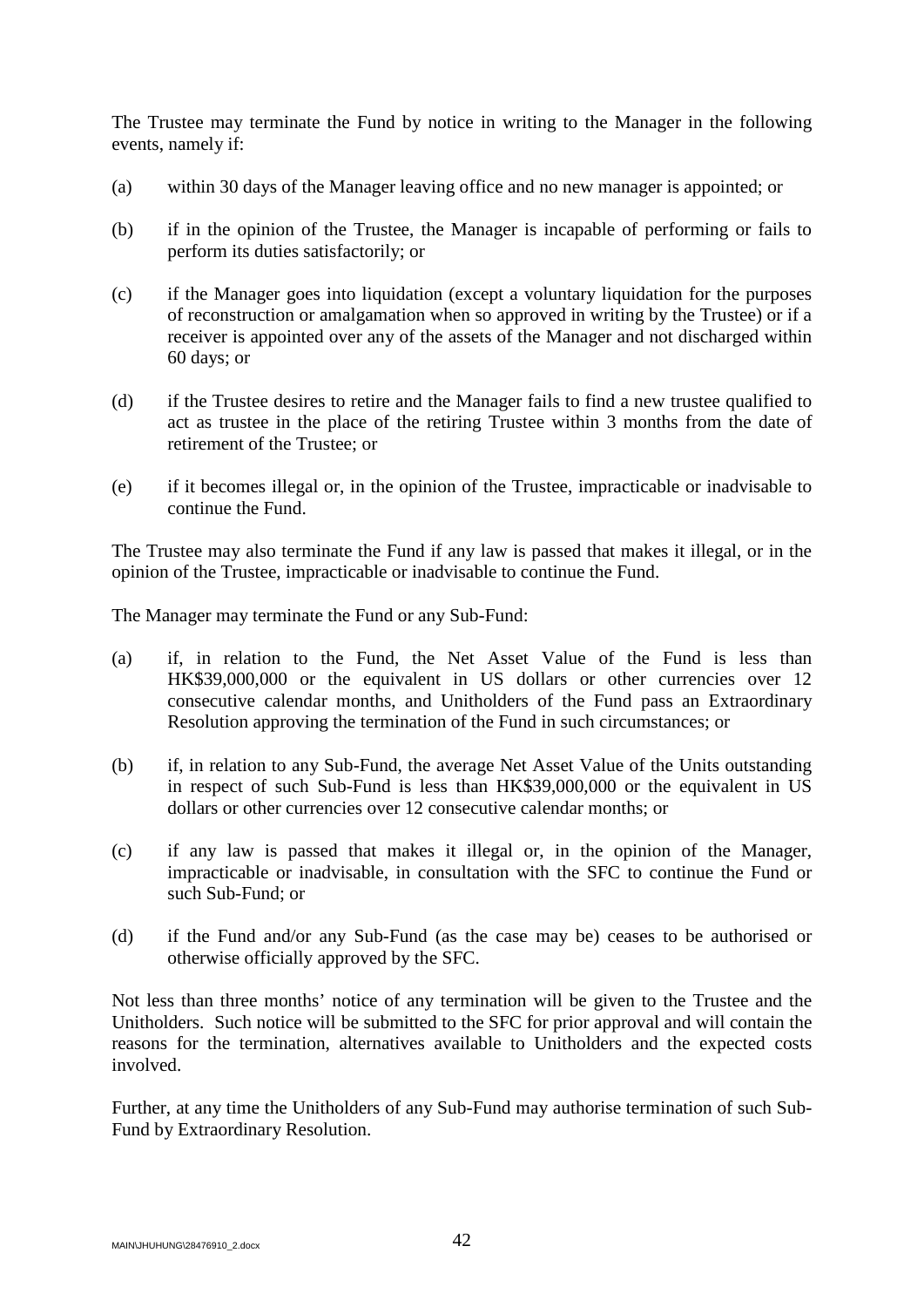The Trustee may terminate the Fund by notice in writing to the Manager in the following events, namely if:

(a) within 30 days of the Manager leaving office and no new manager is appointed; or

(b) if in the opinion of the Trustee, the Manager is incapable of performing or fails to perform its duties satisfactorily; or

(c) if the Manager goes into liquidation (except a voluntary liquidation for the purposes of reconstruction or amalgamation when so approved in writing by the Trustee) or if a receiver is appointed over any of the assets of the Manager and not discharged within 60 days; or

(d) if the Trustee desires to retire and the Manager fails to find a new trustee qualified to act as trustee in the place of the retiring Trustee within 3 months from the date of retirement of the Trustee; or

(e) if it becomes illegal or, in the opinion of the Trustee, impracticable or inadvisable to continue the Fund.

The Trustee may also terminate the Fund if any law is passed that makes it illegal, or in the opinion of the Trustee, impracticable or inadvisable to continue the Fund.

The Manager may terminate the Fund or any Sub-Fund:

(a) if, in relation to the Fund, the Net Asset Value of the Fund is less than HK$39,000,000 or the equivalent in US dollars or other currencies over 12 consecutive calendar months, and Unitholders of the Fund pass an Extraordinary Resolution approving the termination of the Fund in such circumstances; or

(b) if, in relation to any Sub-Fund, the average Net Asset Value of the Units outstanding in respect of such Sub-Fund is less than HK$39,000,000 or the equivalent in US dollars or other currencies over 12 consecutive calendar months; or

(c) if any law is passed that makes it illegal or, in the opinion of the Manager, impracticable or inadvisable, in consultation with the SFC to continue the Fund or such Sub-Fund; or

(d) if the Fund and/or any Sub-Fund (as the case may be) ceases to be authorised or otherwise officially approved by the SFC.

Not less than three months' notice of any termination will be given to the Trustee and the Unitholders. Such notice will be submitted to the SFC for prior approval and will contain the reasons for the termination, alternatives available to Unitholders and the expected costs involved.

Further, at any time the Unitholders of any Sub-Fund may authorise termination of such Sub-Fund by Extraordinary Resolution.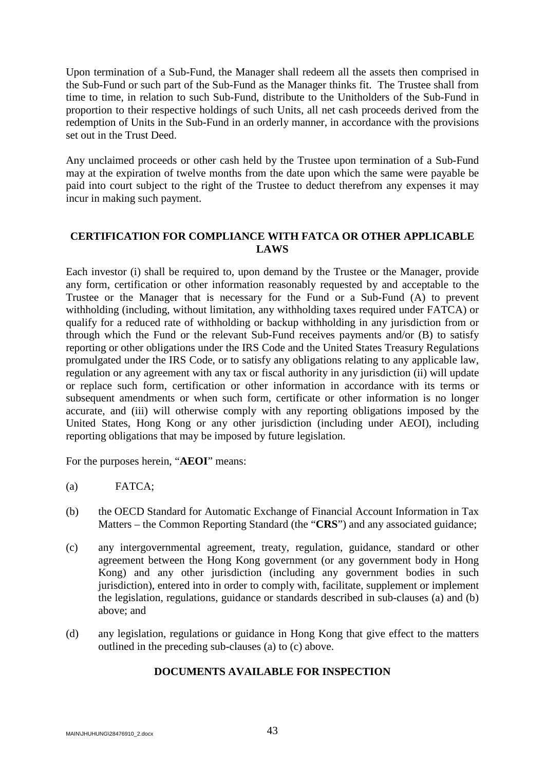Upon termination of a Sub-Fund, the Manager shall redeem all the assets then comprised in the Sub-Fund or such part of the Sub-Fund as the Manager thinks fit. The Trustee shall from time to time, in relation to such Sub-Fund, distribute to the Unitholders of the Sub-Fund in proportion to their respective holdings of such Units, all net cash proceeds derived from the redemption of Units in the Sub-Fund in an orderly manner, in accordance with the provisions set out in the Trust Deed.

Any unclaimed proceeds or other cash held by the Trustee upon termination of a Sub-Fund may at the expiration of twelve months from the date upon which the same were payable be paid into court subject to the right of the Trustee to deduct therefrom any expenses it may incur in making such payment.

## CERTIFICATION FOR COMPLIANCE WITH FATCA OR OTHER APPLICABLE LAWS

Each investor (i) shall be required to, upon demand by the Trustee or the Manager, provide any form, certification or other information reasonably requested by and acceptable to the Trustee or the Manager that is necessary for the Fund or a Sub-Fund (A) to prevent withholding (including, without limitation, any withholding taxes required under FATCA) or qualify for a reduced rate of withholding or backup withholding in any jurisdiction from or through which the Fund or the relevant Sub-Fund receives payments and/or (B) to satisfy reporting or other obligations under the IRS Code and the United States Treasury Regulations promulgated under the IRS Code, or to satisfy any obligations relating to any applicable law, regulation or any agreement with any tax or fiscal authority in any jurisdiction (ii) will update or replace such form, certification or other information in accordance with its terms or subsequent amendments or when such form, certificate or other information is no longer accurate, and (iii) will otherwise comply with any reporting obligations imposed by the United States, Hong Kong or any other jurisdiction (including under AEOI), including reporting obligations that may be imposed by future legislation.

For the purposes herein, "**AEOI**" means:

(a) FATCA;

(b) the OECD Standard for Automatic Exchange of Financial Account Information in Tax Matters – the Common Reporting Standard (the "**CRS**") and any associated guidance;

(c) any intergovernmental agreement, treaty, regulation, guidance, standard or other agreement between the Hong Kong government (or any government body in Hong Kong) and any other jurisdiction (including any government bodies in such jurisdiction), entered into in order to comply with, facilitate, supplement or implement the legislation, regulations, guidance or standards described in sub-clauses (a) and (b) above; and

(d) any legislation, regulations or guidance in Hong Kong that give effect to the matters outlined in the preceding sub-clauses (a) to (c) above.

## DOCUMENTS AVAILABLE FOR INSPECTION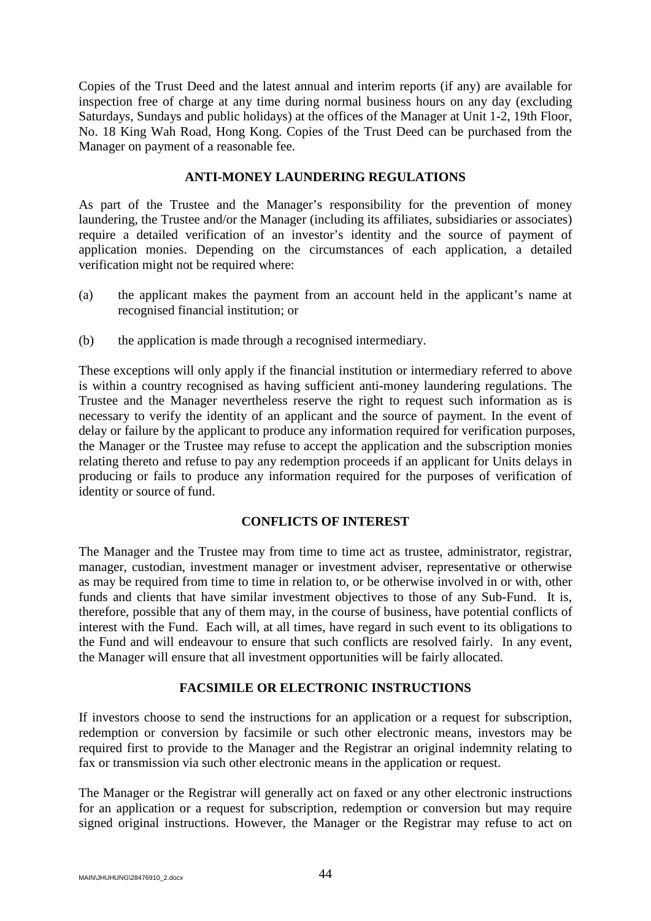Copies of the Trust Deed and the latest annual and interim reports (if any) are available for inspection free of charge at any time during normal business hours on any day (excluding Saturdays, Sundays and public holidays) at the offices of the Manager at Unit 1-2, 19th Floor, No. 18 King Wah Road, Hong Kong. Copies of the Trust Deed can be purchased from the Manager on payment of a reasonable fee.

## ANTI-MONEY LAUNDERING REGULATIONS

As part of the Trustee and the Manager's responsibility for the prevention of money laundering, the Trustee and/or the Manager (including its affiliates, subsidiaries or associates) require a detailed verification of an investor's identity and the source of payment of application monies. Depending on the circumstances of each application, a detailed verification might not be required where:

(a) the applicant makes the payment from an account held in the applicant's name at recognised financial institution; or

(b) the application is made through a recognised intermediary.

These exceptions will only apply if the financial institution or intermediary referred to above is within a country recognised as having sufficient anti-money laundering regulations. The Trustee and the Manager nevertheless reserve the right to request such information as is necessary to verify the identity of an applicant and the source of payment. In the event of delay or failure by the applicant to produce any information required for verification purposes, the Manager or the Trustee may refuse to accept the application and the subscription monies relating thereto and refuse to pay any redemption proceeds if an applicant for Units delays in producing or fails to produce any information required for the purposes of verification of identity or source of fund.

## CONFLICTS OF INTEREST

The Manager and the Trustee may from time to time act as trustee, administrator, registrar, manager, custodian, investment manager or investment adviser, representative or otherwise as may be required from time to time in relation to, or be otherwise involved in or with, other funds and clients that have similar investment objectives to those of any Sub-Fund. It is, therefore, possible that any of them may, in the course of business, have potential conflicts of interest with the Fund. Each will, at all times, have regard in such event to its obligations to the Fund and will endeavour to ensure that such conflicts are resolved fairly. In any event, the Manager will ensure that all investment opportunities will be fairly allocated.

## FACSIMILE OR ELECTRONIC INSTRUCTIONS

If investors choose to send the instructions for an application or a request for subscription, redemption or conversion by facsimile or such other electronic means, investors may be required first to provide to the Manager and the Registrar an original indemnity relating to fax or transmission via such other electronic means in the application or request.

The Manager or the Registrar will generally act on faxed or any other electronic instructions for an application or a request for subscription, redemption or conversion but may require signed original instructions. However, the Manager or the Registrar may refuse to act on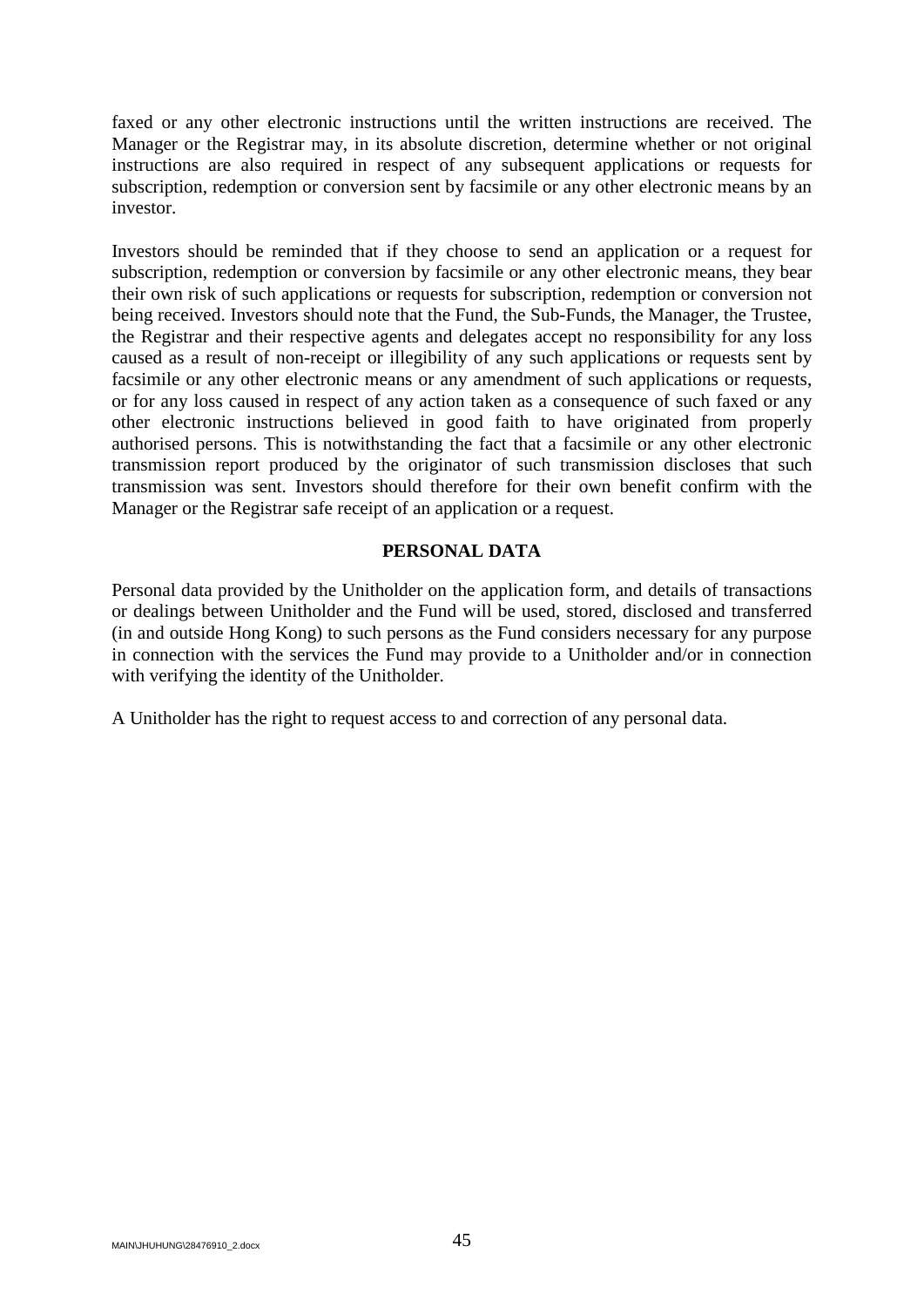faxed or any other electronic instructions until the written instructions are received. The Manager or the Registrar may, in its absolute discretion, determine whether or not original instructions are also required in respect of any subsequent applications or requests for subscription, redemption or conversion sent by facsimile or any other electronic means by an investor.

Investors should be reminded that if they choose to send an application or a request for subscription, redemption or conversion by facsimile or any other electronic means, they bear their own risk of such applications or requests for subscription, redemption or conversion not being received. Investors should note that the Fund, the Sub-Funds, the Manager, the Trustee, the Registrar and their respective agents and delegates accept no responsibility for any loss caused as a result of non-receipt or illegibility of any such applications or requests sent by facsimile or any other electronic means or any amendment of such applications or requests, or for any loss caused in respect of any action taken as a consequence of such faxed or any other electronic instructions believed in good faith to have originated from properly authorised persons. This is notwithstanding the fact that a facsimile or any other electronic transmission report produced by the originator of such transmission discloses that such transmission was sent. Investors should therefore for their own benefit confirm with the Manager or the Registrar safe receipt of an application or a request.

## PERSONAL DATA

Personal data provided by the Unitholder on the application form, and details of transactions or dealings between Unitholder and the Fund will be used, stored, disclosed and transferred (in and outside Hong Kong) to such persons as the Fund considers necessary for any purpose in connection with the services the Fund may provide to a Unitholder and/or in connection with verifying the identity of the Unitholder.

A Unitholder has the right to request access to and correction of any personal data.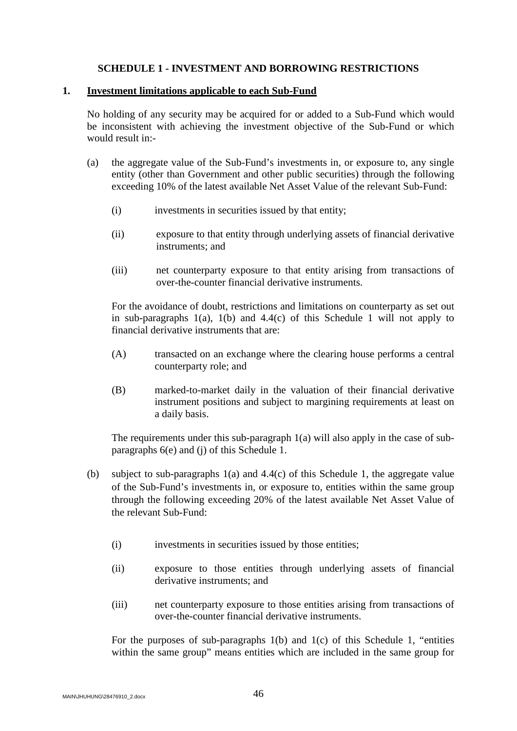## SCHEDULE 1 - INVESTMENT AND BORROWING RESTRICTIONS

### 1. Investment limitations applicable to each Sub-Fund

No holding of any security may be acquired for or added to a Sub-Fund which would be inconsistent with achieving the investment objective of the Sub-Fund or which would result in:-

(a) the aggregate value of the Sub-Fund's investments in, or exposure to, any single entity (other than Government and other public securities) through the following exceeding 10% of the latest available Net Asset Value of the relevant Sub-Fund:

  (i) investments in securities issued by that entity;

  (ii) exposure to that entity through underlying assets of financial derivative instruments; and

  (iii) net counterparty exposure to that entity arising from transactions of over-the-counter financial derivative instruments.

For the avoidance of doubt, restrictions and limitations on counterparty as set out in sub-paragraphs 1(a), 1(b) and 4.4(c) of this Schedule 1 will not apply to financial derivative instruments that are:

  (A) transacted on an exchange where the clearing house performs a central counterparty role; and

  (B) marked-to-market daily in the valuation of their financial derivative instrument positions and subject to margining requirements at least on a daily basis.

The requirements under this sub-paragraph 1(a) will also apply in the case of sub-paragraphs 6(e) and (j) of this Schedule 1.

(b) subject to sub-paragraphs 1(a) and 4.4(c) of this Schedule 1, the aggregate value of the Sub-Fund's investments in, or exposure to, entities within the same group through the following exceeding 20% of the latest available Net Asset Value of the relevant Sub-Fund:

  (i) investments in securities issued by those entities;

  (ii) exposure to those entities through underlying assets of financial derivative instruments; and

  (iii) net counterparty exposure to those entities arising from transactions of over-the-counter financial derivative instruments.

For the purposes of sub-paragraphs 1(b) and 1(c) of this Schedule 1, "entities within the same group" means entities which are included in the same group for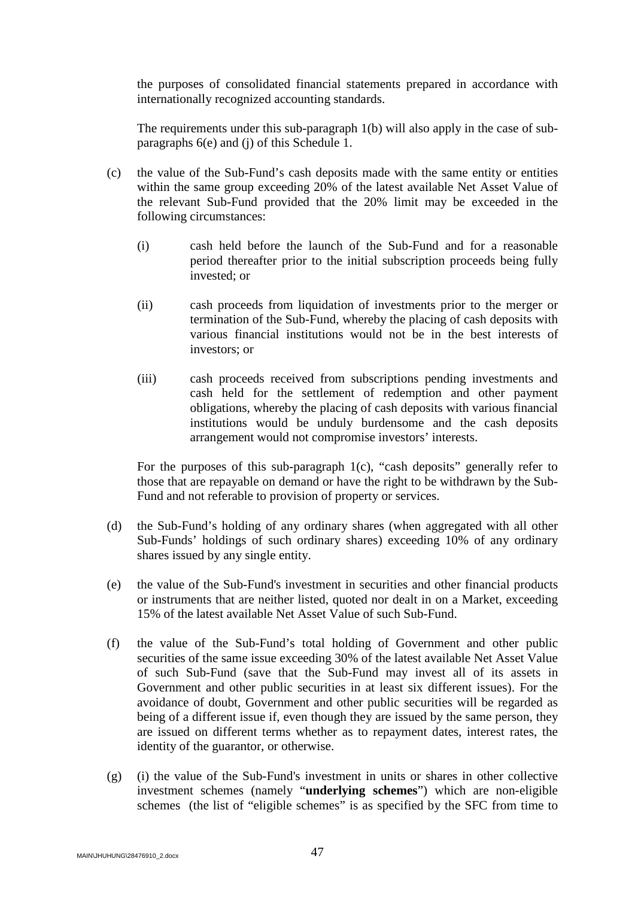the purposes of consolidated financial statements prepared in accordance with internationally recognized accounting standards.

The requirements under this sub-paragraph 1(b) will also apply in the case of sub-paragraphs 6(e) and (j) of this Schedule 1.

(c) the value of the Sub-Fund's cash deposits made with the same entity or entities within the same group exceeding 20% of the latest available Net Asset Value of the relevant Sub-Fund provided that the 20% limit may be exceeded in the following circumstances:

 (i) cash held before the launch of the Sub-Fund and for a reasonable period thereafter prior to the initial subscription proceeds being fully invested; or

 (ii) cash proceeds from liquidation of investments prior to the merger or termination of the Sub-Fund, whereby the placing of cash deposits with various financial institutions would not be in the best interests of investors; or

 (iii) cash proceeds received from subscriptions pending investments and cash held for the settlement of redemption and other payment obligations, whereby the placing of cash deposits with various financial institutions would be unduly burdensome and the cash deposits arrangement would not compromise investors' interests.

For the purposes of this sub-paragraph 1(c), "cash deposits" generally refer to those that are repayable on demand or have the right to be withdrawn by the Sub-Fund and not referable to provision of property or services.

(d) the Sub-Fund's holding of any ordinary shares (when aggregated with all other Sub-Funds' holdings of such ordinary shares) exceeding 10% of any ordinary shares issued by any single entity.

(e) the value of the Sub-Fund's investment in securities and other financial products or instruments that are neither listed, quoted nor dealt in on a Market, exceeding 15% of the latest available Net Asset Value of such Sub-Fund.

(f) the value of the Sub-Fund's total holding of Government and other public securities of the same issue exceeding 30% of the latest available Net Asset Value of such Sub-Fund (save that the Sub-Fund may invest all of its assets in Government and other public securities in at least six different issues). For the avoidance of doubt, Government and other public securities will be regarded as being of a different issue if, even though they are issued by the same person, they are issued on different terms whether as to repayment dates, interest rates, the identity of the guarantor, or otherwise.

(g) (i) the value of the Sub-Fund's investment in units or shares in other collective investment schemes (namely "**underlying schemes**") which are non-eligible schemes (the list of "eligible schemes" is as specified by the SFC from time to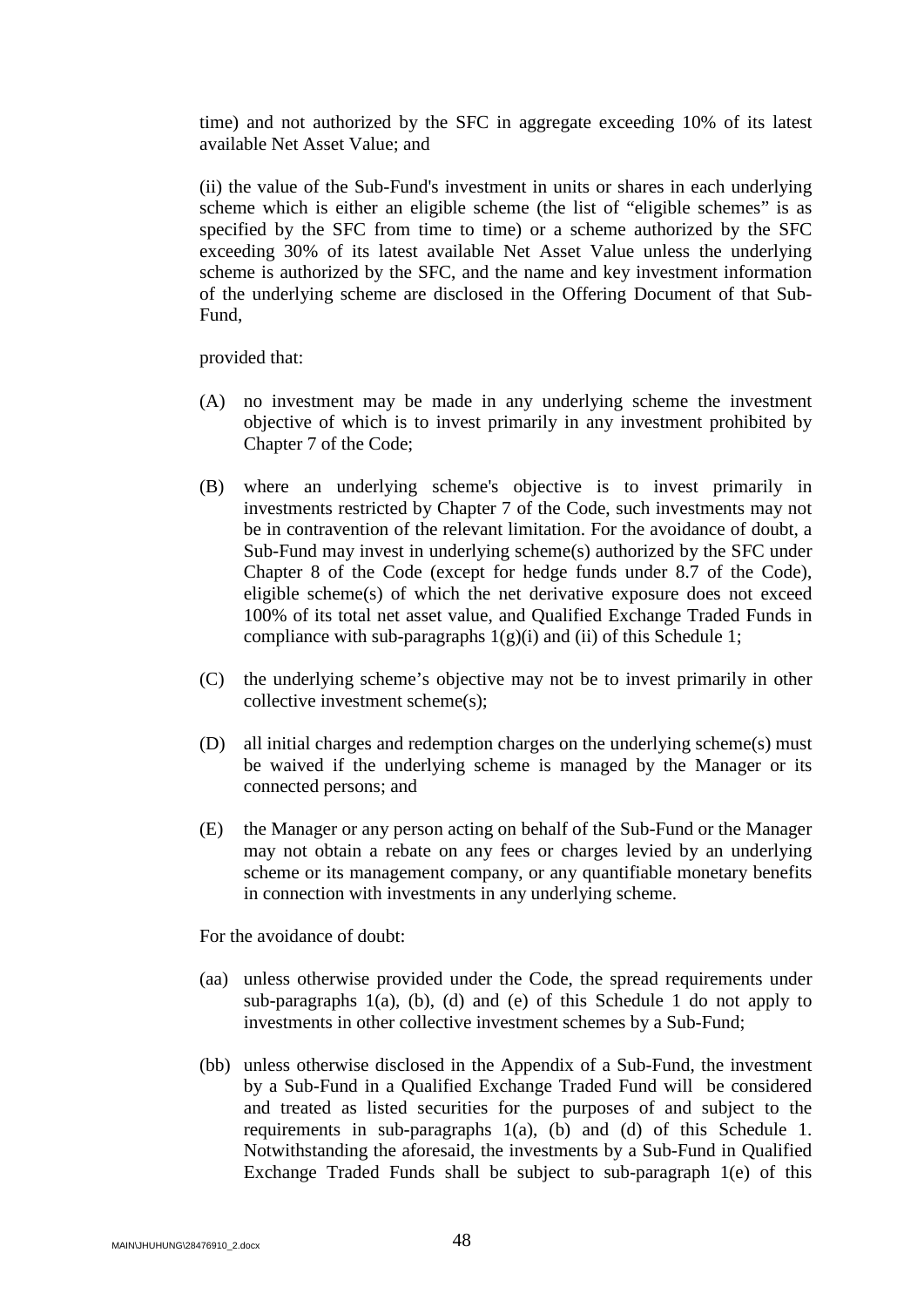time) and not authorized by the SFC in aggregate exceeding 10% of its latest available Net Asset Value; and

(ii) the value of the Sub-Fund's investment in units or shares in each underlying scheme which is either an eligible scheme (the list of "eligible schemes" is as specified by the SFC from time to time) or a scheme authorized by the SFC exceeding 30% of its latest available Net Asset Value unless the underlying scheme is authorized by the SFC, and the name and key investment information of the underlying scheme are disclosed in the Offering Document of that Sub-Fund,

provided that:

(A) no investment may be made in any underlying scheme the investment objective of which is to invest primarily in any investment prohibited by Chapter 7 of the Code;

(B) where an underlying scheme's objective is to invest primarily in investments restricted by Chapter 7 of the Code, such investments may not be in contravention of the relevant limitation. For the avoidance of doubt, a Sub-Fund may invest in underlying scheme(s) authorized by the SFC under Chapter 8 of the Code (except for hedge funds under 8.7 of the Code), eligible scheme(s) of which the net derivative exposure does not exceed 100% of its total net asset value, and Qualified Exchange Traded Funds in compliance with sub-paragraphs 1(g)(i) and (ii) of this Schedule 1;

(C) the underlying scheme's objective may not be to invest primarily in other collective investment scheme(s);

(D) all initial charges and redemption charges on the underlying scheme(s) must be waived if the underlying scheme is managed by the Manager or its connected persons; and

(E) the Manager or any person acting on behalf of the Sub-Fund or the Manager may not obtain a rebate on any fees or charges levied by an underlying scheme or its management company, or any quantifiable monetary benefits in connection with investments in any underlying scheme.

For the avoidance of doubt:

(aa) unless otherwise provided under the Code, the spread requirements under sub-paragraphs 1(a), (b), (d) and (e) of this Schedule 1 do not apply to investments in other collective investment schemes by a Sub-Fund;

(bb) unless otherwise disclosed in the Appendix of a Sub-Fund, the investment by a Sub-Fund in a Qualified Exchange Traded Fund will be considered and treated as listed securities for the purposes of and subject to the requirements in sub-paragraphs 1(a), (b) and (d) of this Schedule 1. Notwithstanding the aforesaid, the investments by a Sub-Fund in Qualified Exchange Traded Funds shall be subject to sub-paragraph 1(e) of this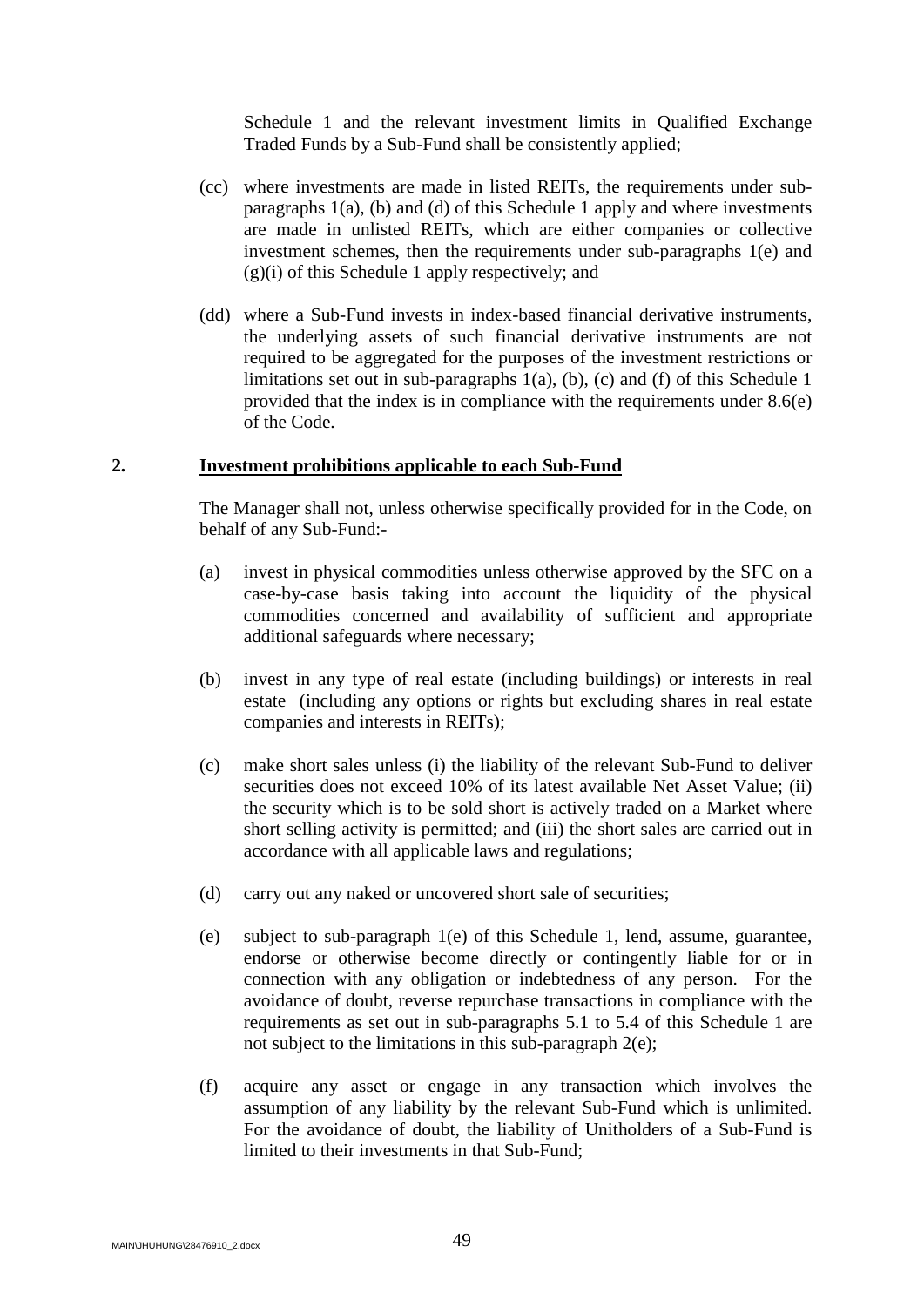Schedule 1 and the relevant investment limits in Qualified Exchange Traded Funds by a Sub-Fund shall be consistently applied;

(cc) where investments are made in listed REITs, the requirements under sub-paragraphs 1(a), (b) and (d) of this Schedule 1 apply and where investments are made in unlisted REITs, which are either companies or collective investment schemes, then the requirements under sub-paragraphs 1(e) and (g)(i) of this Schedule 1 apply respectively; and

(dd) where a Sub-Fund invests in index-based financial derivative instruments, the underlying assets of such financial derivative instruments are not required to be aggregated for the purposes of the investment restrictions or limitations set out in sub-paragraphs 1(a), (b), (c) and (f) of this Schedule 1 provided that the index is in compliance with the requirements under 8.6(e) of the Code.

## 2. Investment prohibitions applicable to each Sub-Fund

The Manager shall not, unless otherwise specifically provided for in the Code, on behalf of any Sub-Fund:-

(a) invest in physical commodities unless otherwise approved by the SFC on a case-by-case basis taking into account the liquidity of the physical commodities concerned and availability of sufficient and appropriate additional safeguards where necessary;

(b) invest in any type of real estate (including buildings) or interests in real estate (including any options or rights but excluding shares in real estate companies and interests in REITs);

(c) make short sales unless (i) the liability of the relevant Sub-Fund to deliver securities does not exceed 10% of its latest available Net Asset Value; (ii) the security which is to be sold short is actively traded on a Market where short selling activity is permitted; and (iii) the short sales are carried out in accordance with all applicable laws and regulations;

(d) carry out any naked or uncovered short sale of securities;

(e) subject to sub-paragraph 1(e) of this Schedule 1, lend, assume, guarantee, endorse or otherwise become directly or contingently liable for or in connection with any obligation or indebtedness of any person. For the avoidance of doubt, reverse repurchase transactions in compliance with the requirements as set out in sub-paragraphs 5.1 to 5.4 of this Schedule 1 are not subject to the limitations in this sub-paragraph 2(e);

(f) acquire any asset or engage in any transaction which involves the assumption of any liability by the relevant Sub-Fund which is unlimited. For the avoidance of doubt, the liability of Unitholders of a Sub-Fund is limited to their investments in that Sub-Fund;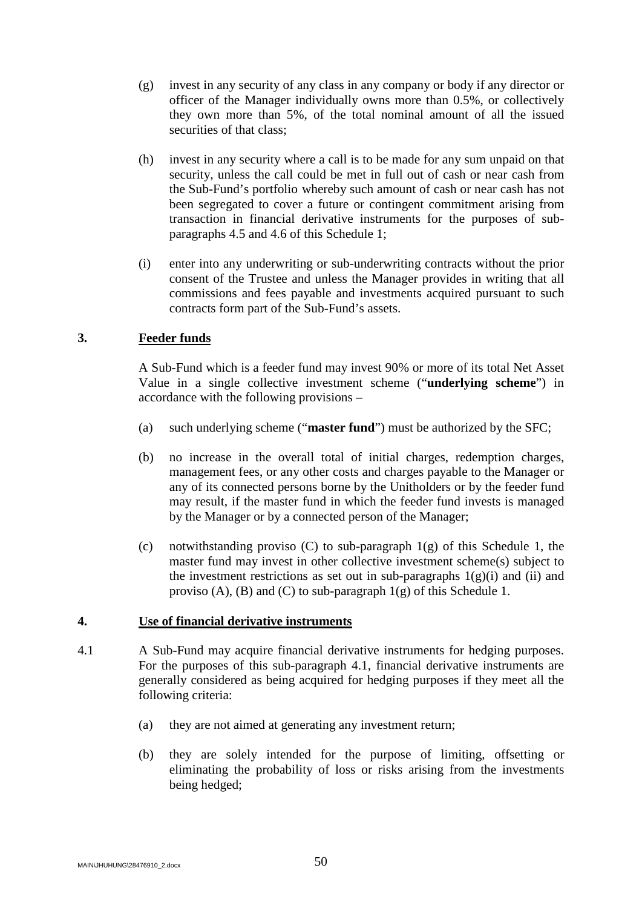(g) invest in any security of any class in any company or body if any director or officer of the Manager individually owns more than 0.5%, or collectively they own more than 5%, of the total nominal amount of all the issued securities of that class;

(h) invest in any security where a call is to be made for any sum unpaid on that security, unless the call could be met in full out of cash or near cash from the Sub-Fund's portfolio whereby such amount of cash or near cash has not been segregated to cover a future or contingent commitment arising from transaction in financial derivative instruments for the purposes of sub-paragraphs 4.5 and 4.6 of this Schedule 1;

(i) enter into any underwriting or sub-underwriting contracts without the prior consent of the Trustee and unless the Manager provides in writing that all commissions and fees payable and investments acquired pursuant to such contracts form part of the Sub-Fund's assets.

## 3. Feeder funds

A Sub-Fund which is a feeder fund may invest 90% or more of its total Net Asset Value in a single collective investment scheme ("**underlying scheme**") in accordance with the following provisions –

(a) such underlying scheme ("**master fund**") must be authorized by the SFC;

(b) no increase in the overall total of initial charges, redemption charges, management fees, or any other costs and charges payable to the Manager or any of its connected persons borne by the Unitholders or by the feeder fund may result, if the master fund in which the feeder fund invests is managed by the Manager or by a connected person of the Manager;

(c) notwithstanding proviso (C) to sub-paragraph 1(g) of this Schedule 1, the master fund may invest in other collective investment scheme(s) subject to the investment restrictions as set out in sub-paragraphs 1(g)(i) and (ii) and proviso (A), (B) and (C) to sub-paragraph 1(g) of this Schedule 1.

## 4. Use of financial derivative instruments

4.1 A Sub-Fund may acquire financial derivative instruments for hedging purposes. For the purposes of this sub-paragraph 4.1, financial derivative instruments are generally considered as being acquired for hedging purposes if they meet all the following criteria:

(a) they are not aimed at generating any investment return;

(b) they are solely intended for the purpose of limiting, offsetting or eliminating the probability of loss or risks arising from the investments being hedged;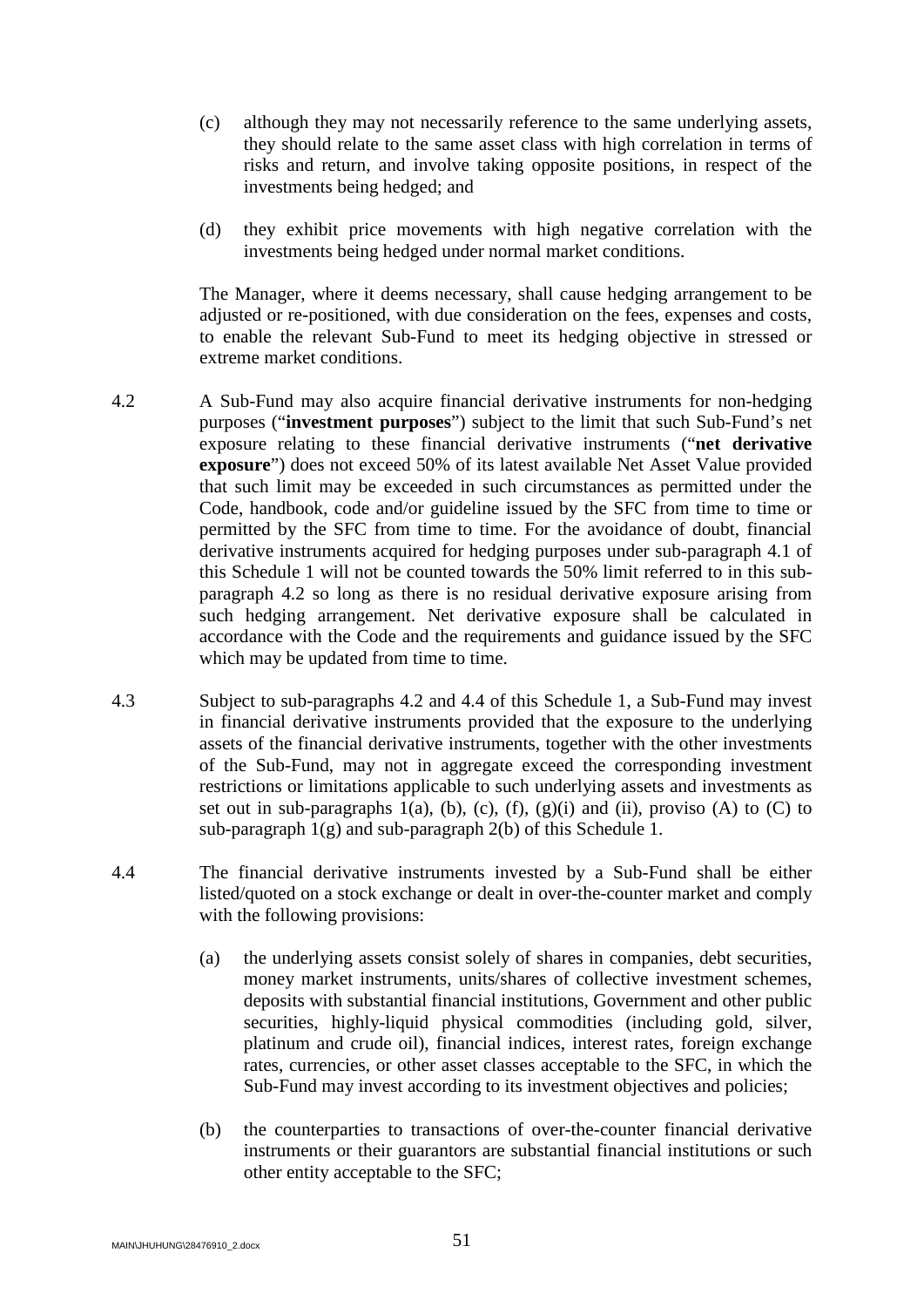(c) although they may not necessarily reference to the same underlying assets, they should relate to the same asset class with high correlation in terms of risks and return, and involve taking opposite positions, in respect of the investments being hedged; and

(d) they exhibit price movements with high negative correlation with the investments being hedged under normal market conditions.

The Manager, where it deems necessary, shall cause hedging arrangement to be adjusted or re-positioned, with due consideration on the fees, expenses and costs, to enable the relevant Sub-Fund to meet its hedging objective in stressed or extreme market conditions.

4.2 A Sub-Fund may also acquire financial derivative instruments for non-hedging purposes ("**investment purposes**") subject to the limit that such Sub-Fund's net exposure relating to these financial derivative instruments ("**net derivative exposure**") does not exceed 50% of its latest available Net Asset Value provided that such limit may be exceeded in such circumstances as permitted under the Code, handbook, code and/or guideline issued by the SFC from time to time or permitted by the SFC from time to time. For the avoidance of doubt, financial derivative instruments acquired for hedging purposes under sub-paragraph 4.1 of this Schedule 1 will not be counted towards the 50% limit referred to in this sub-paragraph 4.2 so long as there is no residual derivative exposure arising from such hedging arrangement. Net derivative exposure shall be calculated in accordance with the Code and the requirements and guidance issued by the SFC which may be updated from time to time.

4.3 Subject to sub-paragraphs 4.2 and 4.4 of this Schedule 1, a Sub-Fund may invest in financial derivative instruments provided that the exposure to the underlying assets of the financial derivative instruments, together with the other investments of the Sub-Fund, may not in aggregate exceed the corresponding investment restrictions or limitations applicable to such underlying assets and investments as set out in sub-paragraphs 1(a), (b), (c), (f), (g)(i) and (ii), proviso (A) to (C) to sub-paragraph 1(g) and sub-paragraph 2(b) of this Schedule 1.

4.4 The financial derivative instruments invested by a Sub-Fund shall be either listed/quoted on a stock exchange or dealt in over-the-counter market and comply with the following provisions:

(a) the underlying assets consist solely of shares in companies, debt securities, money market instruments, units/shares of collective investment schemes, deposits with substantial financial institutions, Government and other public securities, highly-liquid physical commodities (including gold, silver, platinum and crude oil), financial indices, interest rates, foreign exchange rates, currencies, or other asset classes acceptable to the SFC, in which the Sub-Fund may invest according to its investment objectives and policies;

(b) the counterparties to transactions of over-the-counter financial derivative instruments or their guarantors are substantial financial institutions or such other entity acceptable to the SFC;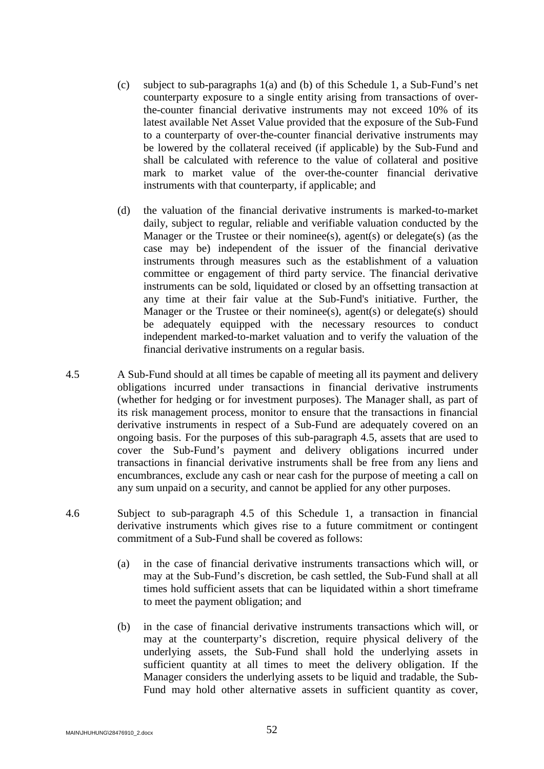(c) subject to sub-paragraphs 1(a) and (b) of this Schedule 1, a Sub-Fund's net counterparty exposure to a single entity arising from transactions of over-the-counter financial derivative instruments may not exceed 10% of its latest available Net Asset Value provided that the exposure of the Sub-Fund to a counterparty of over-the-counter financial derivative instruments may be lowered by the collateral received (if applicable) by the Sub-Fund and shall be calculated with reference to the value of collateral and positive mark to market value of the over-the-counter financial derivative instruments with that counterparty, if applicable; and

(d) the valuation of the financial derivative instruments is marked-to-market daily, subject to regular, reliable and verifiable valuation conducted by the Manager or the Trustee or their nominee(s), agent(s) or delegate(s) (as the case may be) independent of the issuer of the financial derivative instruments through measures such as the establishment of a valuation committee or engagement of third party service. The financial derivative instruments can be sold, liquidated or closed by an offsetting transaction at any time at their fair value at the Sub-Fund's initiative. Further, the Manager or the Trustee or their nominee(s), agent(s) or delegate(s) should be adequately equipped with the necessary resources to conduct independent marked-to-market valuation and to verify the valuation of the financial derivative instruments on a regular basis.

4.5 A Sub-Fund should at all times be capable of meeting all its payment and delivery obligations incurred under transactions in financial derivative instruments (whether for hedging or for investment purposes). The Manager shall, as part of its risk management process, monitor to ensure that the transactions in financial derivative instruments in respect of a Sub-Fund are adequately covered on an ongoing basis. For the purposes of this sub-paragraph 4.5, assets that are used to cover the Sub-Fund's payment and delivery obligations incurred under transactions in financial derivative instruments shall be free from any liens and encumbrances, exclude any cash or near cash for the purpose of meeting a call on any sum unpaid on a security, and cannot be applied for any other purposes.

4.6 Subject to sub-paragraph 4.5 of this Schedule 1, a transaction in financial derivative instruments which gives rise to a future commitment or contingent commitment of a Sub-Fund shall be covered as follows:

(a) in the case of financial derivative instruments transactions which will, or may at the Sub-Fund's discretion, be cash settled, the Sub-Fund shall at all times hold sufficient assets that can be liquidated within a short timeframe to meet the payment obligation; and

(b) in the case of financial derivative instruments transactions which will, or may at the counterparty's discretion, require physical delivery of the underlying assets, the Sub-Fund shall hold the underlying assets in sufficient quantity at all times to meet the delivery obligation. If the Manager considers the underlying assets to be liquid and tradable, the Sub-Fund may hold other alternative assets in sufficient quantity as cover,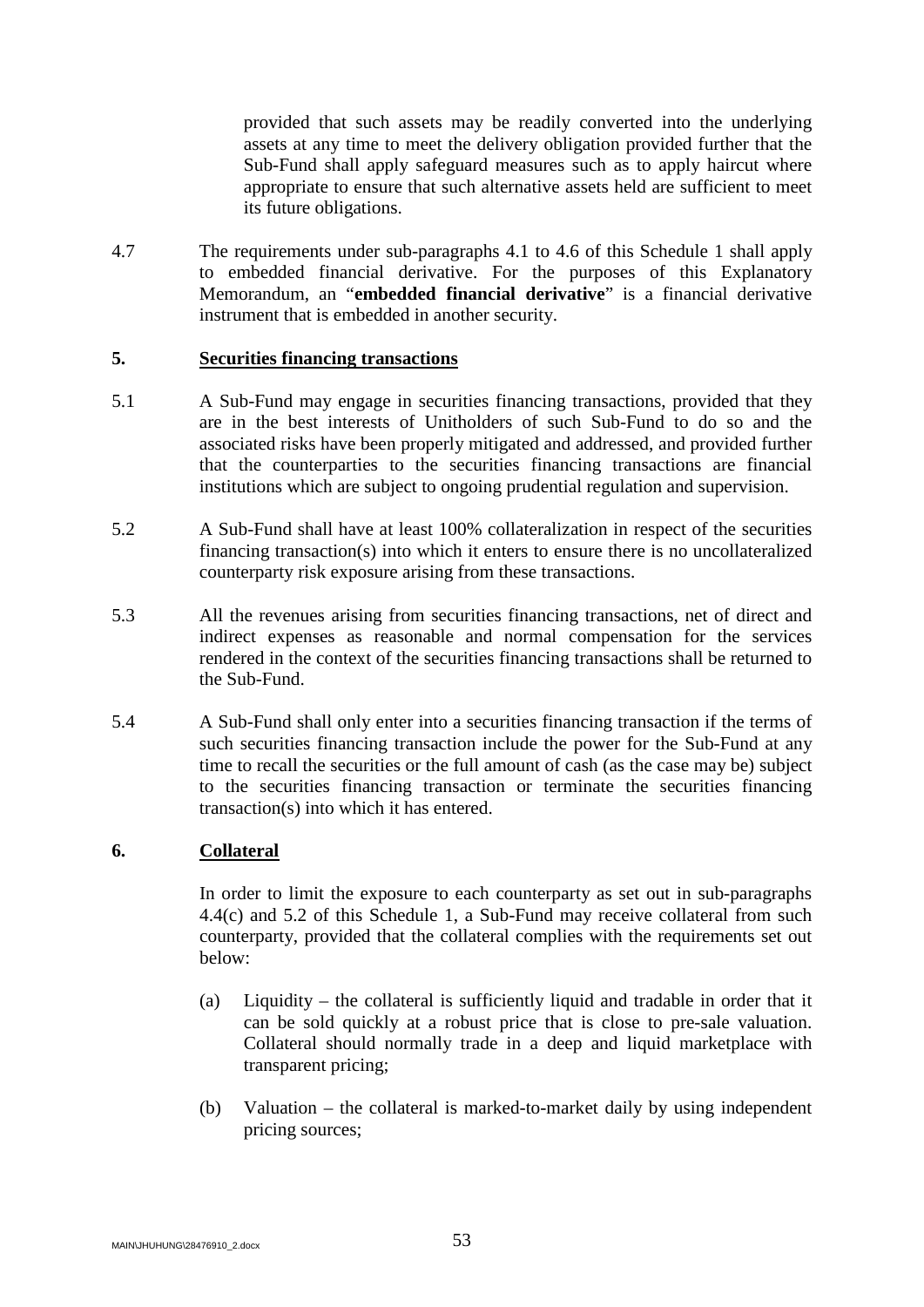provided that such assets may be readily converted into the underlying assets at any time to meet the delivery obligation provided further that the Sub-Fund shall apply safeguard measures such as to apply haircut where appropriate to ensure that such alternative assets held are sufficient to meet its future obligations.

4.7 The requirements under sub-paragraphs 4.1 to 4.6 of this Schedule 1 shall apply to embedded financial derivative. For the purposes of this Explanatory Memorandum, an "**embedded financial derivative**" is a financial derivative instrument that is embedded in another security.

## 5. Securities financing transactions

5.1 A Sub-Fund may engage in securities financing transactions, provided that they are in the best interests of Unitholders of such Sub-Fund to do so and the associated risks have been properly mitigated and addressed, and provided further that the counterparties to the securities financing transactions are financial institutions which are subject to ongoing prudential regulation and supervision.

5.2 A Sub-Fund shall have at least 100% collateralization in respect of the securities financing transaction(s) into which it enters to ensure there is no uncollateralized counterparty risk exposure arising from these transactions.

5.3 All the revenues arising from securities financing transactions, net of direct and indirect expenses as reasonable and normal compensation for the services rendered in the context of the securities financing transactions shall be returned to the Sub-Fund.

5.4 A Sub-Fund shall only enter into a securities financing transaction if the terms of such securities financing transaction include the power for the Sub-Fund at any time to recall the securities or the full amount of cash (as the case may be) subject to the securities financing transaction or terminate the securities financing transaction(s) into which it has entered.

## 6. Collateral

In order to limit the exposure to each counterparty as set out in sub-paragraphs 4.4(c) and 5.2 of this Schedule 1, a Sub-Fund may receive collateral from such counterparty, provided that the collateral complies with the requirements set out below:

(a) Liquidity – the collateral is sufficiently liquid and tradable in order that it can be sold quickly at a robust price that is close to pre-sale valuation. Collateral should normally trade in a deep and liquid marketplace with transparent pricing;

(b) Valuation – the collateral is marked-to-market daily by using independent pricing sources;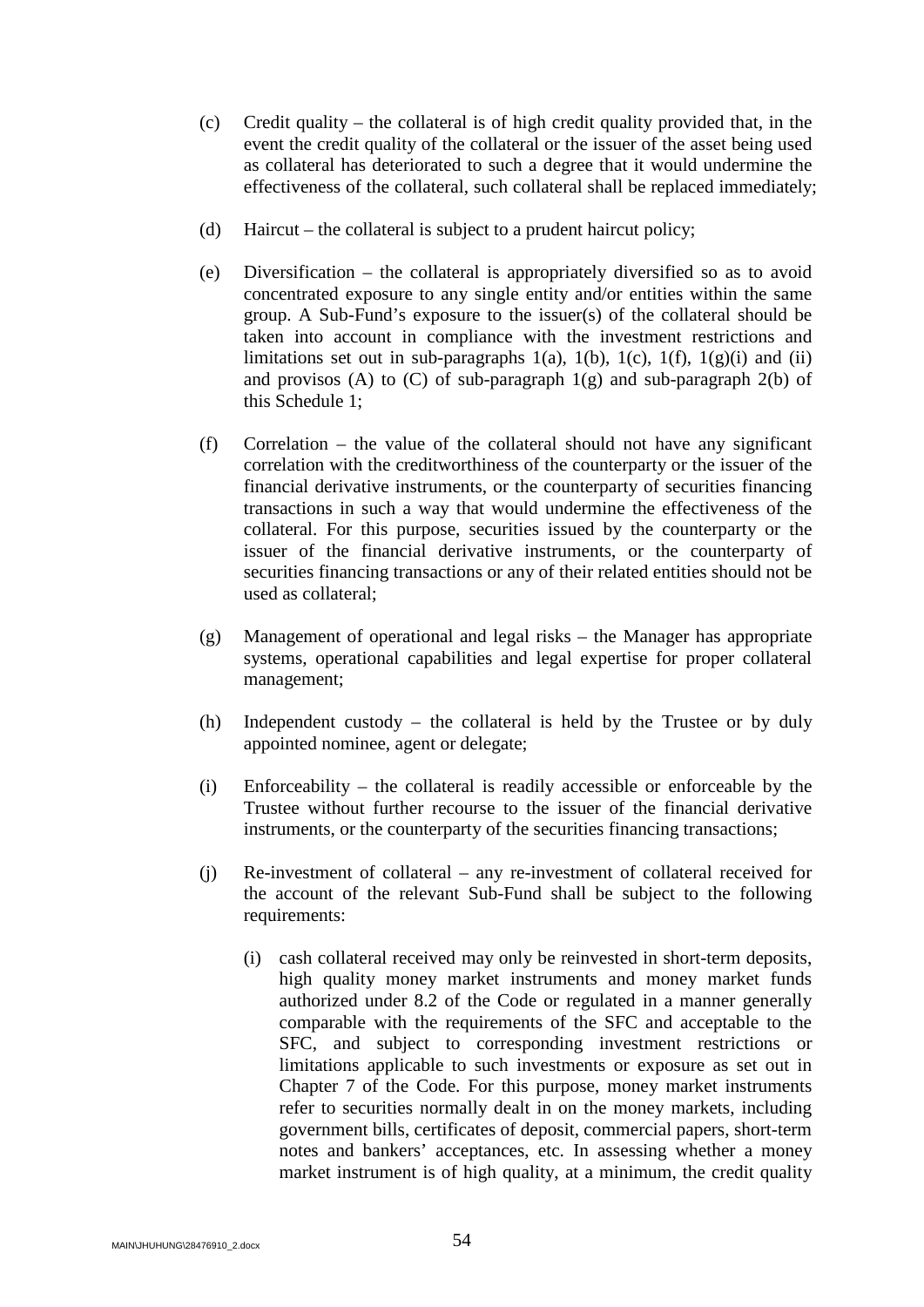(c) Credit quality – the collateral is of high credit quality provided that, in the event the credit quality of the collateral or the issuer of the asset being used as collateral has deteriorated to such a degree that it would undermine the effectiveness of the collateral, such collateral shall be replaced immediately;

(d) Haircut – the collateral is subject to a prudent haircut policy;

(e) Diversification – the collateral is appropriately diversified so as to avoid concentrated exposure to any single entity and/or entities within the same group. A Sub-Fund's exposure to the issuer(s) of the collateral should be taken into account in compliance with the investment restrictions and limitations set out in sub-paragraphs 1(a), 1(b), 1(c), 1(f), 1(g)(i) and (ii) and provisos (A) to (C) of sub-paragraph 1(g) and sub-paragraph 2(b) of this Schedule 1;

(f) Correlation – the value of the collateral should not have any significant correlation with the creditworthiness of the counterparty or the issuer of the financial derivative instruments, or the counterparty of securities financing transactions in such a way that would undermine the effectiveness of the collateral. For this purpose, securities issued by the counterparty or the issuer of the financial derivative instruments, or the counterparty of securities financing transactions or any of their related entities should not be used as collateral;

(g) Management of operational and legal risks – the Manager has appropriate systems, operational capabilities and legal expertise for proper collateral management;

(h) Independent custody – the collateral is held by the Trustee or by duly appointed nominee, agent or delegate;

(i) Enforceability – the collateral is readily accessible or enforceable by the Trustee without further recourse to the issuer of the financial derivative instruments, or the counterparty of the securities financing transactions;

(j) Re-investment of collateral – any re-investment of collateral received for the account of the relevant Sub-Fund shall be subject to the following requirements:

   (i) cash collateral received may only be reinvested in short-term deposits, high quality money market instruments and money market funds authorized under 8.2 of the Code or regulated in a manner generally comparable with the requirements of the SFC and acceptable to the SFC, and subject to corresponding investment restrictions or limitations applicable to such investments or exposure as set out in Chapter 7 of the Code. For this purpose, money market instruments refer to securities normally dealt in on the money markets, including government bills, certificates of deposit, commercial papers, short-term notes and bankers' acceptances, etc. In assessing whether a money market instrument is of high quality, at a minimum, the credit quality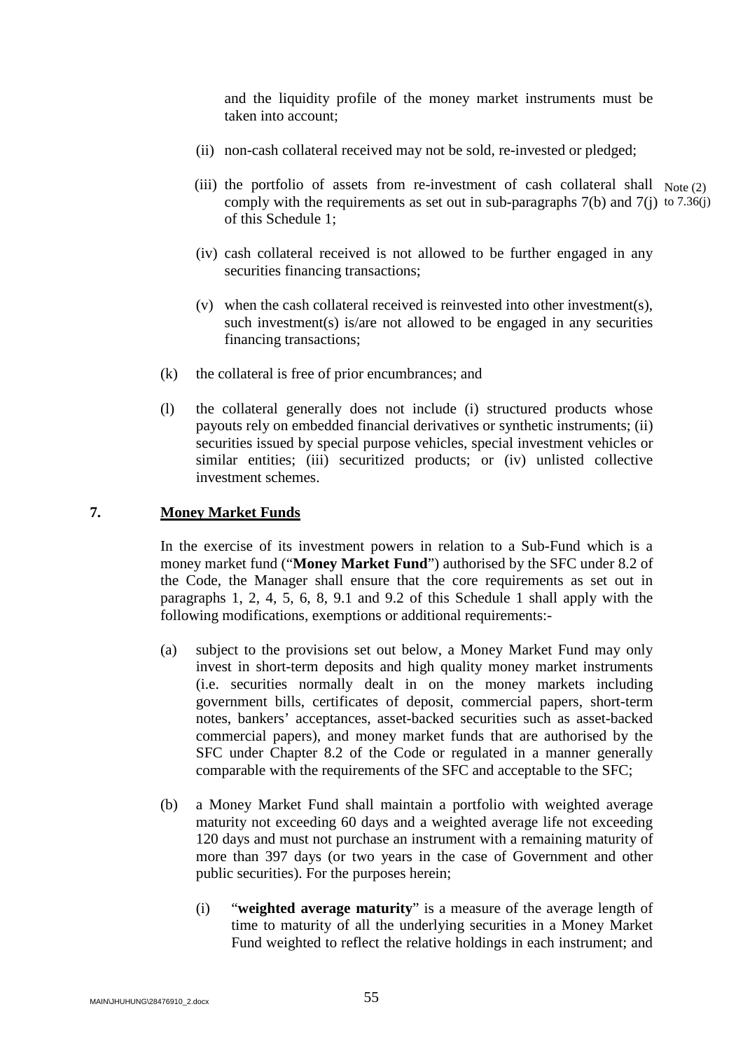and the liquidity profile of the money market instruments must be taken into account;

(ii) non-cash collateral received may not be sold, re-invested or pledged;

(iii) the portfolio of assets from re-investment of cash collateral shall comply with the requirements as set out in sub-paragraphs 7(b) and 7(j) of this Schedule 1; Note (2) to 7.36(j)

(iv) cash collateral received is not allowed to be further engaged in any securities financing transactions;

(v) when the cash collateral received is reinvested into other investment(s), such investment(s) is/are not allowed to be engaged in any securities financing transactions;

(k) the collateral is free of prior encumbrances; and

(l) the collateral generally does not include (i) structured products whose payouts rely on embedded financial derivatives or synthetic instruments; (ii) securities issued by special purpose vehicles, special investment vehicles or similar entities; (iii) securitized products; or (iv) unlisted collective investment schemes.

## 7. Money Market Funds

In the exercise of its investment powers in relation to a Sub-Fund which is a money market fund ("**Money Market Fund**") authorised by the SFC under 8.2 of the Code, the Manager shall ensure that the core requirements as set out in paragraphs 1, 2, 4, 5, 6, 8, 9.1 and 9.2 of this Schedule 1 shall apply with the following modifications, exemptions or additional requirements:-

(a) subject to the provisions set out below, a Money Market Fund may only invest in short-term deposits and high quality money market instruments (i.e. securities normally dealt in on the money markets including government bills, certificates of deposit, commercial papers, short-term notes, bankers' acceptances, asset-backed securities such as asset-backed commercial papers), and money market funds that are authorised by the SFC under Chapter 8.2 of the Code or regulated in a manner generally comparable with the requirements of the SFC and acceptable to the SFC;

(b) a Money Market Fund shall maintain a portfolio with weighted average maturity not exceeding 60 days and a weighted average life not exceeding 120 days and must not purchase an instrument with a remaining maturity of more than 397 days (or two years in the case of Government and other public securities). For the purposes herein;

(i) "**weighted average maturity**" is a measure of the average length of time to maturity of all the underlying securities in a Money Market Fund weighted to reflect the relative holdings in each instrument; and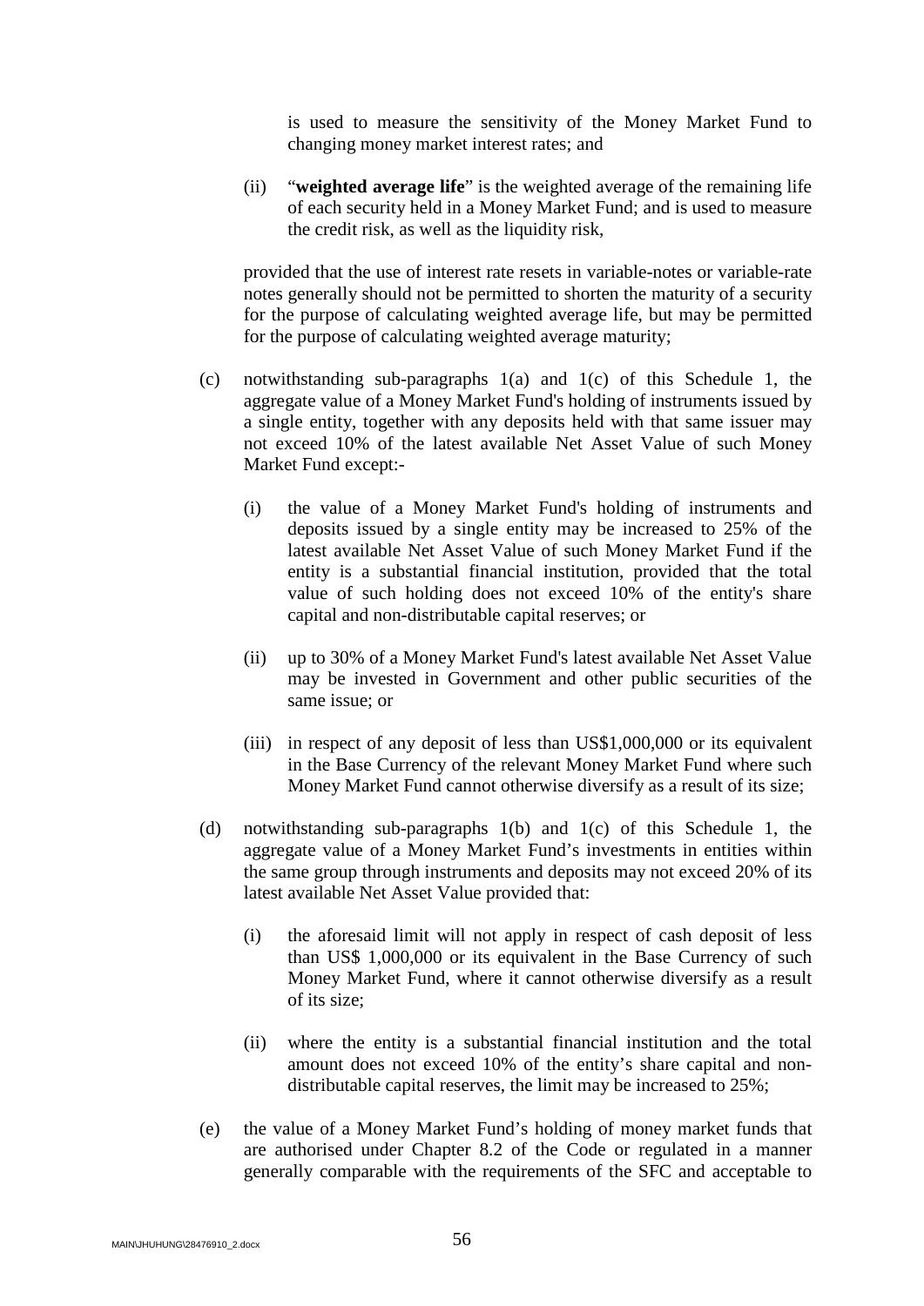is used to measure the sensitivity of the Money Market Fund to changing money market interest rates; and

(ii) "**weighted average life**" is the weighted average of the remaining life of each security held in a Money Market Fund; and is used to measure the credit risk, as well as the liquidity risk,

provided that the use of interest rate resets in variable-notes or variable-rate notes generally should not be permitted to shorten the maturity of a security for the purpose of calculating weighted average life, but may be permitted for the purpose of calculating weighted average maturity;

(c) notwithstanding sub-paragraphs 1(a) and 1(c) of this Schedule 1, the aggregate value of a Money Market Fund's holding of instruments issued by a single entity, together with any deposits held with that same issuer may not exceed 10% of the latest available Net Asset Value of such Money Market Fund except:-

(i) the value of a Money Market Fund's holding of instruments and deposits issued by a single entity may be increased to 25% of the latest available Net Asset Value of such Money Market Fund if the entity is a substantial financial institution, provided that the total value of such holding does not exceed 10% of the entity's share capital and non-distributable capital reserves; or

(ii) up to 30% of a Money Market Fund's latest available Net Asset Value may be invested in Government and other public securities of the same issue; or

(iii) in respect of any deposit of less than US$1,000,000 or its equivalent in the Base Currency of the relevant Money Market Fund where such Money Market Fund cannot otherwise diversify as a result of its size;

(d) notwithstanding sub-paragraphs 1(b) and 1(c) of this Schedule 1, the aggregate value of a Money Market Fund's investments in entities within the same group through instruments and deposits may not exceed 20% of its latest available Net Asset Value provided that:

(i) the aforesaid limit will not apply in respect of cash deposit of less than US$ 1,000,000 or its equivalent in the Base Currency of such Money Market Fund, where it cannot otherwise diversify as a result of its size;

(ii) where the entity is a substantial financial institution and the total amount does not exceed 10% of the entity's share capital and non-distributable capital reserves, the limit may be increased to 25%;

(e) the value of a Money Market Fund's holding of money market funds that are authorised under Chapter 8.2 of the Code or regulated in a manner generally comparable with the requirements of the SFC and acceptable to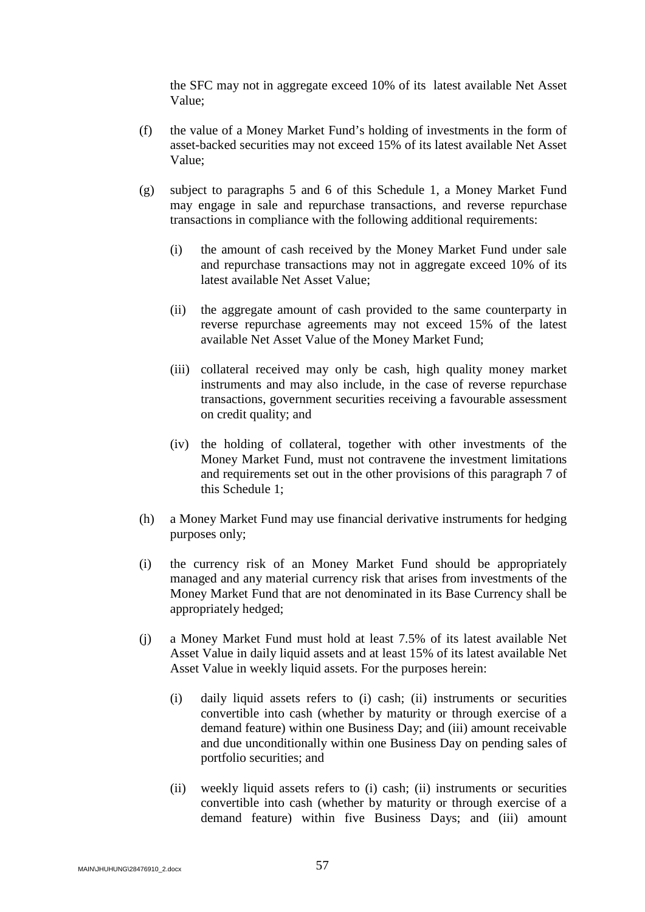the SFC may not in aggregate exceed 10% of its latest available Net Asset Value;

(f) the value of a Money Market Fund's holding of investments in the form of asset-backed securities may not exceed 15% of its latest available Net Asset Value;

(g) subject to paragraphs 5 and 6 of this Schedule 1, a Money Market Fund may engage in sale and repurchase transactions, and reverse repurchase transactions in compliance with the following additional requirements:

   (i) the amount of cash received by the Money Market Fund under sale and repurchase transactions may not in aggregate exceed 10% of its latest available Net Asset Value;

   (ii) the aggregate amount of cash provided to the same counterparty in reverse repurchase agreements may not exceed 15% of the latest available Net Asset Value of the Money Market Fund;

   (iii) collateral received may only be cash, high quality money market instruments and may also include, in the case of reverse repurchase transactions, government securities receiving a favourable assessment on credit quality; and

   (iv) the holding of collateral, together with other investments of the Money Market Fund, must not contravene the investment limitations and requirements set out in the other provisions of this paragraph 7 of this Schedule 1;

(h) a Money Market Fund may use financial derivative instruments for hedging purposes only;

(i) the currency risk of an Money Market Fund should be appropriately managed and any material currency risk that arises from investments of the Money Market Fund that are not denominated in its Base Currency shall be appropriately hedged;

(j) a Money Market Fund must hold at least 7.5% of its latest available Net Asset Value in daily liquid assets and at least 15% of its latest available Net Asset Value in weekly liquid assets. For the purposes herein:

   (i) daily liquid assets refers to (i) cash; (ii) instruments or securities convertible into cash (whether by maturity or through exercise of a demand feature) within one Business Day; and (iii) amount receivable and due unconditionally within one Business Day on pending sales of portfolio securities; and

   (ii) weekly liquid assets refers to (i) cash; (ii) instruments or securities convertible into cash (whether by maturity or through exercise of a demand feature) within five Business Days; and (iii) amount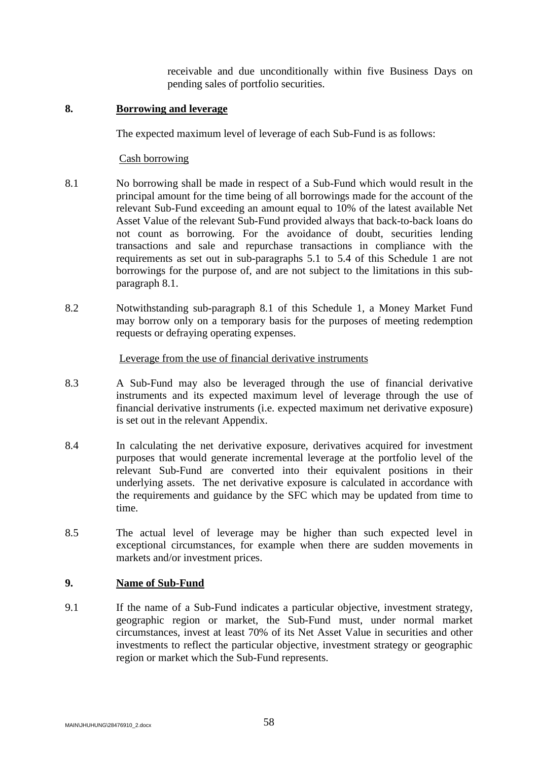receivable and due unconditionally within five Business Days on pending sales of portfolio securities.

## 8. Borrowing and leverage

The expected maximum level of leverage of each Sub-Fund is as follows:

Cash borrowing

8.1 No borrowing shall be made in respect of a Sub-Fund which would result in the principal amount for the time being of all borrowings made for the account of the relevant Sub-Fund exceeding an amount equal to 10% of the latest available Net Asset Value of the relevant Sub-Fund provided always that back-to-back loans do not count as borrowing. For the avoidance of doubt, securities lending transactions and sale and repurchase transactions in compliance with the requirements as set out in sub-paragraphs 5.1 to 5.4 of this Schedule 1 are not borrowings for the purpose of, and are not subject to the limitations in this sub-paragraph 8.1.

8.2 Notwithstanding sub-paragraph 8.1 of this Schedule 1, a Money Market Fund may borrow only on a temporary basis for the purposes of meeting redemption requests or defraying operating expenses.

Leverage from the use of financial derivative instruments

8.3 A Sub-Fund may also be leveraged through the use of financial derivative instruments and its expected maximum level of leverage through the use of financial derivative instruments (i.e. expected maximum net derivative exposure) is set out in the relevant Appendix.

8.4 In calculating the net derivative exposure, derivatives acquired for investment purposes that would generate incremental leverage at the portfolio level of the relevant Sub-Fund are converted into their equivalent positions in their underlying assets. The net derivative exposure is calculated in accordance with the requirements and guidance by the SFC which may be updated from time to time.

8.5 The actual level of leverage may be higher than such expected level in exceptional circumstances, for example when there are sudden movements in markets and/or investment prices.

## 9. Name of Sub-Fund

9.1 If the name of a Sub-Fund indicates a particular objective, investment strategy, geographic region or market, the Sub-Fund must, under normal market circumstances, invest at least 70% of its Net Asset Value in securities and other investments to reflect the particular objective, investment strategy or geographic region or market which the Sub-Fund represents.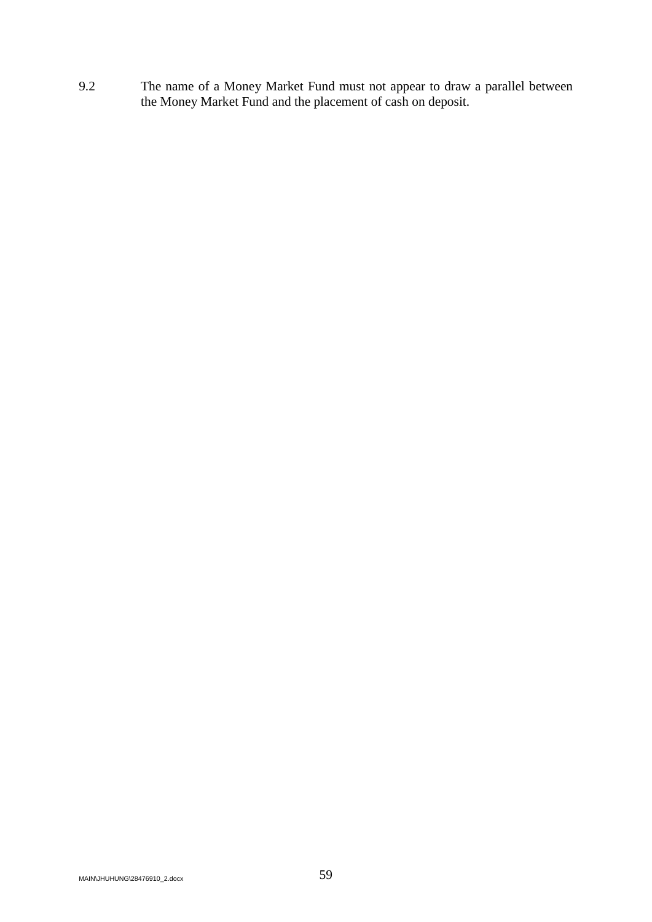9.2 The name of a Money Market Fund must not appear to draw a parallel between the Money Market Fund and the placement of cash on deposit.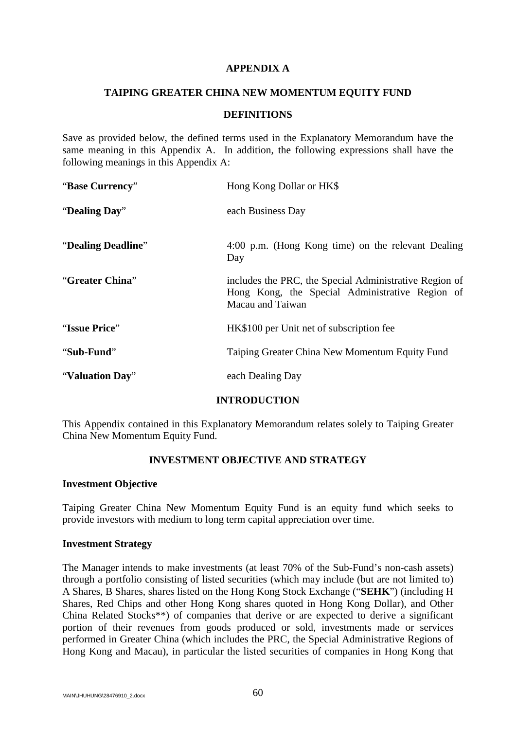# APPENDIX A

## TAIPING GREATER CHINA NEW MOMENTUM EQUITY FUND

### DEFINITIONS

Save as provided below, the defined terms used in the Explanatory Memorandum have the same meaning in this Appendix A. In addition, the following expressions shall have the following meanings in this Appendix A:

| | |
|---|---|
| "**Base Currency**" | Hong Kong Dollar or HK$ |
| "**Dealing Day**" | each Business Day |
| "**Dealing Deadline**" | 4:00 p.m. (Hong Kong time) on the relevant Dealing Day |
| "**Greater China**" | includes the PRC, the Special Administrative Region of Hong Kong, the Special Administrative Region of Macau and Taiwan |
| "**Issue Price**" | HK$100 per Unit net of subscription fee |
| "**Sub-Fund**" | Taiping Greater China New Momentum Equity Fund |
| "**Valuation Day**" | each Dealing Day |

### INTRODUCTION

This Appendix contained in this Explanatory Memorandum relates solely to Taiping Greater China New Momentum Equity Fund.

### INVESTMENT OBJECTIVE AND STRATEGY

**Investment Objective**

Taiping Greater China New Momentum Equity Fund is an equity fund which seeks to provide investors with medium to long term capital appreciation over time.

**Investment Strategy**

The Manager intends to make investments (at least 70% of the Sub-Fund's non-cash assets) through a portfolio consisting of listed securities (which may include (but are not limited to) A Shares, B Shares, shares listed on the Hong Kong Stock Exchange ("**SEHK**") (including H Shares, Red Chips and other Hong Kong shares quoted in Hong Kong Dollar), and Other China Related Stocks**) of companies that derive or are expected to derive a significant portion of their revenues from goods produced or sold, investments made or services performed in Greater China (which includes the PRC, the Special Administrative Regions of Hong Kong and Macau), in particular the listed securities of companies in Hong Kong that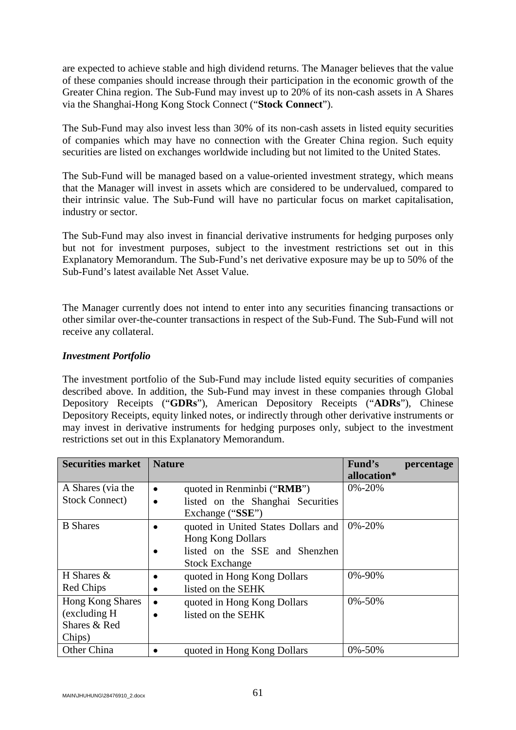are expected to achieve stable and high dividend returns. The Manager believes that the value of these companies should increase through their participation in the economic growth of the Greater China region. The Sub-Fund may invest up to 20% of its non-cash assets in A Shares via the Shanghai-Hong Kong Stock Connect ("**Stock Connect**").

The Sub-Fund may also invest less than 30% of its non-cash assets in listed equity securities of companies which may have no connection with the Greater China region. Such equity securities are listed on exchanges worldwide including but not limited to the United States.

The Sub-Fund will be managed based on a value-oriented investment strategy, which means that the Manager will invest in assets which are considered to be undervalued, compared to their intrinsic value. The Sub-Fund will have no particular focus on market capitalisation, industry or sector.

The Sub-Fund may also invest in financial derivative instruments for hedging purposes only but not for investment purposes, subject to the investment restrictions set out in this Explanatory Memorandum. The Sub-Fund's net derivative exposure may be up to 50% of the Sub-Fund's latest available Net Asset Value.

The Manager currently does not intend to enter into any securities financing transactions or other similar over-the-counter transactions in respect of the Sub-Fund. The Sub-Fund will not receive any collateral.

***Investment Portfolio***

The investment portfolio of the Sub-Fund may include listed equity securities of companies described above. In addition, the Sub-Fund may invest in these companies through Global Depository Receipts ("**GDRs**"), American Depository Receipts ("**ADRs**"), Chinese Depository Receipts, equity linked notes, or indirectly through other derivative instruments or may invest in derivative instruments for hedging purposes only, subject to the investment restrictions set out in this Explanatory Memorandum.

| **Securities market** | **Nature** | **Fund's percentage allocation*** |
|---|---|---|
| A Shares (via the Stock Connect) | • quoted in Renminbi ("**RMB**")<br>• listed on the Shanghai Securities Exchange ("**SSE**") | 0%-20% |
| B Shares | • quoted in United States Dollars and Hong Kong Dollars<br>• listed on the SSE and Shenzhen Stock Exchange | 0%-20% |
| H Shares & Red Chips | • quoted in Hong Kong Dollars<br>• listed on the SEHK | 0%-90% |
| Hong Kong Shares (excluding H Shares & Red Chips) | • quoted in Hong Kong Dollars<br>• listed on the SEHK | 0%-50% |
| Other China | • quoted in Hong Kong Dollars | 0%-50% |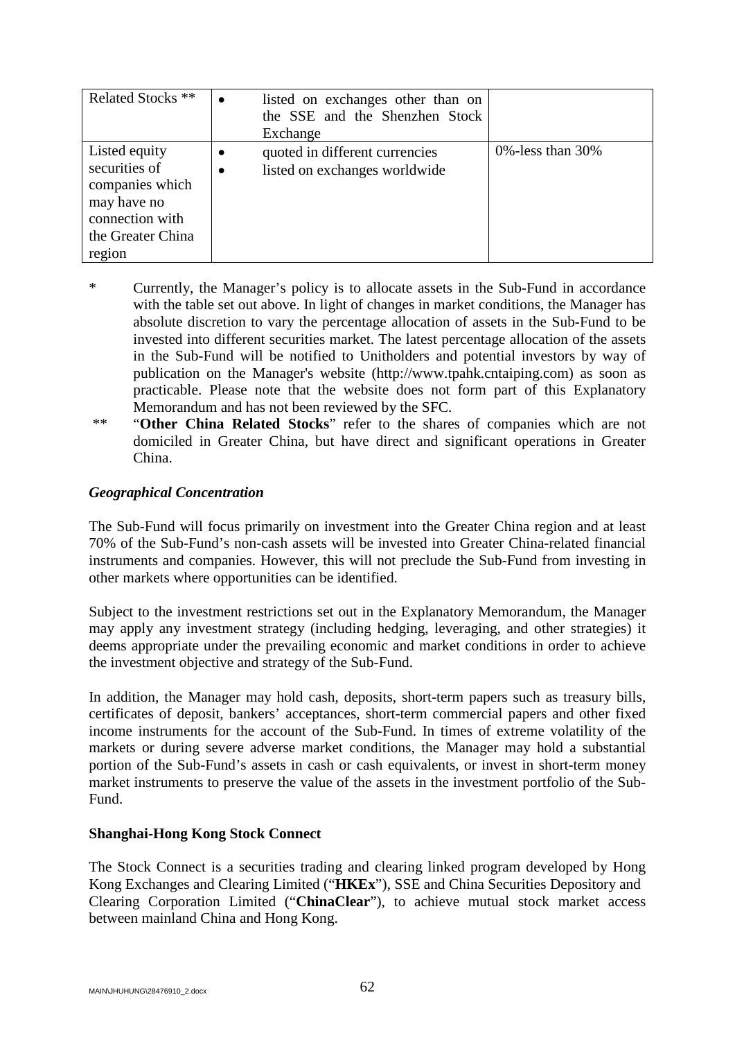| Related Stocks ** | • listed on exchanges other than on the SSE and the Shenzhen Stock Exchange | |
|---|---|---|
| Listed equity securities of companies which may have no connection with the Greater China region | • quoted in different currencies<br>• listed on exchanges worldwide | 0%-less than 30% |

\* Currently, the Manager's policy is to allocate assets in the Sub-Fund in accordance with the table set out above. In light of changes in market conditions, the Manager has absolute discretion to vary the percentage allocation of assets in the Sub-Fund to be invested into different securities market. The latest percentage allocation of the assets in the Sub-Fund will be notified to Unitholders and potential investors by way of publication on the Manager's website (http://www.tpahk.cntaiping.com) as soon as practicable. Please note that the website does not form part of this Explanatory Memorandum and has not been reviewed by the SFC.

\*\* "**Other China Related Stocks**" refer to the shares of companies which are not domiciled in Greater China, but have direct and significant operations in Greater China.

***Geographical Concentration***

The Sub-Fund will focus primarily on investment into the Greater China region and at least 70% of the Sub-Fund's non-cash assets will be invested into Greater China-related financial instruments and companies. However, this will not preclude the Sub-Fund from investing in other markets where opportunities can be identified.

Subject to the investment restrictions set out in the Explanatory Memorandum, the Manager may apply any investment strategy (including hedging, leveraging, and other strategies) it deems appropriate under the prevailing economic and market conditions in order to achieve the investment objective and strategy of the Sub-Fund.

In addition, the Manager may hold cash, deposits, short-term papers such as treasury bills, certificates of deposit, bankers' acceptances, short-term commercial papers and other fixed income instruments for the account of the Sub-Fund. In times of extreme volatility of the markets or during severe adverse market conditions, the Manager may hold a substantial portion of the Sub-Fund's assets in cash or cash equivalents, or invest in short-term money market instruments to preserve the value of the assets in the investment portfolio of the Sub-Fund.

**Shanghai-Hong Kong Stock Connect**

The Stock Connect is a securities trading and clearing linked program developed by Hong Kong Exchanges and Clearing Limited ("**HKEx**"), SSE and China Securities Depository and Clearing Corporation Limited ("**ChinaClear**"), to achieve mutual stock market access between mainland China and Hong Kong.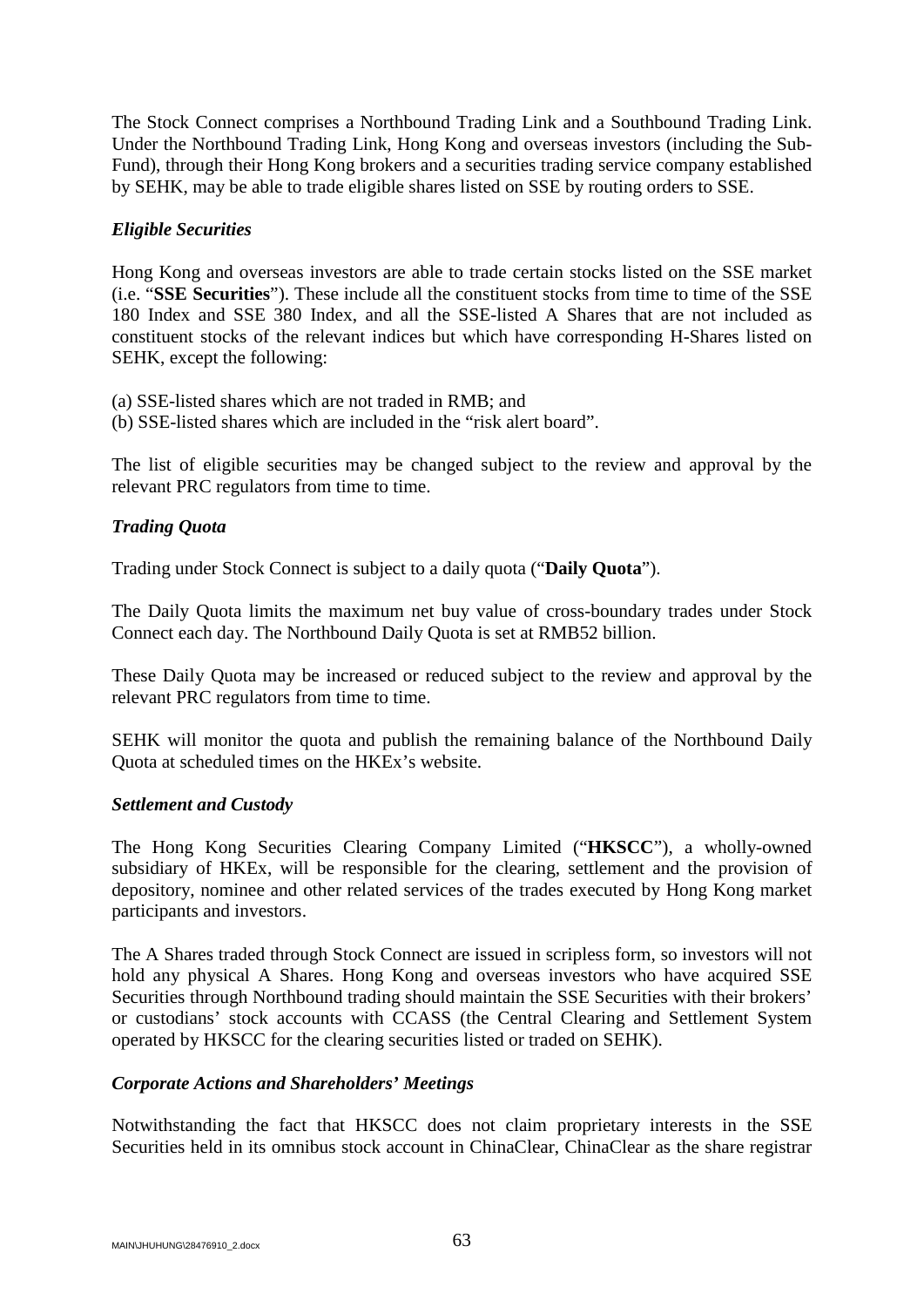The Stock Connect comprises a Northbound Trading Link and a Southbound Trading Link. Under the Northbound Trading Link, Hong Kong and overseas investors (including the Sub-Fund), through their Hong Kong brokers and a securities trading service company established by SEHK, may be able to trade eligible shares listed on SSE by routing orders to SSE.

***Eligible Securities***

Hong Kong and overseas investors are able to trade certain stocks listed on the SSE market (i.e. "**SSE Securities**"). These include all the constituent stocks from time to time of the SSE 180 Index and SSE 380 Index, and all the SSE-listed A Shares that are not included as constituent stocks of the relevant indices but which have corresponding H-Shares listed on SEHK, except the following:

(a) SSE-listed shares which are not traded in RMB; and
(b) SSE-listed shares which are included in the "risk alert board".

The list of eligible securities may be changed subject to the review and approval by the relevant PRC regulators from time to time.

***Trading Quota***

Trading under Stock Connect is subject to a daily quota ("**Daily Quota**").

The Daily Quota limits the maximum net buy value of cross-boundary trades under Stock Connect each day. The Northbound Daily Quota is set at RMB52 billion.

These Daily Quota may be increased or reduced subject to the review and approval by the relevant PRC regulators from time to time.

SEHK will monitor the quota and publish the remaining balance of the Northbound Daily Quota at scheduled times on the HKEx's website.

***Settlement and Custody***

The Hong Kong Securities Clearing Company Limited ("**HKSCC**"), a wholly-owned subsidiary of HKEx, will be responsible for the clearing, settlement and the provision of depository, nominee and other related services of the trades executed by Hong Kong market participants and investors.

The A Shares traded through Stock Connect are issued in scripless form, so investors will not hold any physical A Shares. Hong Kong and overseas investors who have acquired SSE Securities through Northbound trading should maintain the SSE Securities with their brokers' or custodians' stock accounts with CCASS (the Central Clearing and Settlement System operated by HKSCC for the clearing securities listed or traded on SEHK).

***Corporate Actions and Shareholders' Meetings***

Notwithstanding the fact that HKSCC does not claim proprietary interests in the SSE Securities held in its omnibus stock account in ChinaClear, ChinaClear as the share registrar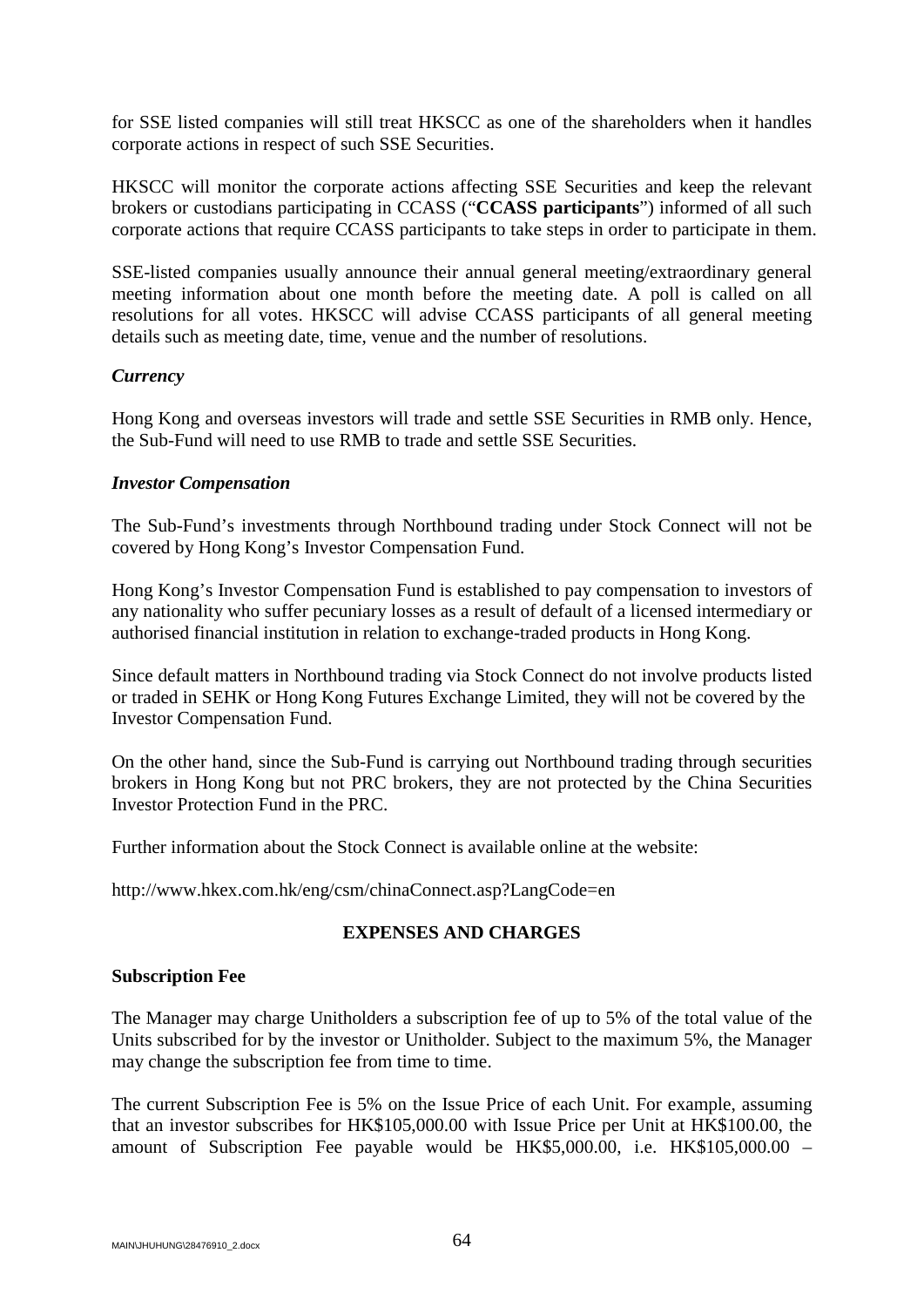for SSE listed companies will still treat HKSCC as one of the shareholders when it handles corporate actions in respect of such SSE Securities.

HKSCC will monitor the corporate actions affecting SSE Securities and keep the relevant brokers or custodians participating in CCASS ("**CCASS participants**") informed of all such corporate actions that require CCASS participants to take steps in order to participate in them.

SSE-listed companies usually announce their annual general meeting/extraordinary general meeting information about one month before the meeting date. A poll is called on all resolutions for all votes. HKSCC will advise CCASS participants of all general meeting details such as meeting date, time, venue and the number of resolutions.

***Currency***

Hong Kong and overseas investors will trade and settle SSE Securities in RMB only. Hence, the Sub-Fund will need to use RMB to trade and settle SSE Securities.

***Investor Compensation***

The Sub-Fund's investments through Northbound trading under Stock Connect will not be covered by Hong Kong's Investor Compensation Fund.

Hong Kong's Investor Compensation Fund is established to pay compensation to investors of any nationality who suffer pecuniary losses as a result of default of a licensed intermediary or authorised financial institution in relation to exchange-traded products in Hong Kong.

Since default matters in Northbound trading via Stock Connect do not involve products listed or traded in SEHK or Hong Kong Futures Exchange Limited, they will not be covered by the Investor Compensation Fund.

On the other hand, since the Sub-Fund is carrying out Northbound trading through securities brokers in Hong Kong but not PRC brokers, they are not protected by the China Securities Investor Protection Fund in the PRC.

Further information about the Stock Connect is available online at the website:

http://www.hkex.com.hk/eng/csm/chinaConnect.asp?LangCode=en

## EXPENSES AND CHARGES

**Subscription Fee**

The Manager may charge Unitholders a subscription fee of up to 5% of the total value of the Units subscribed for by the investor or Unitholder. Subject to the maximum 5%, the Manager may change the subscription fee from time to time.

The current Subscription Fee is 5% on the Issue Price of each Unit. For example, assuming that an investor subscribes for HK$105,000.00 with Issue Price per Unit at HK$100.00, the amount of Subscription Fee payable would be HK$5,000.00, i.e. HK$105,000.00 –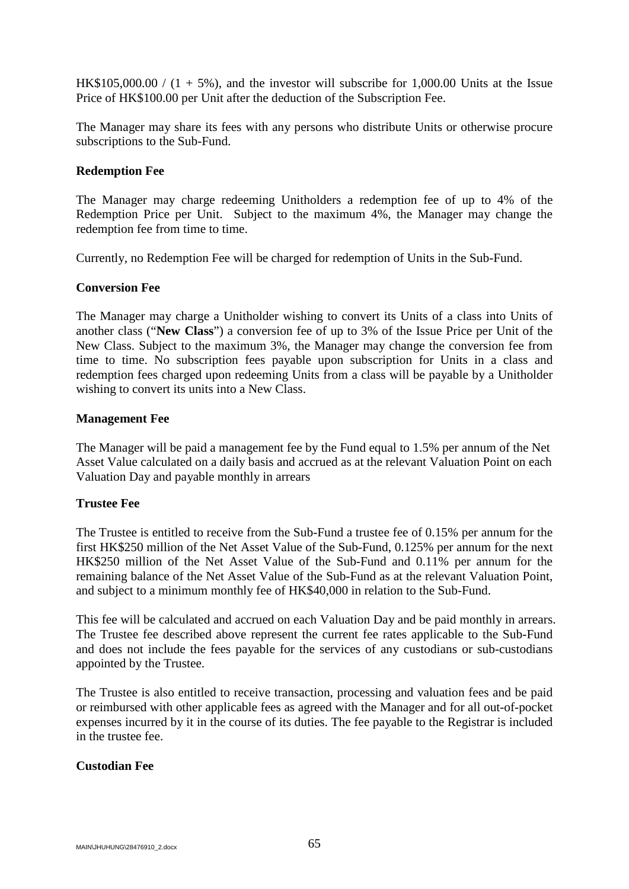HK$105,000.00 / (1 + 5%), and the investor will subscribe for 1,000.00 Units at the Issue Price of HK$100.00 per Unit after the deduction of the Subscription Fee.

The Manager may share its fees with any persons who distribute Units or otherwise procure subscriptions to the Sub-Fund.

**Redemption Fee**

The Manager may charge redeeming Unitholders a redemption fee of up to 4% of the Redemption Price per Unit. Subject to the maximum 4%, the Manager may change the redemption fee from time to time.

Currently, no Redemption Fee will be charged for redemption of Units in the Sub-Fund.

**Conversion Fee**

The Manager may charge a Unitholder wishing to convert its Units of a class into Units of another class ("**New Class**") a conversion fee of up to 3% of the Issue Price per Unit of the New Class. Subject to the maximum 3%, the Manager may change the conversion fee from time to time. No subscription fees payable upon subscription for Units in a class and redemption fees charged upon redeeming Units from a class will be payable by a Unitholder wishing to convert its units into a New Class.

**Management Fee**

The Manager will be paid a management fee by the Fund equal to 1.5% per annum of the Net Asset Value calculated on a daily basis and accrued as at the relevant Valuation Point on each Valuation Day and payable monthly in arrears

**Trustee Fee**

The Trustee is entitled to receive from the Sub-Fund a trustee fee of 0.15% per annum for the first HK$250 million of the Net Asset Value of the Sub-Fund, 0.125% per annum for the next HK$250 million of the Net Asset Value of the Sub-Fund and 0.11% per annum for the remaining balance of the Net Asset Value of the Sub-Fund as at the relevant Valuation Point, and subject to a minimum monthly fee of HK$40,000 in relation to the Sub-Fund.

This fee will be calculated and accrued on each Valuation Day and be paid monthly in arrears. The Trustee fee described above represent the current fee rates applicable to the Sub-Fund and does not include the fees payable for the services of any custodians or sub-custodians appointed by the Trustee.

The Trustee is also entitled to receive transaction, processing and valuation fees and be paid or reimbursed with other applicable fees as agreed with the Manager and for all out-of-pocket expenses incurred by it in the course of its duties. The fee payable to the Registrar is included in the trustee fee.

**Custodian Fee**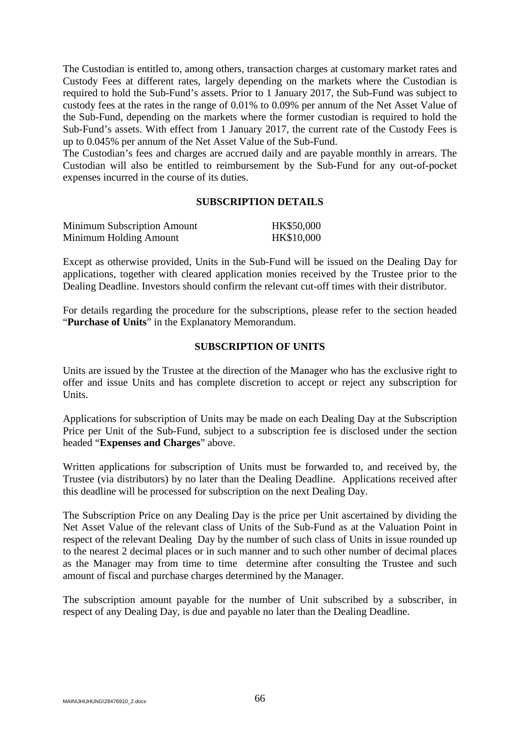The Custodian is entitled to, among others, transaction charges at customary market rates and Custody Fees at different rates, largely depending on the markets where the Custodian is required to hold the Sub-Fund's assets. Prior to 1 January 2017, the Sub-Fund was subject to custody fees at the rates in the range of 0.01% to 0.09% per annum of the Net Asset Value of the Sub-Fund, depending on the markets where the former custodian is required to hold the Sub-Fund's assets. With effect from 1 January 2017, the current rate of the Custody Fees is up to 0.045% per annum of the Net Asset Value of the Sub-Fund.

The Custodian's fees and charges are accrued daily and are payable monthly in arrears. The Custodian will also be entitled to reimbursement by the Sub-Fund for any out-of-pocket expenses incurred in the course of its duties.

## SUBSCRIPTION DETAILS

| | |
|---|---|
| Minimum Subscription Amount | HK$50,000 |
| Minimum Holding Amount | HK$10,000 |

Except as otherwise provided, Units in the Sub-Fund will be issued on the Dealing Day for applications, together with cleared application monies received by the Trustee prior to the Dealing Deadline. Investors should confirm the relevant cut-off times with their distributor.

For details regarding the procedure for the subscriptions, please refer to the section headed "**Purchase of Units**" in the Explanatory Memorandum.

## SUBSCRIPTION OF UNITS

Units are issued by the Trustee at the direction of the Manager who has the exclusive right to offer and issue Units and has complete discretion to accept or reject any subscription for Units.

Applications for subscription of Units may be made on each Dealing Day at the Subscription Price per Unit of the Sub-Fund, subject to a subscription fee is disclosed under the section headed "**Expenses and Charges**" above.

Written applications for subscription of Units must be forwarded to, and received by, the Trustee (via distributors) by no later than the Dealing Deadline. Applications received after this deadline will be processed for subscription on the next Dealing Day.

The Subscription Price on any Dealing Day is the price per Unit ascertained by dividing the Net Asset Value of the relevant class of Units of the Sub-Fund as at the Valuation Point in respect of the relevant Dealing Day by the number of such class of Units in issue rounded up to the nearest 2 decimal places or in such manner and to such other number of decimal places as the Manager may from time to time determine after consulting the Trustee and such amount of fiscal and purchase charges determined by the Manager.

The subscription amount payable for the number of Unit subscribed by a subscriber, in respect of any Dealing Day, is due and payable no later than the Dealing Deadline.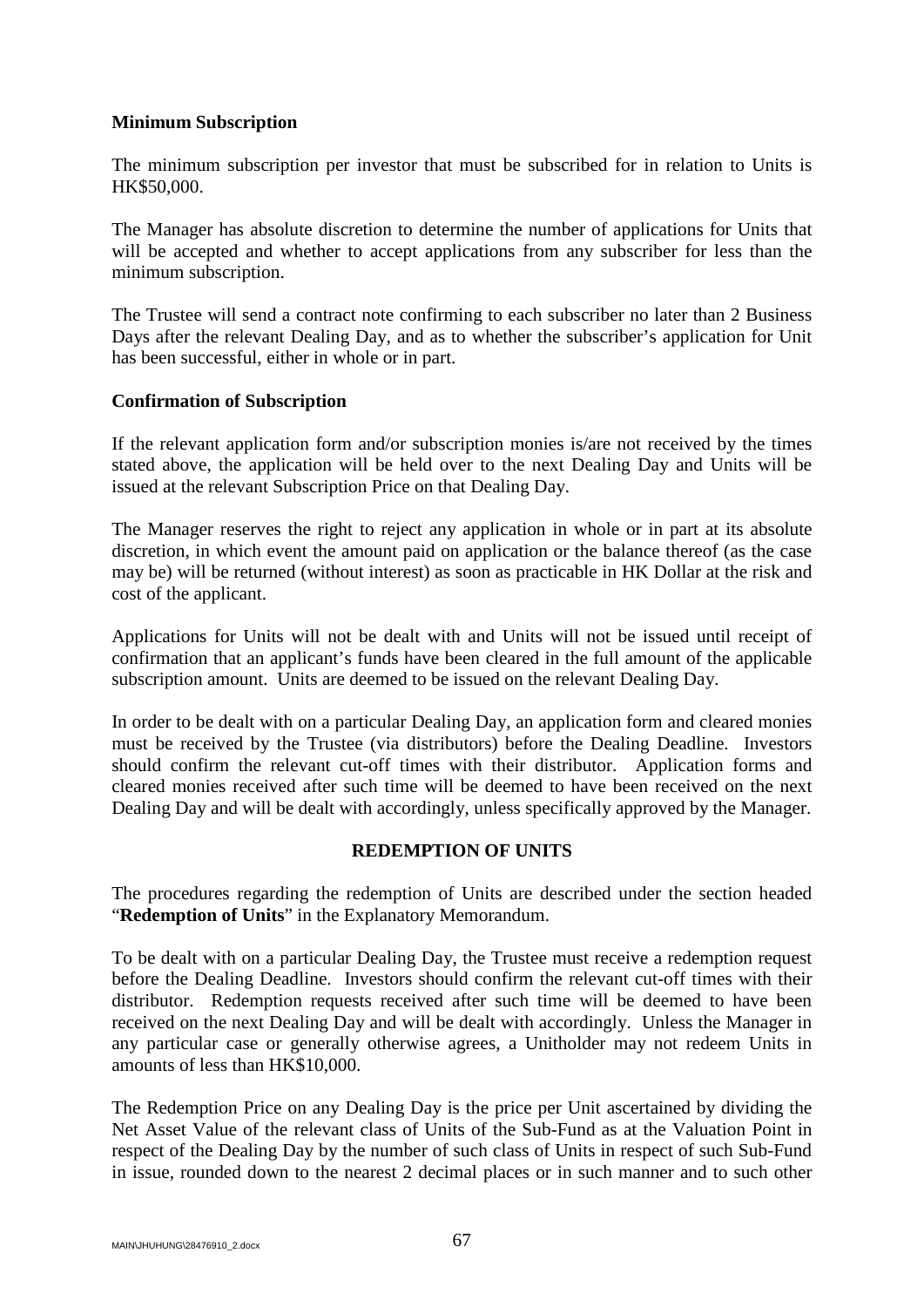**Minimum Subscription**

The minimum subscription per investor that must be subscribed for in relation to Units is HK$50,000.

The Manager has absolute discretion to determine the number of applications for Units that will be accepted and whether to accept applications from any subscriber for less than the minimum subscription.

The Trustee will send a contract note confirming to each subscriber no later than 2 Business Days after the relevant Dealing Day, and as to whether the subscriber's application for Unit has been successful, either in whole or in part.

**Confirmation of Subscription**

If the relevant application form and/or subscription monies is/are not received by the times stated above, the application will be held over to the next Dealing Day and Units will be issued at the relevant Subscription Price on that Dealing Day.

The Manager reserves the right to reject any application in whole or in part at its absolute discretion, in which event the amount paid on application or the balance thereof (as the case may be) will be returned (without interest) as soon as practicable in HK Dollar at the risk and cost of the applicant.

Applications for Units will not be dealt with and Units will not be issued until receipt of confirmation that an applicant's funds have been cleared in the full amount of the applicable subscription amount. Units are deemed to be issued on the relevant Dealing Day.

In order to be dealt with on a particular Dealing Day, an application form and cleared monies must be received by the Trustee (via distributors) before the Dealing Deadline. Investors should confirm the relevant cut-off times with their distributor. Application forms and cleared monies received after such time will be deemed to have been received on the next Dealing Day and will be dealt with accordingly, unless specifically approved by the Manager.

## REDEMPTION OF UNITS

The procedures regarding the redemption of Units are described under the section headed "**Redemption of Units**" in the Explanatory Memorandum.

To be dealt with on a particular Dealing Day, the Trustee must receive a redemption request before the Dealing Deadline. Investors should confirm the relevant cut-off times with their distributor. Redemption requests received after such time will be deemed to have been received on the next Dealing Day and will be dealt with accordingly. Unless the Manager in any particular case or generally otherwise agrees, a Unitholder may not redeem Units in amounts of less than HK$10,000.

The Redemption Price on any Dealing Day is the price per Unit ascertained by dividing the Net Asset Value of the relevant class of Units of the Sub-Fund as at the Valuation Point in respect of the Dealing Day by the number of such class of Units in respect of such Sub-Fund in issue, rounded down to the nearest 2 decimal places or in such manner and to such other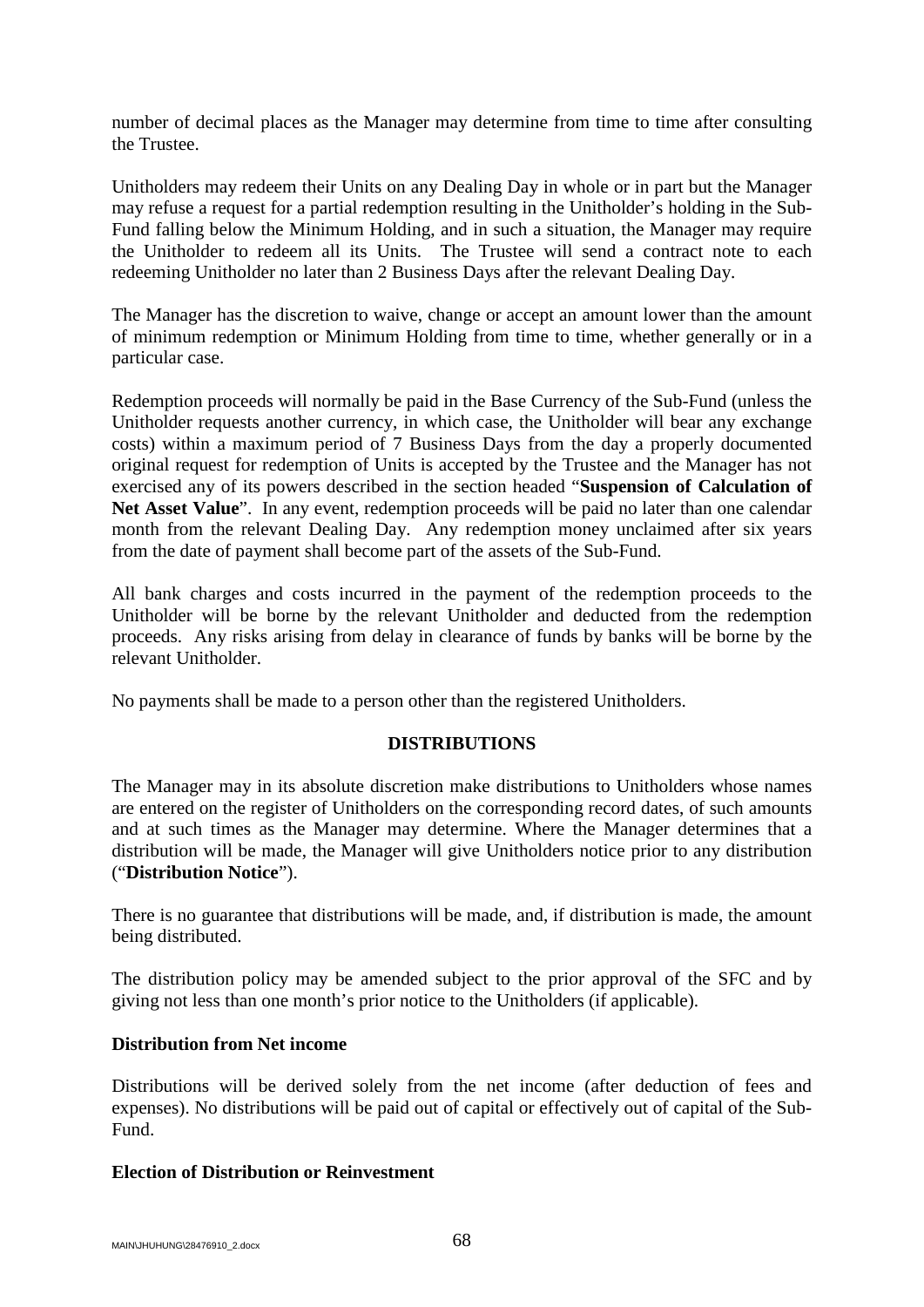number of decimal places as the Manager may determine from time to time after consulting the Trustee.

Unitholders may redeem their Units on any Dealing Day in whole or in part but the Manager may refuse a request for a partial redemption resulting in the Unitholder's holding in the Sub-Fund falling below the Minimum Holding, and in such a situation, the Manager may require the Unitholder to redeem all its Units. The Trustee will send a contract note to each redeeming Unitholder no later than 2 Business Days after the relevant Dealing Day.

The Manager has the discretion to waive, change or accept an amount lower than the amount of minimum redemption or Minimum Holding from time to time, whether generally or in a particular case.

Redemption proceeds will normally be paid in the Base Currency of the Sub-Fund (unless the Unitholder requests another currency, in which case, the Unitholder will bear any exchange costs) within a maximum period of 7 Business Days from the day a properly documented original request for redemption of Units is accepted by the Trustee and the Manager has not exercised any of its powers described in the section headed "**Suspension of Calculation of Net Asset Value**". In any event, redemption proceeds will be paid no later than one calendar month from the relevant Dealing Day. Any redemption money unclaimed after six years from the date of payment shall become part of the assets of the Sub-Fund.

All bank charges and costs incurred in the payment of the redemption proceeds to the Unitholder will be borne by the relevant Unitholder and deducted from the redemption proceeds. Any risks arising from delay in clearance of funds by banks will be borne by the relevant Unitholder.

No payments shall be made to a person other than the registered Unitholders.

## DISTRIBUTIONS

The Manager may in its absolute discretion make distributions to Unitholders whose names are entered on the register of Unitholders on the corresponding record dates, of such amounts and at such times as the Manager may determine. Where the Manager determines that a distribution will be made, the Manager will give Unitholders notice prior to any distribution ("**Distribution Notice**").

There is no guarantee that distributions will be made, and, if distribution is made, the amount being distributed.

The distribution policy may be amended subject to the prior approval of the SFC and by giving not less than one month's prior notice to the Unitholders (if applicable).

### Distribution from Net income

Distributions will be derived solely from the net income (after deduction of fees and expenses). No distributions will be paid out of capital or effectively out of capital of the Sub-Fund.

### Election of Distribution or Reinvestment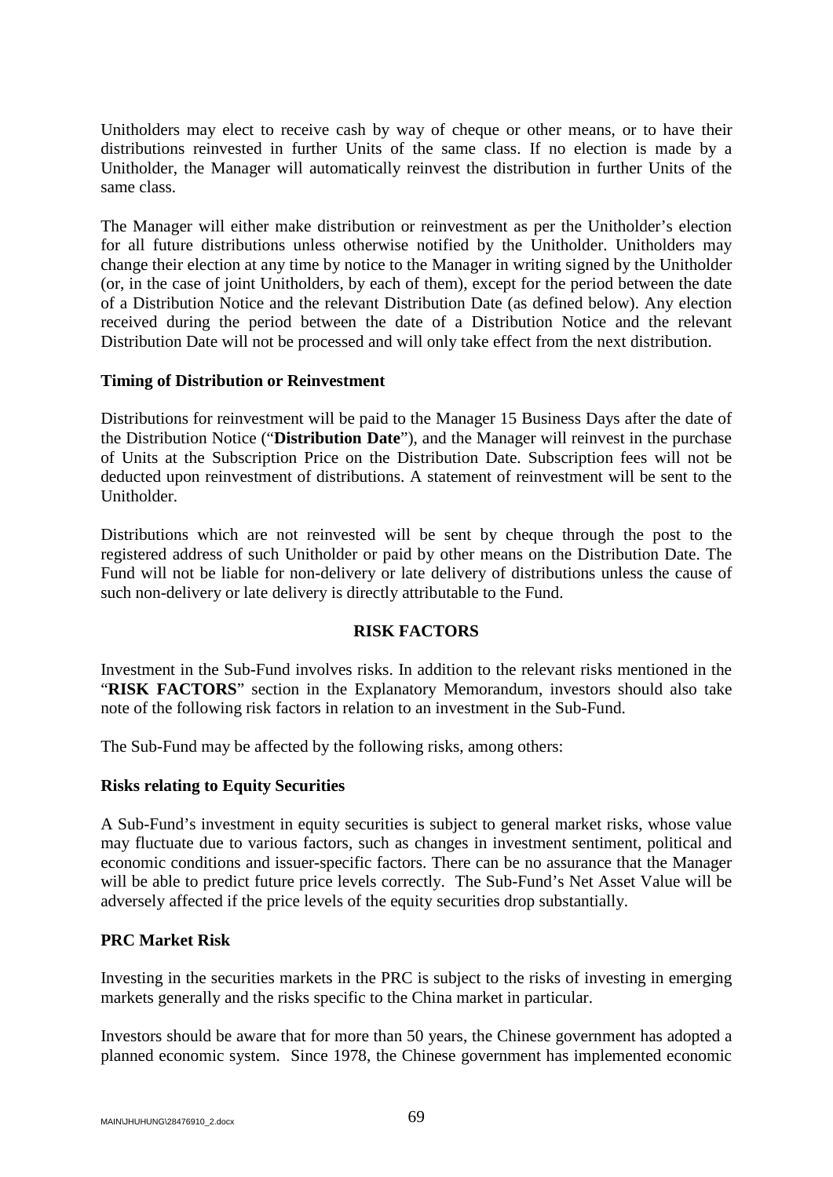Unitholders may elect to receive cash by way of cheque or other means, or to have their distributions reinvested in further Units of the same class. If no election is made by a Unitholder, the Manager will automatically reinvest the distribution in further Units of the same class.

The Manager will either make distribution or reinvestment as per the Unitholder's election for all future distributions unless otherwise notified by the Unitholder. Unitholders may change their election at any time by notice to the Manager in writing signed by the Unitholder (or, in the case of joint Unitholders, by each of them), except for the period between the date of a Distribution Notice and the relevant Distribution Date (as defined below). Any election received during the period between the date of a Distribution Notice and the relevant Distribution Date will not be processed and will only take effect from the next distribution.

**Timing of Distribution or Reinvestment**

Distributions for reinvestment will be paid to the Manager 15 Business Days after the date of the Distribution Notice ("**Distribution Date**"), and the Manager will reinvest in the purchase of Units at the Subscription Price on the Distribution Date. Subscription fees will not be deducted upon reinvestment of distributions. A statement of reinvestment will be sent to the Unitholder.

Distributions which are not reinvested will be sent by cheque through the post to the registered address of such Unitholder or paid by other means on the Distribution Date. The Fund will not be liable for non-delivery or late delivery of distributions unless the cause of such non-delivery or late delivery is directly attributable to the Fund.

## RISK FACTORS

Investment in the Sub-Fund involves risks. In addition to the relevant risks mentioned in the "**RISK FACTORS**" section in the Explanatory Memorandum, investors should also take note of the following risk factors in relation to an investment in the Sub-Fund.

The Sub-Fund may be affected by the following risks, among others:

**Risks relating to Equity Securities**

A Sub-Fund's investment in equity securities is subject to general market risks, whose value may fluctuate due to various factors, such as changes in investment sentiment, political and economic conditions and issuer-specific factors. There can be no assurance that the Manager will be able to predict future price levels correctly. The Sub-Fund's Net Asset Value will be adversely affected if the price levels of the equity securities drop substantially.

**PRC Market Risk**

Investing in the securities markets in the PRC is subject to the risks of investing in emerging markets generally and the risks specific to the China market in particular.

Investors should be aware that for more than 50 years, the Chinese government has adopted a planned economic system. Since 1978, the Chinese government has implemented economic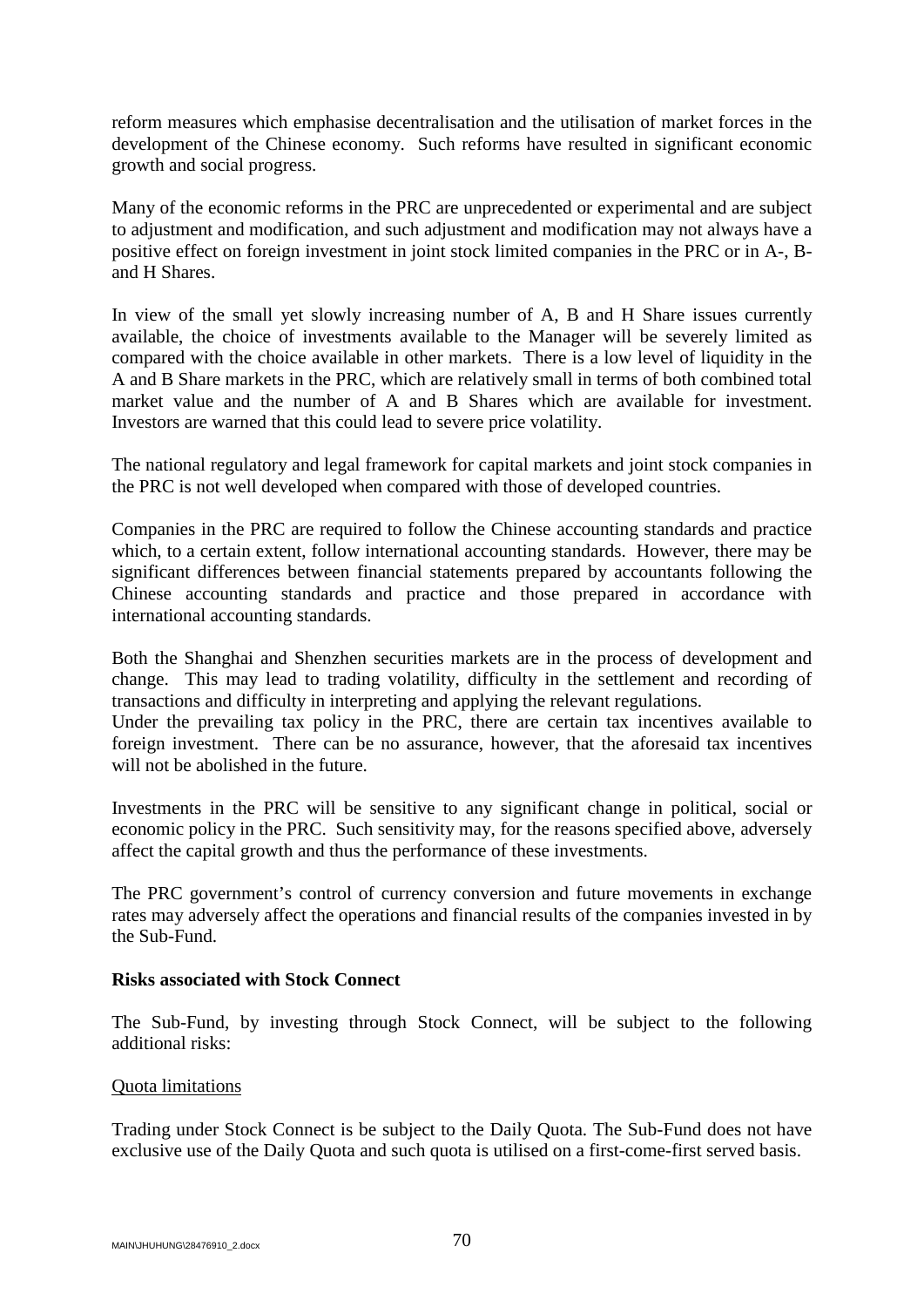reform measures which emphasise decentralisation and the utilisation of market forces in the development of the Chinese economy. Such reforms have resulted in significant economic growth and social progress.

Many of the economic reforms in the PRC are unprecedented or experimental and are subject to adjustment and modification, and such adjustment and modification may not always have a positive effect on foreign investment in joint stock limited companies in the PRC or in A-, B- and H Shares.

In view of the small yet slowly increasing number of A, B and H Share issues currently available, the choice of investments available to the Manager will be severely limited as compared with the choice available in other markets. There is a low level of liquidity in the A and B Share markets in the PRC, which are relatively small in terms of both combined total market value and the number of A and B Shares which are available for investment. Investors are warned that this could lead to severe price volatility.

The national regulatory and legal framework for capital markets and joint stock companies in the PRC is not well developed when compared with those of developed countries.

Companies in the PRC are required to follow the Chinese accounting standards and practice which, to a certain extent, follow international accounting standards. However, there may be significant differences between financial statements prepared by accountants following the Chinese accounting standards and practice and those prepared in accordance with international accounting standards.

Both the Shanghai and Shenzhen securities markets are in the process of development and change. This may lead to trading volatility, difficulty in the settlement and recording of transactions and difficulty in interpreting and applying the relevant regulations.

Under the prevailing tax policy in the PRC, there are certain tax incentives available to foreign investment. There can be no assurance, however, that the aforesaid tax incentives will not be abolished in the future.

Investments in the PRC will be sensitive to any significant change in political, social or economic policy in the PRC. Such sensitivity may, for the reasons specified above, adversely affect the capital growth and thus the performance of these investments.

The PRC government's control of currency conversion and future movements in exchange rates may adversely affect the operations and financial results of the companies invested in by the Sub-Fund.

**Risks associated with Stock Connect**

The Sub-Fund, by investing through Stock Connect, will be subject to the following additional risks:

Quota limitations

Trading under Stock Connect is be subject to the Daily Quota. The Sub-Fund does not have exclusive use of the Daily Quota and such quota is utilised on a first-come-first served basis.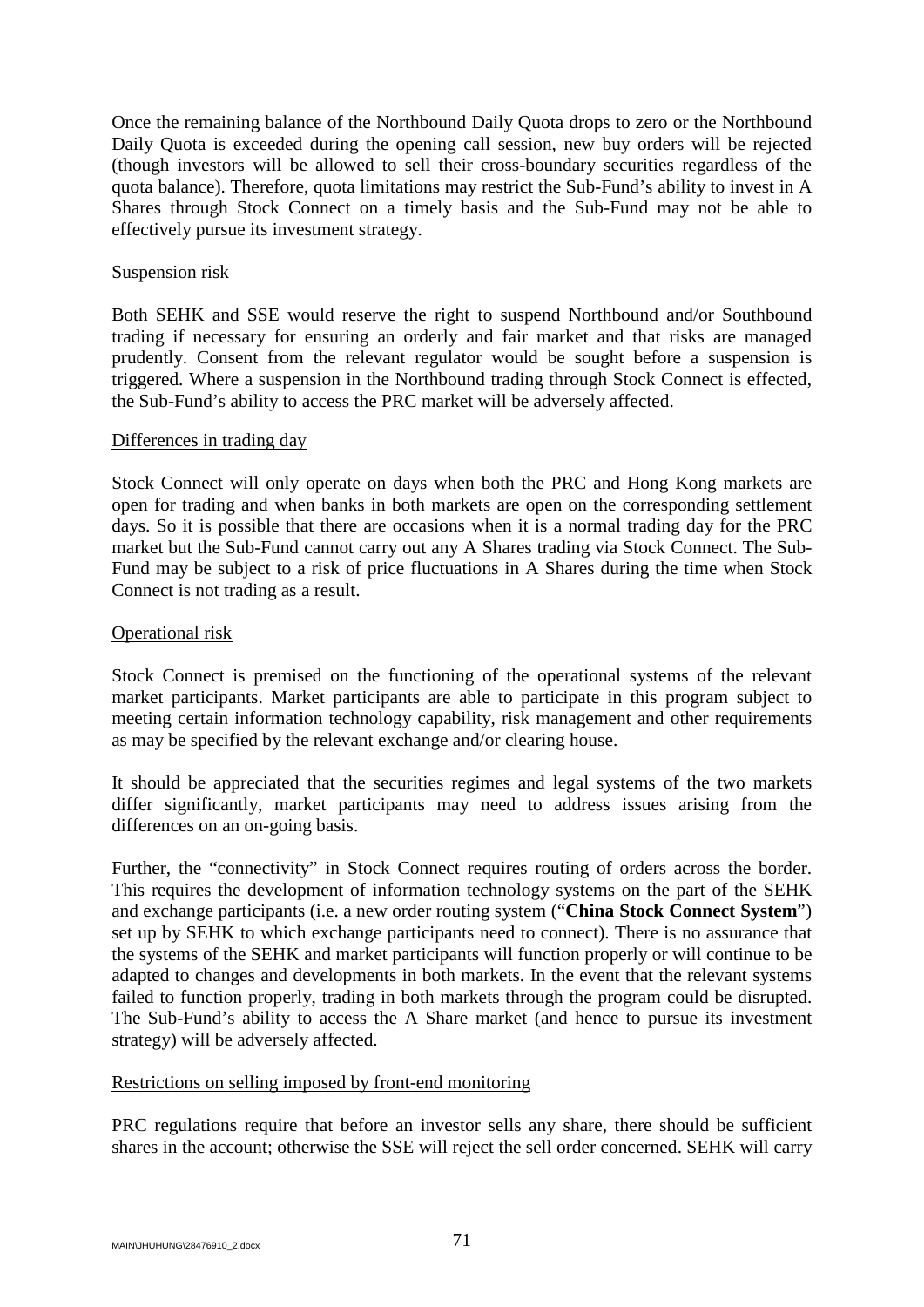Once the remaining balance of the Northbound Daily Quota drops to zero or the Northbound Daily Quota is exceeded during the opening call session, new buy orders will be rejected (though investors will be allowed to sell their cross-boundary securities regardless of the quota balance). Therefore, quota limitations may restrict the Sub-Fund's ability to invest in A Shares through Stock Connect on a timely basis and the Sub-Fund may not be able to effectively pursue its investment strategy.

Suspension risk

Both SEHK and SSE would reserve the right to suspend Northbound and/or Southbound trading if necessary for ensuring an orderly and fair market and that risks are managed prudently. Consent from the relevant regulator would be sought before a suspension is triggered. Where a suspension in the Northbound trading through Stock Connect is effected, the Sub-Fund's ability to access the PRC market will be adversely affected.

Differences in trading day

Stock Connect will only operate on days when both the PRC and Hong Kong markets are open for trading and when banks in both markets are open on the corresponding settlement days. So it is possible that there are occasions when it is a normal trading day for the PRC market but the Sub-Fund cannot carry out any A Shares trading via Stock Connect. The Sub-Fund may be subject to a risk of price fluctuations in A Shares during the time when Stock Connect is not trading as a result.

Operational risk

Stock Connect is premised on the functioning of the operational systems of the relevant market participants. Market participants are able to participate in this program subject to meeting certain information technology capability, risk management and other requirements as may be specified by the relevant exchange and/or clearing house.

It should be appreciated that the securities regimes and legal systems of the two markets differ significantly, market participants may need to address issues arising from the differences on an on-going basis.

Further, the "connectivity" in Stock Connect requires routing of orders across the border. This requires the development of information technology systems on the part of the SEHK and exchange participants (i.e. a new order routing system ("**China Stock Connect System**") set up by SEHK to which exchange participants need to connect). There is no assurance that the systems of the SEHK and market participants will function properly or will continue to be adapted to changes and developments in both markets. In the event that the relevant systems failed to function properly, trading in both markets through the program could be disrupted. The Sub-Fund's ability to access the A Share market (and hence to pursue its investment strategy) will be adversely affected.

Restrictions on selling imposed by front-end monitoring

PRC regulations require that before an investor sells any share, there should be sufficient shares in the account; otherwise the SSE will reject the sell order concerned. SEHK will carry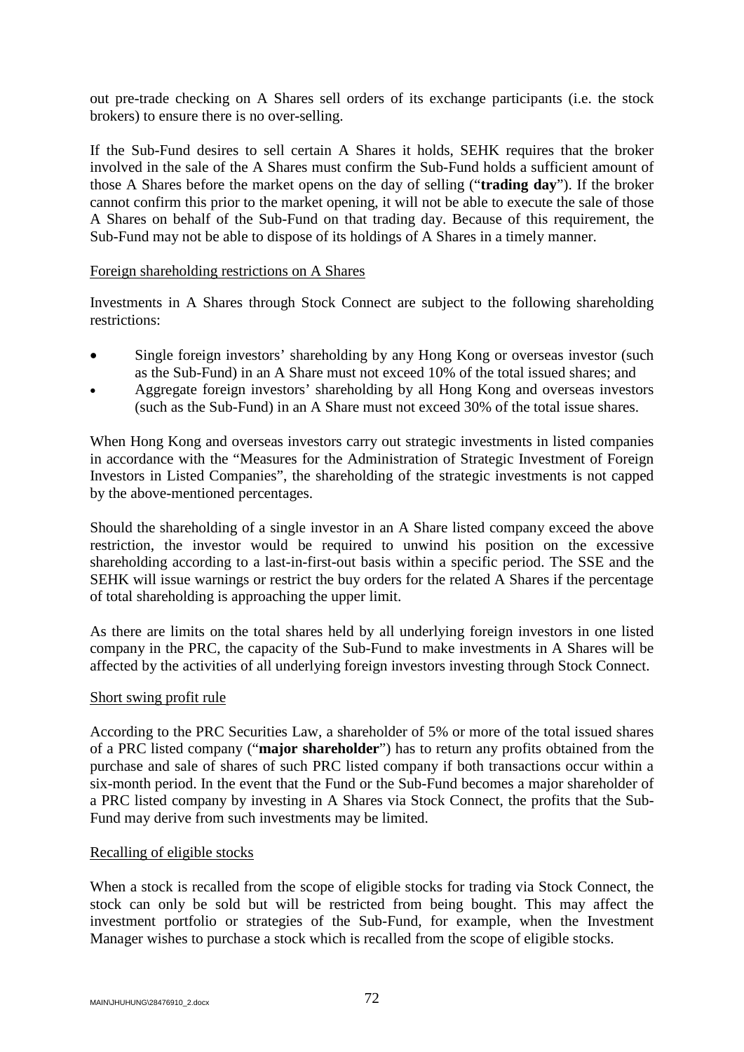out pre-trade checking on A Shares sell orders of its exchange participants (i.e. the stock brokers) to ensure there is no over-selling.

If the Sub-Fund desires to sell certain A Shares it holds, SEHK requires that the broker involved in the sale of the A Shares must confirm the Sub-Fund holds a sufficient amount of those A Shares before the market opens on the day of selling ("**trading day**"). If the broker cannot confirm this prior to the market opening, it will not be able to execute the sale of those A Shares on behalf of the Sub-Fund on that trading day. Because of this requirement, the Sub-Fund may not be able to dispose of its holdings of A Shares in a timely manner.

<u>Foreign shareholding restrictions on A Shares</u>

Investments in A Shares through Stock Connect are subject to the following shareholding restrictions:

- Single foreign investors' shareholding by any Hong Kong or overseas investor (such as the Sub-Fund) in an A Share must not exceed 10% of the total issued shares; and
- Aggregate foreign investors' shareholding by all Hong Kong and overseas investors (such as the Sub-Fund) in an A Share must not exceed 30% of the total issue shares.

When Hong Kong and overseas investors carry out strategic investments in listed companies in accordance with the "Measures for the Administration of Strategic Investment of Foreign Investors in Listed Companies", the shareholding of the strategic investments is not capped by the above-mentioned percentages.

Should the shareholding of a single investor in an A Share listed company exceed the above restriction, the investor would be required to unwind his position on the excessive shareholding according to a last-in-first-out basis within a specific period. The SSE and the SEHK will issue warnings or restrict the buy orders for the related A Shares if the percentage of total shareholding is approaching the upper limit.

As there are limits on the total shares held by all underlying foreign investors in one listed company in the PRC, the capacity of the Sub-Fund to make investments in A Shares will be affected by the activities of all underlying foreign investors investing through Stock Connect.

<u>Short swing profit rule</u>

According to the PRC Securities Law, a shareholder of 5% or more of the total issued shares of a PRC listed company ("**major shareholder**") has to return any profits obtained from the purchase and sale of shares of such PRC listed company if both transactions occur within a six-month period. In the event that the Fund or the Sub-Fund becomes a major shareholder of a PRC listed company by investing in A Shares via Stock Connect, the profits that the Sub-Fund may derive from such investments may be limited.

<u>Recalling of eligible stocks</u>

When a stock is recalled from the scope of eligible stocks for trading via Stock Connect, the stock can only be sold but will be restricted from being bought. This may affect the investment portfolio or strategies of the Sub-Fund, for example, when the Investment Manager wishes to purchase a stock which is recalled from the scope of eligible stocks.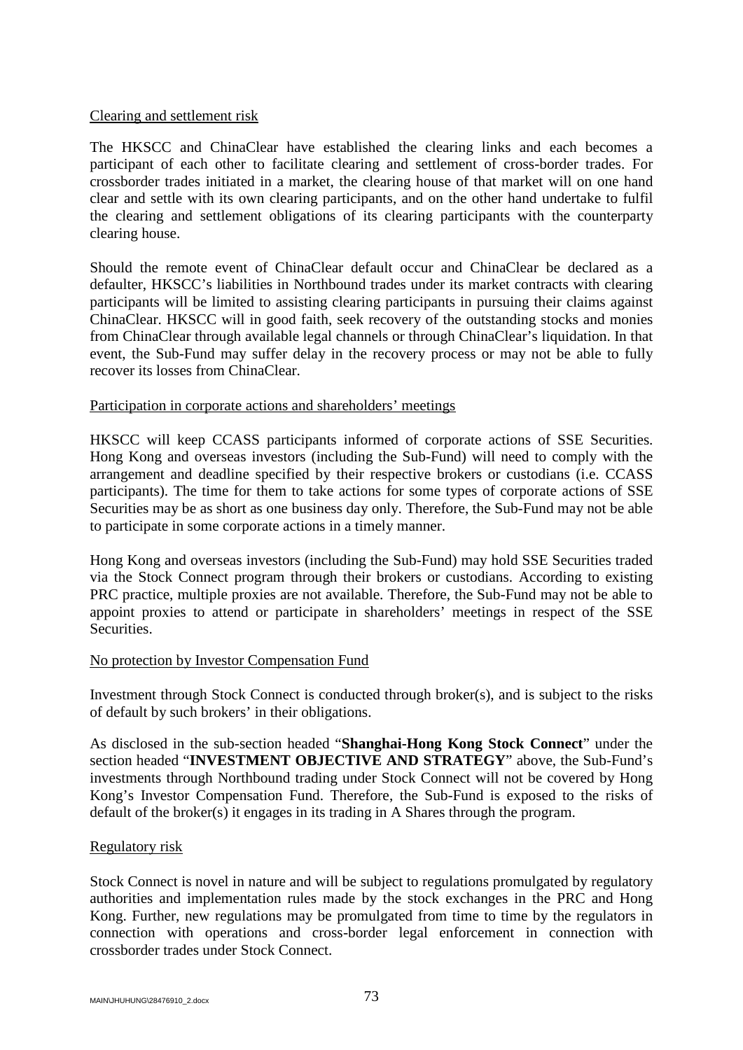Clearing and settlement risk

The HKSCC and ChinaClear have established the clearing links and each becomes a participant of each other to facilitate clearing and settlement of cross-border trades. For crossborder trades initiated in a market, the clearing house of that market will on one hand clear and settle with its own clearing participants, and on the other hand undertake to fulfil the clearing and settlement obligations of its clearing participants with the counterparty clearing house.

Should the remote event of ChinaClear default occur and ChinaClear be declared as a defaulter, HKSCC's liabilities in Northbound trades under its market contracts with clearing participants will be limited to assisting clearing participants in pursuing their claims against ChinaClear. HKSCC will in good faith, seek recovery of the outstanding stocks and monies from ChinaClear through available legal channels or through ChinaClear's liquidation. In that event, the Sub-Fund may suffer delay in the recovery process or may not be able to fully recover its losses from ChinaClear.

Participation in corporate actions and shareholders' meetings

HKSCC will keep CCASS participants informed of corporate actions of SSE Securities. Hong Kong and overseas investors (including the Sub-Fund) will need to comply with the arrangement and deadline specified by their respective brokers or custodians (i.e. CCASS participants). The time for them to take actions for some types of corporate actions of SSE Securities may be as short as one business day only. Therefore, the Sub-Fund may not be able to participate in some corporate actions in a timely manner.

Hong Kong and overseas investors (including the Sub-Fund) may hold SSE Securities traded via the Stock Connect program through their brokers or custodians. According to existing PRC practice, multiple proxies are not available. Therefore, the Sub-Fund may not be able to appoint proxies to attend or participate in shareholders' meetings in respect of the SSE Securities.

No protection by Investor Compensation Fund

Investment through Stock Connect is conducted through broker(s), and is subject to the risks of default by such brokers' in their obligations.

As disclosed in the sub-section headed "**Shanghai-Hong Kong Stock Connect**" under the section headed "**INVESTMENT OBJECTIVE AND STRATEGY**" above, the Sub-Fund's investments through Northbound trading under Stock Connect will not be covered by Hong Kong's Investor Compensation Fund. Therefore, the Sub-Fund is exposed to the risks of default of the broker(s) it engages in its trading in A Shares through the program.

Regulatory risk

Stock Connect is novel in nature and will be subject to regulations promulgated by regulatory authorities and implementation rules made by the stock exchanges in the PRC and Hong Kong. Further, new regulations may be promulgated from time to time by the regulators in connection with operations and cross-border legal enforcement in connection with crossborder trades under Stock Connect.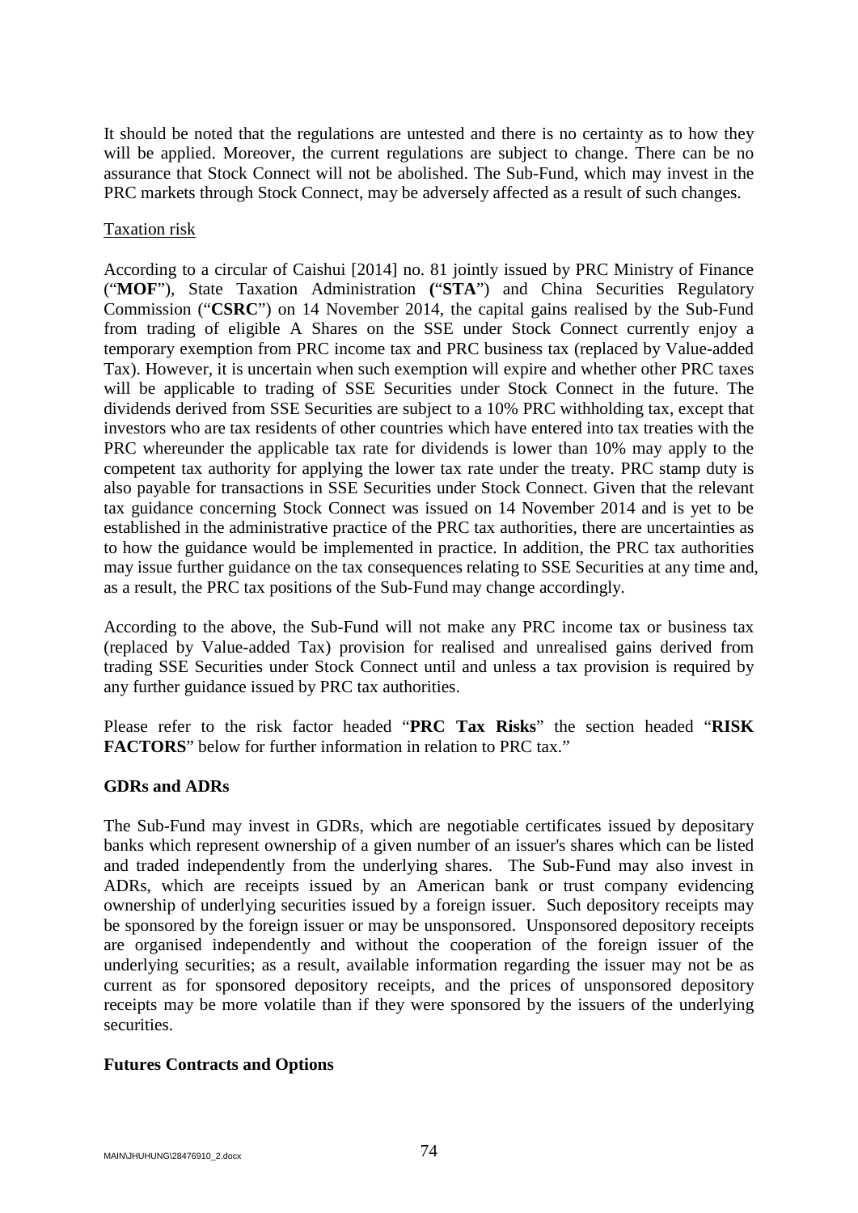It should be noted that the regulations are untested and there is no certainty as to how they will be applied. Moreover, the current regulations are subject to change. There can be no assurance that Stock Connect will not be abolished. The Sub-Fund, which may invest in the PRC markets through Stock Connect, may be adversely affected as a result of such changes.

Taxation risk

According to a circular of Caishui [2014] no. 81 jointly issued by PRC Ministry of Finance ("**MOF**"), State Taxation Administration **(**"**STA**") and China Securities Regulatory Commission ("**CSRC**") on 14 November 2014, the capital gains realised by the Sub-Fund from trading of eligible A Shares on the SSE under Stock Connect currently enjoy a temporary exemption from PRC income tax and PRC business tax (replaced by Value-added Tax). However, it is uncertain when such exemption will expire and whether other PRC taxes will be applicable to trading of SSE Securities under Stock Connect in the future. The dividends derived from SSE Securities are subject to a 10% PRC withholding tax, except that investors who are tax residents of other countries which have entered into tax treaties with the PRC whereunder the applicable tax rate for dividends is lower than 10% may apply to the competent tax authority for applying the lower tax rate under the treaty. PRC stamp duty is also payable for transactions in SSE Securities under Stock Connect. Given that the relevant tax guidance concerning Stock Connect was issued on 14 November 2014 and is yet to be established in the administrative practice of the PRC tax authorities, there are uncertainties as to how the guidance would be implemented in practice. In addition, the PRC tax authorities may issue further guidance on the tax consequences relating to SSE Securities at any time and, as a result, the PRC tax positions of the Sub-Fund may change accordingly.

According to the above, the Sub-Fund will not make any PRC income tax or business tax (replaced by Value-added Tax) provision for realised and unrealised gains derived from trading SSE Securities under Stock Connect until and unless a tax provision is required by any further guidance issued by PRC tax authorities.

Please refer to the risk factor headed "**PRC Tax Risks**" the section headed "**RISK FACTORS**" below for further information in relation to PRC tax."

**GDRs and ADRs**

The Sub-Fund may invest in GDRs, which are negotiable certificates issued by depositary banks which represent ownership of a given number of an issuer's shares which can be listed and traded independently from the underlying shares. The Sub-Fund may also invest in ADRs, which are receipts issued by an American bank or trust company evidencing ownership of underlying securities issued by a foreign issuer. Such depository receipts may be sponsored by the foreign issuer or may be unsponsored. Unsponsored depository receipts are organised independently and without the cooperation of the foreign issuer of the underlying securities; as a result, available information regarding the issuer may not be as current as for sponsored depository receipts, and the prices of unsponsored depository receipts may be more volatile than if they were sponsored by the issuers of the underlying securities.

**Futures Contracts and Options**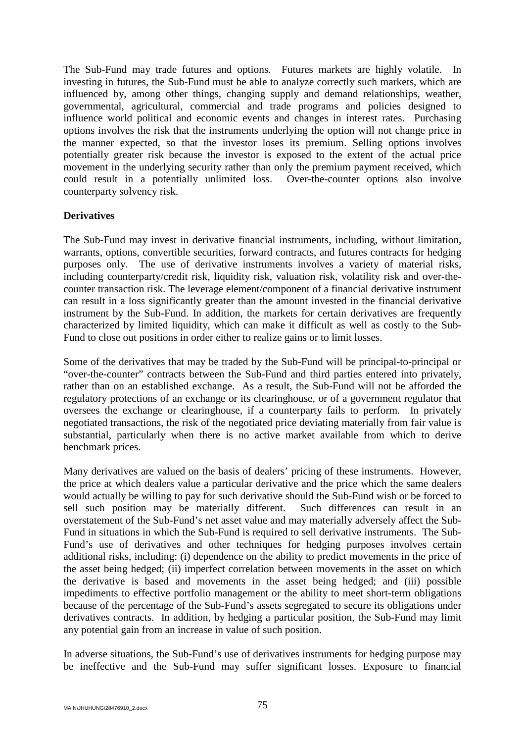The Sub-Fund may trade futures and options. Futures markets are highly volatile. In investing in futures, the Sub-Fund must be able to analyze correctly such markets, which are influenced by, among other things, changing supply and demand relationships, weather, governmental, agricultural, commercial and trade programs and policies designed to influence world political and economic events and changes in interest rates. Purchasing options involves the risk that the instruments underlying the option will not change price in the manner expected, so that the investor loses its premium. Selling options involves potentially greater risk because the investor is exposed to the extent of the actual price movement in the underlying security rather than only the premium payment received, which could result in a potentially unlimited loss. Over-the-counter options also involve counterparty solvency risk.

**Derivatives**

The Sub-Fund may invest in derivative financial instruments, including, without limitation, warrants, options, convertible securities, forward contracts, and futures contracts for hedging purposes only. The use of derivative instruments involves a variety of material risks, including counterparty/credit risk, liquidity risk, valuation risk, volatility risk and over-the-counter transaction risk. The leverage element/component of a financial derivative instrument can result in a loss significantly greater than the amount invested in the financial derivative instrument by the Sub-Fund. In addition, the markets for certain derivatives are frequently characterized by limited liquidity, which can make it difficult as well as costly to the Sub-Fund to close out positions in order either to realize gains or to limit losses.

Some of the derivatives that may be traded by the Sub-Fund will be principal-to-principal or "over-the-counter" contracts between the Sub-Fund and third parties entered into privately, rather than on an established exchange. As a result, the Sub-Fund will not be afforded the regulatory protections of an exchange or its clearinghouse, or of a government regulator that oversees the exchange or clearinghouse, if a counterparty fails to perform. In privately negotiated transactions, the risk of the negotiated price deviating materially from fair value is substantial, particularly when there is no active market available from which to derive benchmark prices.

Many derivatives are valued on the basis of dealers' pricing of these instruments. However, the price at which dealers value a particular derivative and the price which the same dealers would actually be willing to pay for such derivative should the Sub-Fund wish or be forced to sell such position may be materially different. Such differences can result in an overstatement of the Sub-Fund's net asset value and may materially adversely affect the Sub-Fund in situations in which the Sub-Fund is required to sell derivative instruments. The Sub-Fund's use of derivatives and other techniques for hedging purposes involves certain additional risks, including: (i) dependence on the ability to predict movements in the price of the asset being hedged; (ii) imperfect correlation between movements in the asset on which the derivative is based and movements in the asset being hedged; and (iii) possible impediments to effective portfolio management or the ability to meet short-term obligations because of the percentage of the Sub-Fund's assets segregated to secure its obligations under derivatives contracts. In addition, by hedging a particular position, the Sub-Fund may limit any potential gain from an increase in value of such position.

In adverse situations, the Sub-Fund's use of derivatives instruments for hedging purpose may be ineffective and the Sub-Fund may suffer significant losses. Exposure to financial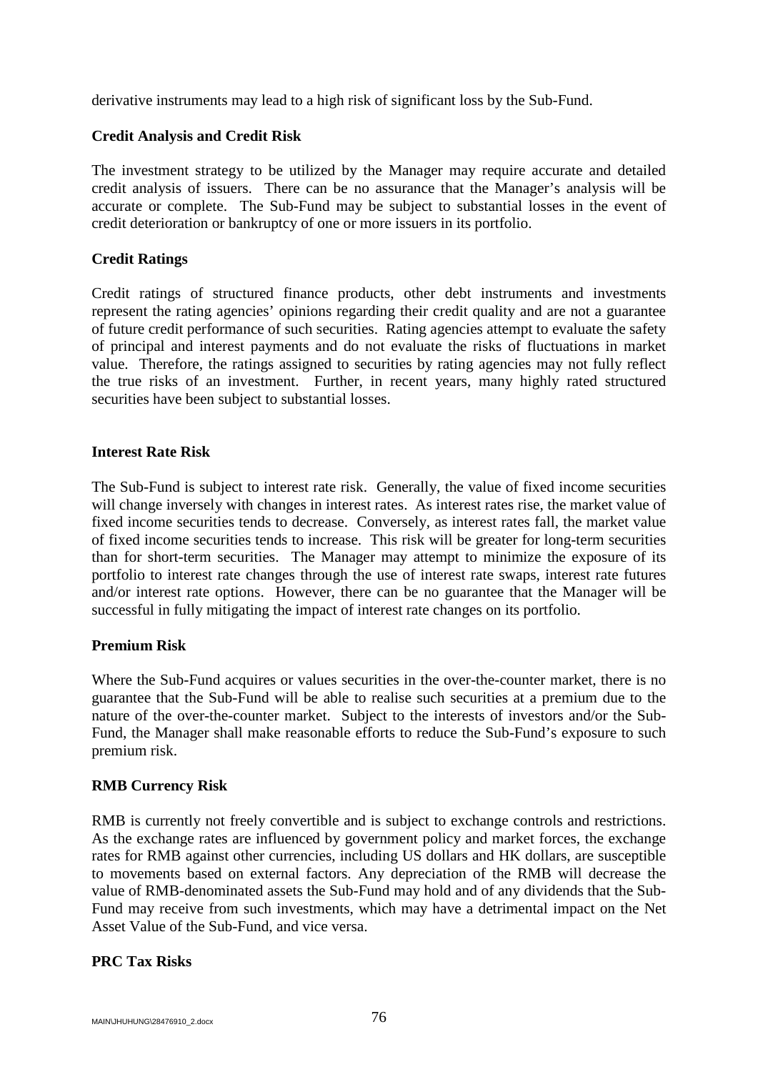derivative instruments may lead to a high risk of significant loss by the Sub-Fund.

**Credit Analysis and Credit Risk**

The investment strategy to be utilized by the Manager may require accurate and detailed credit analysis of issuers. There can be no assurance that the Manager's analysis will be accurate or complete. The Sub-Fund may be subject to substantial losses in the event of credit deterioration or bankruptcy of one or more issuers in its portfolio.

**Credit Ratings**

Credit ratings of structured finance products, other debt instruments and investments represent the rating agencies' opinions regarding their credit quality and are not a guarantee of future credit performance of such securities. Rating agencies attempt to evaluate the safety of principal and interest payments and do not evaluate the risks of fluctuations in market value. Therefore, the ratings assigned to securities by rating agencies may not fully reflect the true risks of an investment. Further, in recent years, many highly rated structured securities have been subject to substantial losses.

**Interest Rate Risk**

The Sub-Fund is subject to interest rate risk. Generally, the value of fixed income securities will change inversely with changes in interest rates. As interest rates rise, the market value of fixed income securities tends to decrease. Conversely, as interest rates fall, the market value of fixed income securities tends to increase. This risk will be greater for long-term securities than for short-term securities. The Manager may attempt to minimize the exposure of its portfolio to interest rate changes through the use of interest rate swaps, interest rate futures and/or interest rate options. However, there can be no guarantee that the Manager will be successful in fully mitigating the impact of interest rate changes on its portfolio.

**Premium Risk**

Where the Sub-Fund acquires or values securities in the over-the-counter market, there is no guarantee that the Sub-Fund will be able to realise such securities at a premium due to the nature of the over-the-counter market. Subject to the interests of investors and/or the Sub-Fund, the Manager shall make reasonable efforts to reduce the Sub-Fund's exposure to such premium risk.

**RMB Currency Risk**

RMB is currently not freely convertible and is subject to exchange controls and restrictions. As the exchange rates are influenced by government policy and market forces, the exchange rates for RMB against other currencies, including US dollars and HK dollars, are susceptible to movements based on external factors. Any depreciation of the RMB will decrease the value of RMB-denominated assets the Sub-Fund may hold and of any dividends that the Sub-Fund may receive from such investments, which may have a detrimental impact on the Net Asset Value of the Sub-Fund, and vice versa.

**PRC Tax Risks**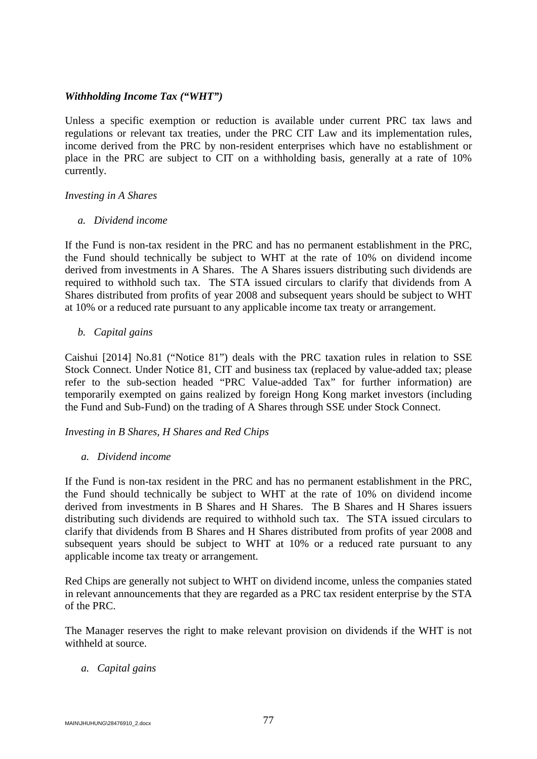***Withholding Income Tax ("WHT")***

Unless a specific exemption or reduction is available under current PRC tax laws and regulations or relevant tax treaties, under the PRC CIT Law and its implementation rules, income derived from the PRC by non-resident enterprises which have no establishment or place in the PRC are subject to CIT on a withholding basis, generally at a rate of 10% currently.

*Investing in A Shares*

*a. Dividend income*

If the Fund is non-tax resident in the PRC and has no permanent establishment in the PRC, the Fund should technically be subject to WHT at the rate of 10% on dividend income derived from investments in A Shares. The A Shares issuers distributing such dividends are required to withhold such tax. The STA issued circulars to clarify that dividends from A Shares distributed from profits of year 2008 and subsequent years should be subject to WHT at 10% or a reduced rate pursuant to any applicable income tax treaty or arrangement.

*b. Capital gains*

Caishui [2014] No.81 ("Notice 81") deals with the PRC taxation rules in relation to SSE Stock Connect. Under Notice 81, CIT and business tax (replaced by value-added tax; please refer to the sub-section headed "PRC Value-added Tax" for further information) are temporarily exempted on gains realized by foreign Hong Kong market investors (including the Fund and Sub-Fund) on the trading of A Shares through SSE under Stock Connect.

*Investing in B Shares, H Shares and Red Chips*

*a. Dividend income*

If the Fund is non-tax resident in the PRC and has no permanent establishment in the PRC, the Fund should technically be subject to WHT at the rate of 10% on dividend income derived from investments in B Shares and H Shares. The B Shares and H Shares issuers distributing such dividends are required to withhold such tax. The STA issued circulars to clarify that dividends from B Shares and H Shares distributed from profits of year 2008 and subsequent years should be subject to WHT at 10% or a reduced rate pursuant to any applicable income tax treaty or arrangement.

Red Chips are generally not subject to WHT on dividend income, unless the companies stated in relevant announcements that they are regarded as a PRC tax resident enterprise by the STA of the PRC.

The Manager reserves the right to make relevant provision on dividends if the WHT is not withheld at source.

*a. Capital gains*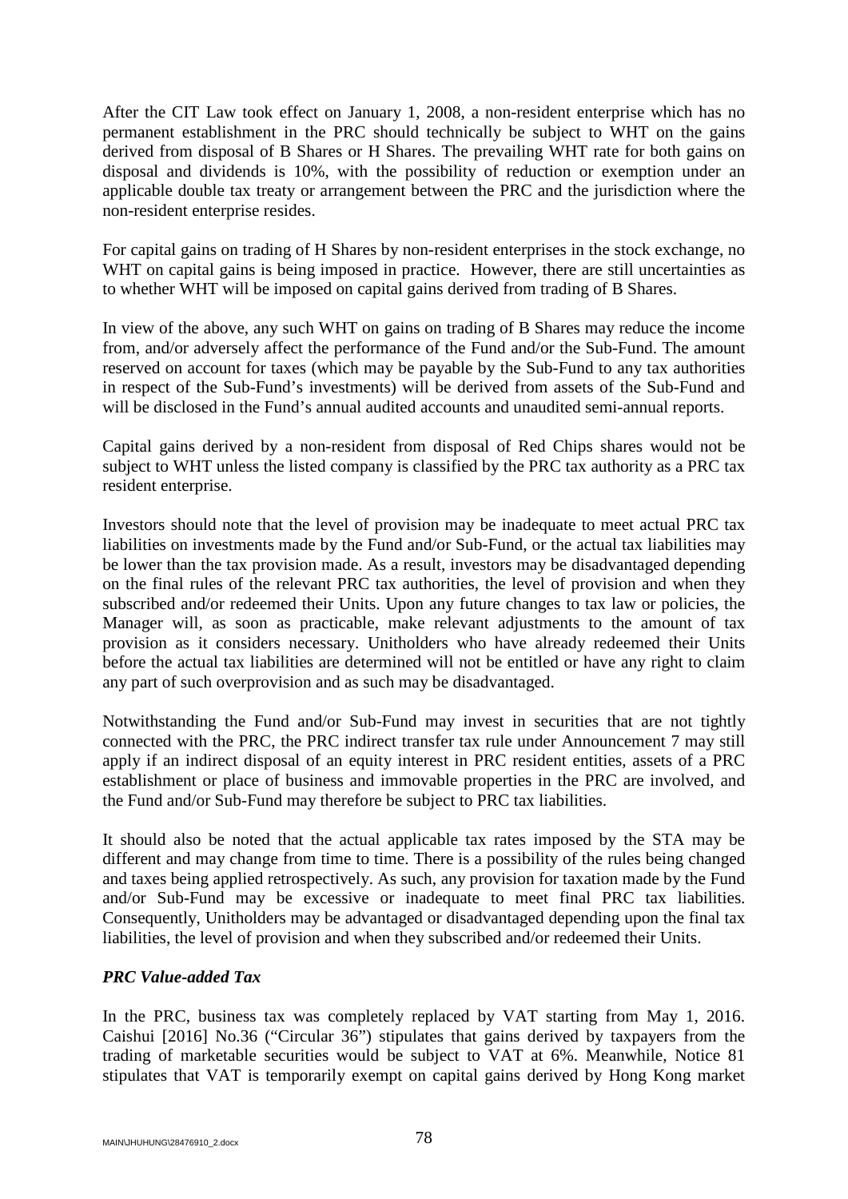After the CIT Law took effect on January 1, 2008, a non-resident enterprise which has no permanent establishment in the PRC should technically be subject to WHT on the gains derived from disposal of B Shares or H Shares. The prevailing WHT rate for both gains on disposal and dividends is 10%, with the possibility of reduction or exemption under an applicable double tax treaty or arrangement between the PRC and the jurisdiction where the non-resident enterprise resides.

For capital gains on trading of H Shares by non-resident enterprises in the stock exchange, no WHT on capital gains is being imposed in practice. However, there are still uncertainties as to whether WHT will be imposed on capital gains derived from trading of B Shares.

In view of the above, any such WHT on gains on trading of B Shares may reduce the income from, and/or adversely affect the performance of the Fund and/or the Sub-Fund. The amount reserved on account for taxes (which may be payable by the Sub-Fund to any tax authorities in respect of the Sub-Fund's investments) will be derived from assets of the Sub-Fund and will be disclosed in the Fund's annual audited accounts and unaudited semi-annual reports.

Capital gains derived by a non-resident from disposal of Red Chips shares would not be subject to WHT unless the listed company is classified by the PRC tax authority as a PRC tax resident enterprise.

Investors should note that the level of provision may be inadequate to meet actual PRC tax liabilities on investments made by the Fund and/or Sub-Fund, or the actual tax liabilities may be lower than the tax provision made. As a result, investors may be disadvantaged depending on the final rules of the relevant PRC tax authorities, the level of provision and when they subscribed and/or redeemed their Units. Upon any future changes to tax law or policies, the Manager will, as soon as practicable, make relevant adjustments to the amount of tax provision as it considers necessary. Unitholders who have already redeemed their Units before the actual tax liabilities are determined will not be entitled or have any right to claim any part of such overprovision and as such may be disadvantaged.

Notwithstanding the Fund and/or Sub-Fund may invest in securities that are not tightly connected with the PRC, the PRC indirect transfer tax rule under Announcement 7 may still apply if an indirect disposal of an equity interest in PRC resident entities, assets of a PRC establishment or place of business and immovable properties in the PRC are involved, and the Fund and/or Sub-Fund may therefore be subject to PRC tax liabilities.

It should also be noted that the actual applicable tax rates imposed by the STA may be different and may change from time to time. There is a possibility of the rules being changed and taxes being applied retrospectively. As such, any provision for taxation made by the Fund and/or Sub-Fund may be excessive or inadequate to meet final PRC tax liabilities. Consequently, Unitholders may be advantaged or disadvantaged depending upon the final tax liabilities, the level of provision and when they subscribed and/or redeemed their Units.

***PRC Value-added Tax***

In the PRC, business tax was completely replaced by VAT starting from May 1, 2016. Caishui [2016] No.36 ("Circular 36") stipulates that gains derived by taxpayers from the trading of marketable securities would be subject to VAT at 6%. Meanwhile, Notice 81 stipulates that VAT is temporarily exempt on capital gains derived by Hong Kong market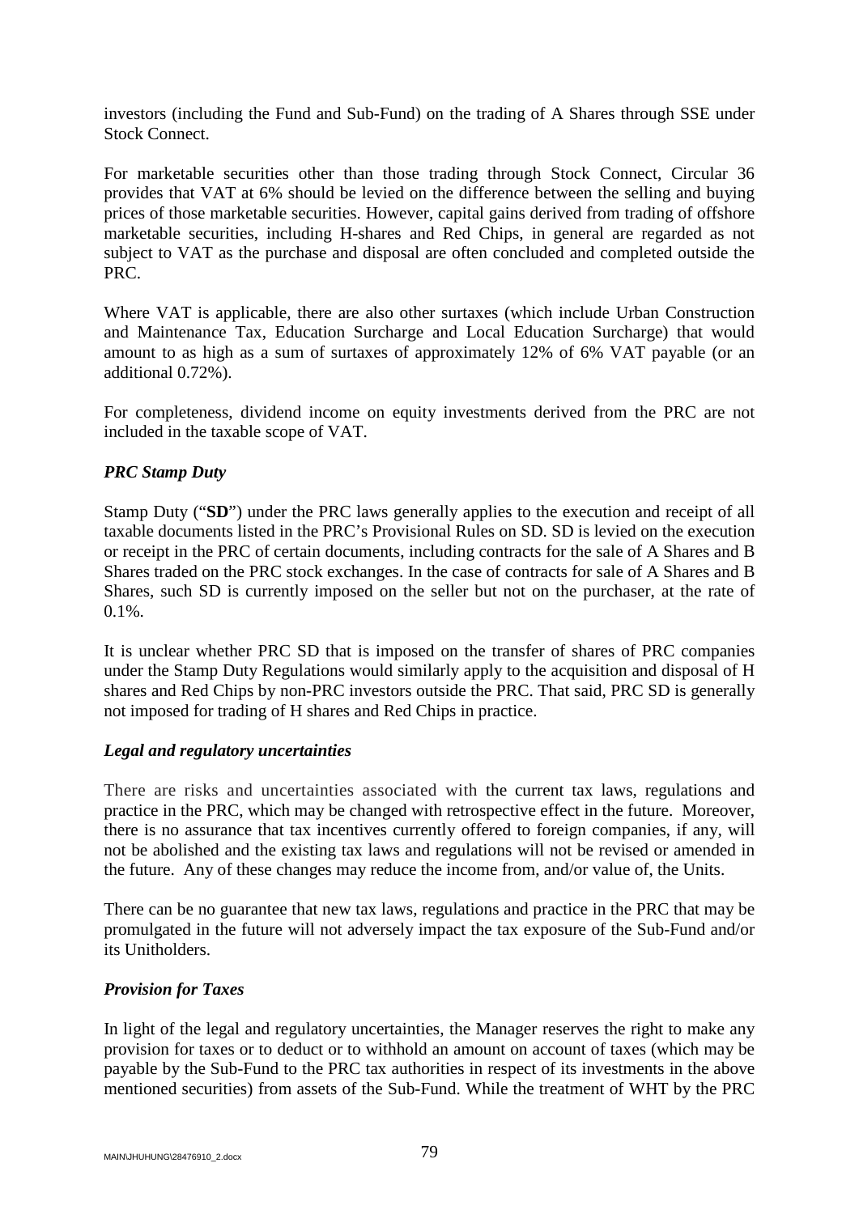investors (including the Fund and Sub-Fund) on the trading of A Shares through SSE under Stock Connect.

For marketable securities other than those trading through Stock Connect, Circular 36 provides that VAT at 6% should be levied on the difference between the selling and buying prices of those marketable securities. However, capital gains derived from trading of offshore marketable securities, including H-shares and Red Chips, in general are regarded as not subject to VAT as the purchase and disposal are often concluded and completed outside the PRC.

Where VAT is applicable, there are also other surtaxes (which include Urban Construction and Maintenance Tax, Education Surcharge and Local Education Surcharge) that would amount to as high as a sum of surtaxes of approximately 12% of 6% VAT payable (or an additional 0.72%).

For completeness, dividend income on equity investments derived from the PRC are not included in the taxable scope of VAT.

***PRC Stamp Duty***

Stamp Duty ("**SD**") under the PRC laws generally applies to the execution and receipt of all taxable documents listed in the PRC's Provisional Rules on SD. SD is levied on the execution or receipt in the PRC of certain documents, including contracts for the sale of A Shares and B Shares traded on the PRC stock exchanges. In the case of contracts for sale of A Shares and B Shares, such SD is currently imposed on the seller but not on the purchaser, at the rate of 0.1%.

It is unclear whether PRC SD that is imposed on the transfer of shares of PRC companies under the Stamp Duty Regulations would similarly apply to the acquisition and disposal of H shares and Red Chips by non-PRC investors outside the PRC. That said, PRC SD is generally not imposed for trading of H shares and Red Chips in practice.

***Legal and regulatory uncertainties***

There are risks and uncertainties associated with the current tax laws, regulations and practice in the PRC, which may be changed with retrospective effect in the future. Moreover, there is no assurance that tax incentives currently offered to foreign companies, if any, will not be abolished and the existing tax laws and regulations will not be revised or amended in the future. Any of these changes may reduce the income from, and/or value of, the Units.

There can be no guarantee that new tax laws, regulations and practice in the PRC that may be promulgated in the future will not adversely impact the tax exposure of the Sub-Fund and/or its Unitholders.

***Provision for Taxes***

In light of the legal and regulatory uncertainties, the Manager reserves the right to make any provision for taxes or to deduct or to withhold an amount on account of taxes (which may be payable by the Sub-Fund to the PRC tax authorities in respect of its investments in the above mentioned securities) from assets of the Sub-Fund. While the treatment of WHT by the PRC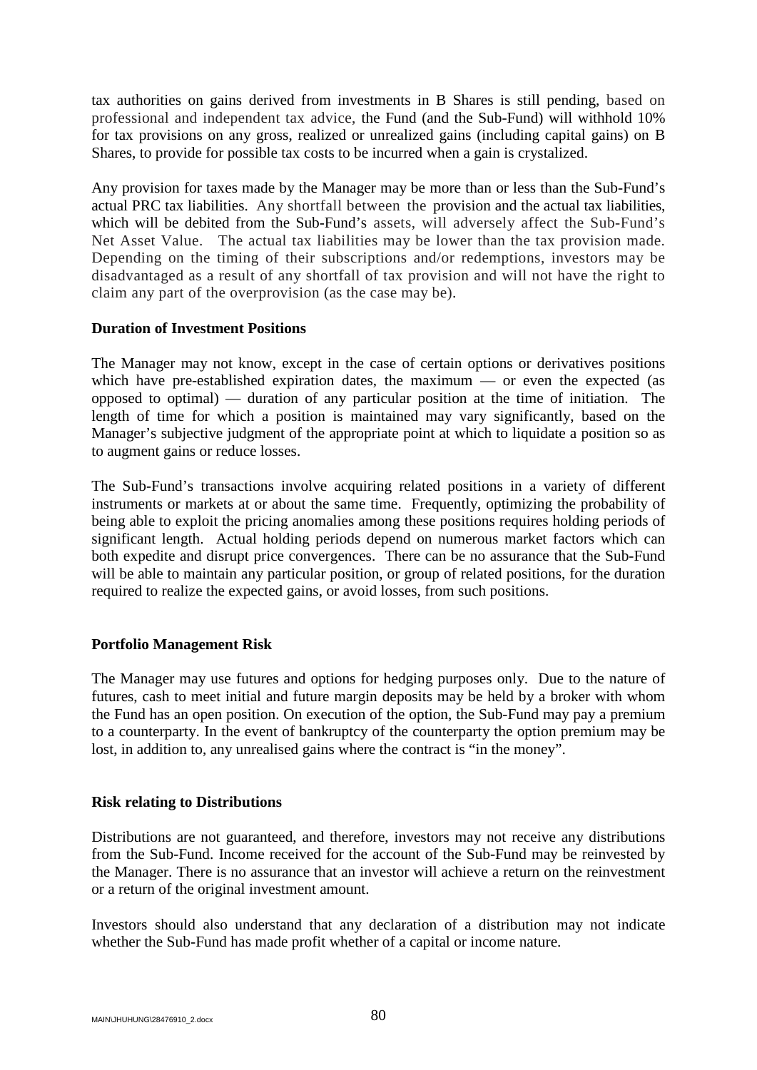tax authorities on gains derived from investments in B Shares is still pending, based on professional and independent tax advice, the Fund (and the Sub-Fund) will withhold 10% for tax provisions on any gross, realized or unrealized gains (including capital gains) on B Shares, to provide for possible tax costs to be incurred when a gain is crystalized.

Any provision for taxes made by the Manager may be more than or less than the Sub-Fund's actual PRC tax liabilities. Any shortfall between the provision and the actual tax liabilities, which will be debited from the Sub-Fund's assets, will adversely affect the Sub-Fund's Net Asset Value. The actual tax liabilities may be lower than the tax provision made. Depending on the timing of their subscriptions and/or redemptions, investors may be disadvantaged as a result of any shortfall of tax provision and will not have the right to claim any part of the overprovision (as the case may be).

**Duration of Investment Positions**

The Manager may not know, except in the case of certain options or derivatives positions which have pre-established expiration dates, the maximum — or even the expected (as opposed to optimal) — duration of any particular position at the time of initiation. The length of time for which a position is maintained may vary significantly, based on the Manager's subjective judgment of the appropriate point at which to liquidate a position so as to augment gains or reduce losses.

The Sub-Fund's transactions involve acquiring related positions in a variety of different instruments or markets at or about the same time. Frequently, optimizing the probability of being able to exploit the pricing anomalies among these positions requires holding periods of significant length. Actual holding periods depend on numerous market factors which can both expedite and disrupt price convergences. There can be no assurance that the Sub-Fund will be able to maintain any particular position, or group of related positions, for the duration required to realize the expected gains, or avoid losses, from such positions.

**Portfolio Management Risk**

The Manager may use futures and options for hedging purposes only. Due to the nature of futures, cash to meet initial and future margin deposits may be held by a broker with whom the Fund has an open position. On execution of the option, the Sub-Fund may pay a premium to a counterparty. In the event of bankruptcy of the counterparty the option premium may be lost, in addition to, any unrealised gains where the contract is "in the money".

**Risk relating to Distributions**

Distributions are not guaranteed, and therefore, investors may not receive any distributions from the Sub-Fund. Income received for the account of the Sub-Fund may be reinvested by the Manager. There is no assurance that an investor will achieve a return on the reinvestment or a return of the original investment amount.

Investors should also understand that any declaration of a distribution may not indicate whether the Sub-Fund has made profit whether of a capital or income nature.